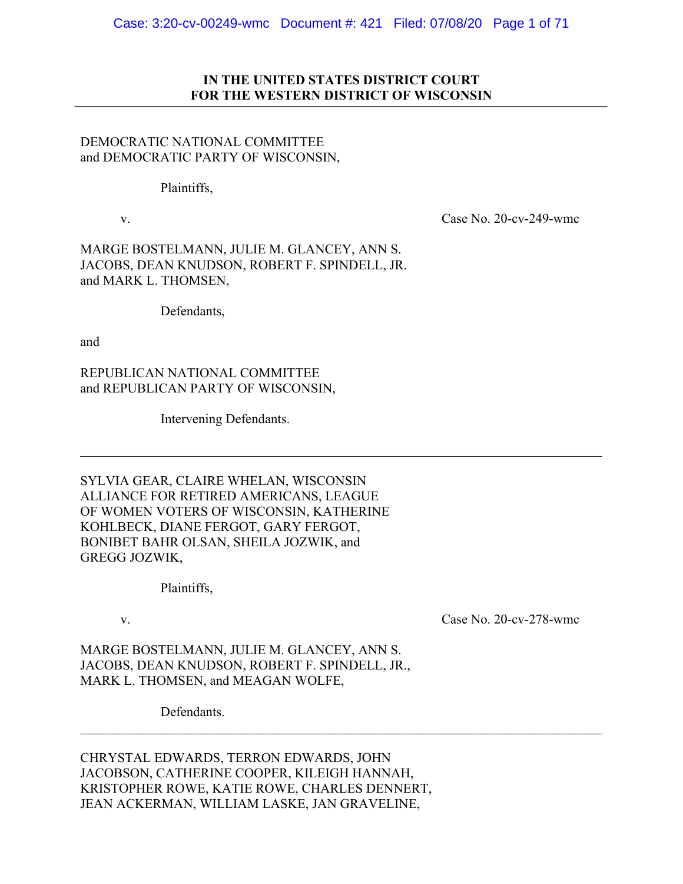**IN THE UNITED STATES DISTRICT COURT**
**FOR THE WESTERN DISTRICT OF WISCONSIN**

---

DEMOCRATIC NATIONAL COMMITTEE
and DEMOCRATIC PARTY OF WISCONSIN,

Plaintiffs,

v. Case No. 20-cv-249-wmc

MARGE BOSTELMANN, JULIE M. GLANCEY, ANN S. JACOBS, DEAN KNUDSON, ROBERT F. SPINDELL, JR. and MARK L. THOMSEN,

Defendants,

and

REPUBLICAN NATIONAL COMMITTEE
and REPUBLICAN PARTY OF WISCONSIN,

Intervening Defendants.

---

SYLVIA GEAR, CLAIRE WHELAN, WISCONSIN ALLIANCE FOR RETIRED AMERICANS, LEAGUE OF WOMEN VOTERS OF WISCONSIN, KATHERINE KOHLBECK, DIANE FERGOT, GARY FERGOT, BONIBET BAHR OLSAN, SHEILA JOZWIK, and GREGG JOZWIK,

Plaintiffs,

v. Case No. 20-cv-278-wmc

MARGE BOSTELMANN, JULIE M. GLANCEY, ANN S. JACOBS, DEAN KNUDSON, ROBERT F. SPINDELL, JR., MARK L. THOMSEN, and MEAGAN WOLFE,

Defendants.

---

CHRYSTAL EDWARDS, TERRON EDWARDS, JOHN JACOBSON, CATHERINE COOPER, KILEIGH HANNAH, KRISTOPHER ROWE, KATIE ROWE, CHARLES DENNERT, JEAN ACKERMAN, WILLIAM LASKE, JAN GRAVELINE,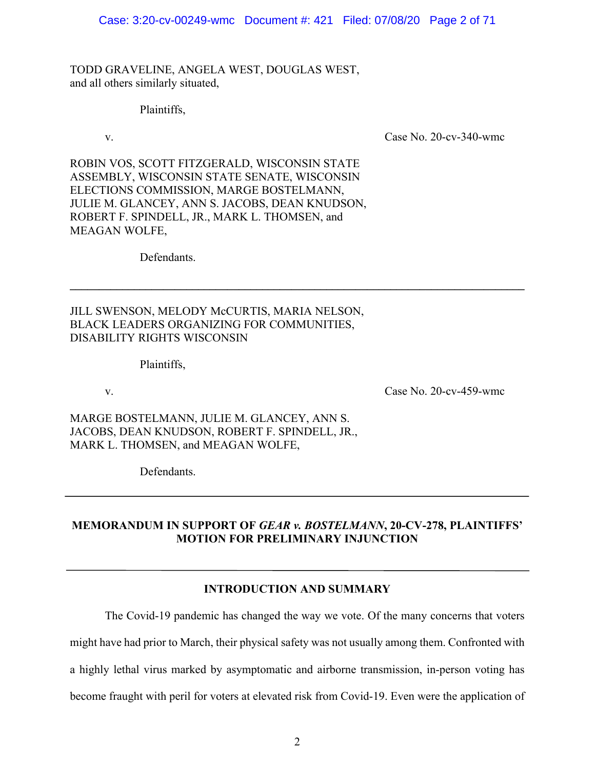TODD GRAVELINE, ANGELA WEST, DOUGLAS WEST, and all others similarly situated,

Plaintiffs,

v. Case No. 20-cv-340-wmc

ROBIN VOS, SCOTT FITZGERALD, WISCONSIN STATE ASSEMBLY, WISCONSIN STATE SENATE, WISCONSIN ELECTIONS COMMISSION, MARGE BOSTELMANN, JULIE M. GLANCEY, ANN S. JACOBS, DEAN KNUDSON, ROBERT F. SPINDELL, JR., MARK L. THOMSEN, and MEAGAN WOLFE,

Defendants.

---

JILL SWENSON, MELODY McCURTIS, MARIA NELSON, BLACK LEADERS ORGANIZING FOR COMMUNITIES, DISABILITY RIGHTS WISCONSIN

Plaintiffs,

v. Case No. 20-cv-459-wmc

MARGE BOSTELMANN, JULIE M. GLANCEY, ANN S. JACOBS, DEAN KNUDSON, ROBERT F. SPINDELL, JR., MARK L. THOMSEN, and MEAGAN WOLFE,

Defendants.

---

**MEMORANDUM IN SUPPORT OF *GEAR v. BOSTELMANN*, 20-CV-278, PLAINTIFFS' MOTION FOR PRELIMINARY INJUNCTION**

---

## INTRODUCTION AND SUMMARY

The Covid-19 pandemic has changed the way we vote. Of the many concerns that voters might have had prior to March, their physical safety was not usually among them. Confronted with a highly lethal virus marked by asymptomatic and airborne transmission, in-person voting has become fraught with peril for voters at elevated risk from Covid-19. Even were the application of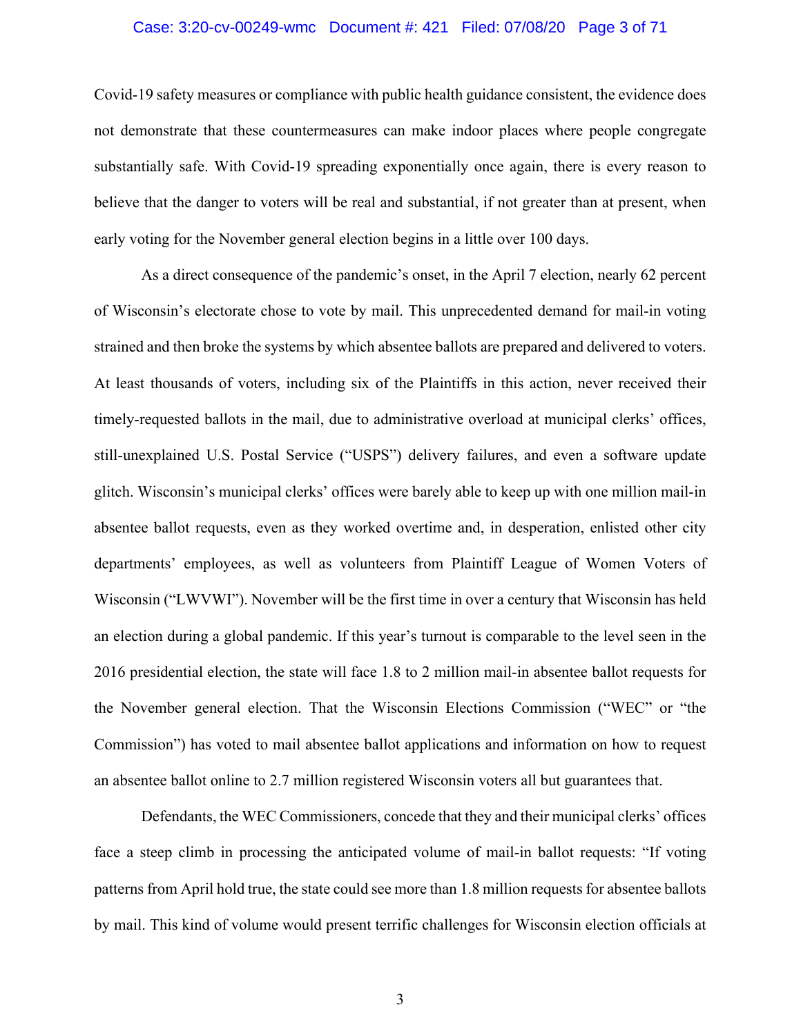Covid-19 safety measures or compliance with public health guidance consistent, the evidence does not demonstrate that these countermeasures can make indoor places where people congregate substantially safe. With Covid-19 spreading exponentially once again, there is every reason to believe that the danger to voters will be real and substantial, if not greater than at present, when early voting for the November general election begins in a little over 100 days.

As a direct consequence of the pandemic's onset, in the April 7 election, nearly 62 percent of Wisconsin's electorate chose to vote by mail. This unprecedented demand for mail-in voting strained and then broke the systems by which absentee ballots are prepared and delivered to voters. At least thousands of voters, including six of the Plaintiffs in this action, never received their timely-requested ballots in the mail, due to administrative overload at municipal clerks' offices, still-unexplained U.S. Postal Service ("USPS") delivery failures, and even a software update glitch. Wisconsin's municipal clerks' offices were barely able to keep up with one million mail-in absentee ballot requests, even as they worked overtime and, in desperation, enlisted other city departments' employees, as well as volunteers from Plaintiff League of Women Voters of Wisconsin ("LWVWI"). November will be the first time in over a century that Wisconsin has held an election during a global pandemic. If this year's turnout is comparable to the level seen in the 2016 presidential election, the state will face 1.8 to 2 million mail-in absentee ballot requests for the November general election. That the Wisconsin Elections Commission ("WEC" or "the Commission") has voted to mail absentee ballot applications and information on how to request an absentee ballot online to 2.7 million registered Wisconsin voters all but guarantees that.

Defendants, the WEC Commissioners, concede that they and their municipal clerks' offices face a steep climb in processing the anticipated volume of mail-in ballot requests: "If voting patterns from April hold true, the state could see more than 1.8 million requests for absentee ballots by mail. This kind of volume would present terrific challenges for Wisconsin election officials at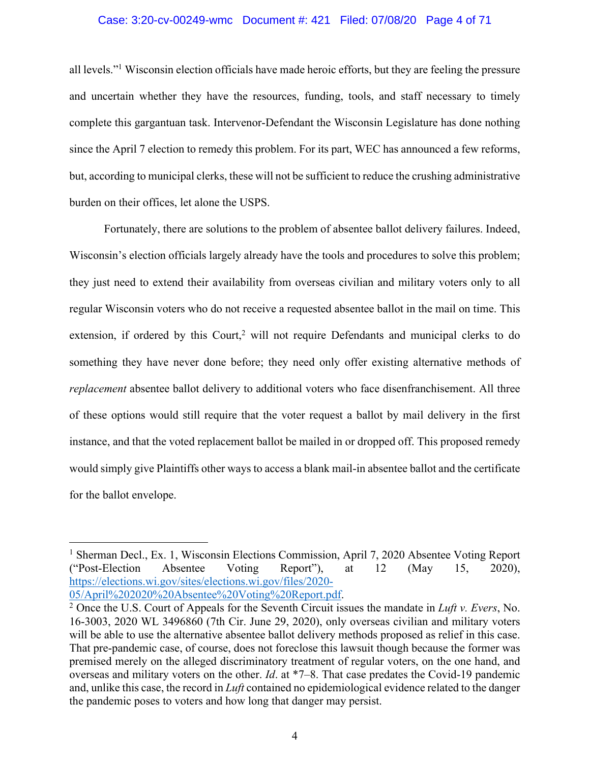all levels."[1] Wisconsin election officials have made heroic efforts, but they are feeling the pressure and uncertain whether they have the resources, funding, tools, and staff necessary to timely complete this gargantuan task. Intervenor-Defendant the Wisconsin Legislature has done nothing since the April 7 election to remedy this problem. For its part, WEC has announced a few reforms, but, according to municipal clerks, these will not be sufficient to reduce the crushing administrative burden on their offices, let alone the USPS.

Fortunately, there are solutions to the problem of absentee ballot delivery failures. Indeed, Wisconsin's election officials largely already have the tools and procedures to solve this problem; they just need to extend their availability from overseas civilian and military voters only to all regular Wisconsin voters who do not receive a requested absentee ballot in the mail on time. This extension, if ordered by this Court,[2] will not require Defendants and municipal clerks to do something they have never done before; they need only offer existing alternative methods of *replacement* absentee ballot delivery to additional voters who face disenfranchisement. All three of these options would still require that the voter request a ballot by mail delivery in the first instance, and that the voted replacement ballot be mailed in or dropped off. This proposed remedy would simply give Plaintiffs other ways to access a blank mail-in absentee ballot and the certificate for the ballot envelope.

---

[1] Sherman Decl., Ex. 1, Wisconsin Elections Commission, April 7, 2020 Absentee Voting Report ("Post-Election Absentee Voting Report"), at 12 (May 15, 2020), https://elections.wi.gov/sites/elections.wi.gov/files/2020-05/April%202020%20Absentee%20Voting%20Report.pdf.

[2] Once the U.S. Court of Appeals for the Seventh Circuit issues the mandate in *Luft v. Evers*, No. 16-3003, 2020 WL 3496860 (7th Cir. June 29, 2020), only overseas civilian and military voters will be able to use the alternative absentee ballot delivery methods proposed as relief in this case. That pre-pandemic case, of course, does not foreclose this lawsuit though because the former was premised merely on the alleged discriminatory treatment of regular voters, on the one hand, and overseas and military voters on the other. *Id*. at *7–8. That case predates the Covid-19 pandemic and, unlike this case, the record in *Luft* contained no epidemiological evidence related to the danger the pandemic poses to voters and how long that danger may persist.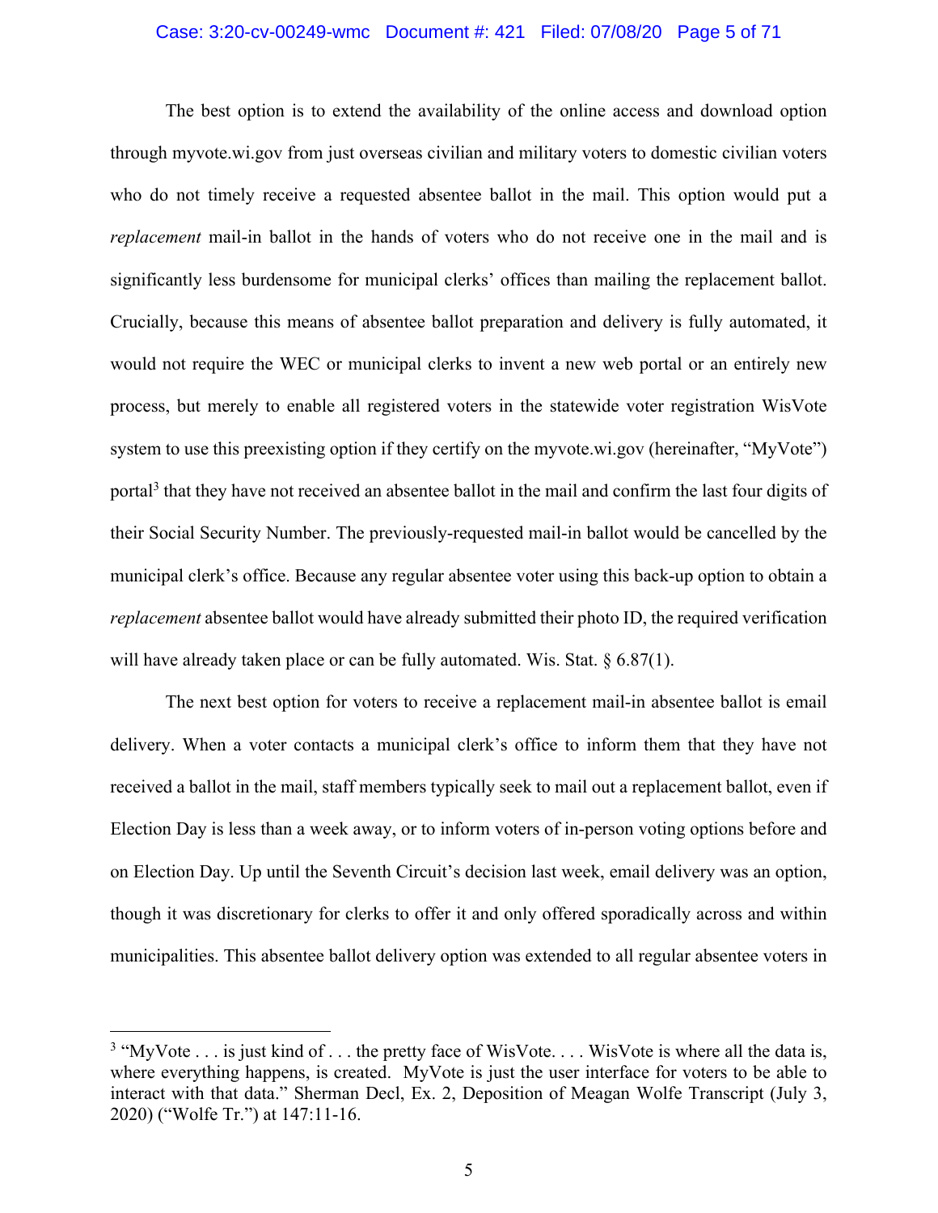The best option is to extend the availability of the online access and download option through myvote.wi.gov from just overseas civilian and military voters to domestic civilian voters who do not timely receive a requested absentee ballot in the mail. This option would put a *replacement* mail-in ballot in the hands of voters who do not receive one in the mail and is significantly less burdensome for municipal clerks' offices than mailing the replacement ballot. Crucially, because this means of absentee ballot preparation and delivery is fully automated, it would not require the WEC or municipal clerks to invent a new web portal or an entirely new process, but merely to enable all registered voters in the statewide voter registration WisVote system to use this preexisting option if they certify on the myvote.wi.gov (hereinafter, "MyVote") portal[3] that they have not received an absentee ballot in the mail and confirm the last four digits of their Social Security Number. The previously-requested mail-in ballot would be cancelled by the municipal clerk's office. Because any regular absentee voter using this back-up option to obtain a *replacement* absentee ballot would have already submitted their photo ID, the required verification will have already taken place or can be fully automated. Wis. Stat. § 6.87(1).

The next best option for voters to receive a replacement mail-in absentee ballot is email delivery. When a voter contacts a municipal clerk's office to inform them that they have not received a ballot in the mail, staff members typically seek to mail out a replacement ballot, even if Election Day is less than a week away, or to inform voters of in-person voting options before and on Election Day. Up until the Seventh Circuit's decision last week, email delivery was an option, though it was discretionary for clerks to offer it and only offered sporadically across and within municipalities. This absentee ballot delivery option was extended to all regular absentee voters in

---

[3] "MyVote . . . is just kind of . . . the pretty face of WisVote. . . . WisVote is where all the data is, where everything happens, is created. MyVote is just the user interface for voters to be able to interact with that data." Sherman Decl, Ex. 2, Deposition of Meagan Wolfe Transcript (July 3, 2020) ("Wolfe Tr.") at 147:11-16.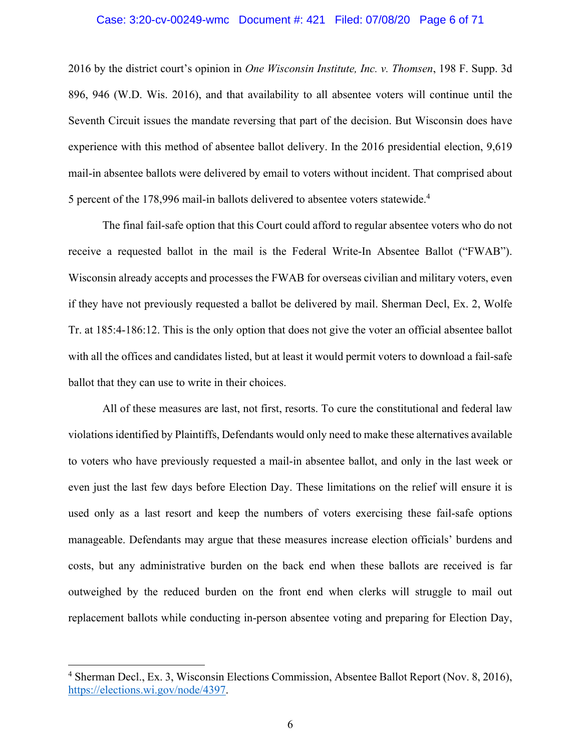2016 by the district court's opinion in *One Wisconsin Institute, Inc. v. Thomsen*, 198 F. Supp. 3d 896, 946 (W.D. Wis. 2016), and that availability to all absentee voters will continue until the Seventh Circuit issues the mandate reversing that part of the decision. But Wisconsin does have experience with this method of absentee ballot delivery. In the 2016 presidential election, 9,619 mail-in absentee ballots were delivered by email to voters without incident. That comprised about 5 percent of the 178,996 mail-in ballots delivered to absentee voters statewide.[4]

The final fail-safe option that this Court could afford to regular absentee voters who do not receive a requested ballot in the mail is the Federal Write-In Absentee Ballot ("FWAB"). Wisconsin already accepts and processes the FWAB for overseas civilian and military voters, even if they have not previously requested a ballot be delivered by mail. Sherman Decl, Ex. 2, Wolfe Tr. at 185:4-186:12. This is the only option that does not give the voter an official absentee ballot with all the offices and candidates listed, but at least it would permit voters to download a fail-safe ballot that they can use to write in their choices.

All of these measures are last, not first, resorts. To cure the constitutional and federal law violations identified by Plaintiffs, Defendants would only need to make these alternatives available to voters who have previously requested a mail-in absentee ballot, and only in the last week or even just the last few days before Election Day. These limitations on the relief will ensure it is used only as a last resort and keep the numbers of voters exercising these fail-safe options manageable. Defendants may argue that these measures increase election officials' burdens and costs, but any administrative burden on the back end when these ballots are received is far outweighed by the reduced burden on the front end when clerks will struggle to mail out replacement ballots while conducting in-person absentee voting and preparing for Election Day,

[4] Sherman Decl., Ex. 3, Wisconsin Elections Commission, Absentee Ballot Report (Nov. 8, 2016), https://elections.wi.gov/node/4397.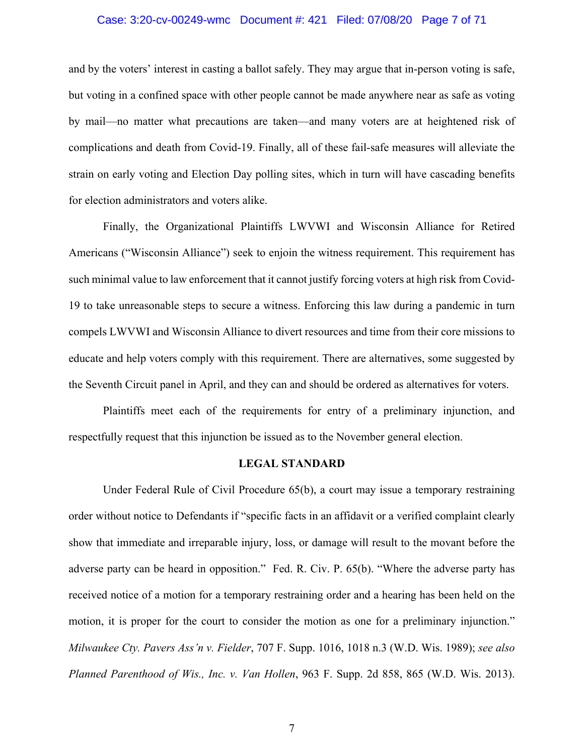and by the voters' interest in casting a ballot safely. They may argue that in-person voting is safe, but voting in a confined space with other people cannot be made anywhere near as safe as voting by mail—no matter what precautions are taken—and many voters are at heightened risk of complications and death from Covid-19. Finally, all of these fail-safe measures will alleviate the strain on early voting and Election Day polling sites, which in turn will have cascading benefits for election administrators and voters alike.

Finally, the Organizational Plaintiffs LWVWI and Wisconsin Alliance for Retired Americans ("Wisconsin Alliance") seek to enjoin the witness requirement. This requirement has such minimal value to law enforcement that it cannot justify forcing voters at high risk from Covid-19 to take unreasonable steps to secure a witness. Enforcing this law during a pandemic in turn compels LWVWI and Wisconsin Alliance to divert resources and time from their core missions to educate and help voters comply with this requirement. There are alternatives, some suggested by the Seventh Circuit panel in April, and they can and should be ordered as alternatives for voters.

Plaintiffs meet each of the requirements for entry of a preliminary injunction, and respectfully request that this injunction be issued as to the November general election.

## LEGAL STANDARD

Under Federal Rule of Civil Procedure 65(b), a court may issue a temporary restraining order without notice to Defendants if "specific facts in an affidavit or a verified complaint clearly show that immediate and irreparable injury, loss, or damage will result to the movant before the adverse party can be heard in opposition." Fed. R. Civ. P. 65(b). "Where the adverse party has received notice of a motion for a temporary restraining order and a hearing has been held on the motion, it is proper for the court to consider the motion as one for a preliminary injunction." *Milwaukee Cty. Pavers Ass'n v. Fielder*, 707 F. Supp. 1016, 1018 n.3 (W.D. Wis. 1989); *see also Planned Parenthood of Wis., Inc. v. Van Hollen*, 963 F. Supp. 2d 858, 865 (W.D. Wis. 2013).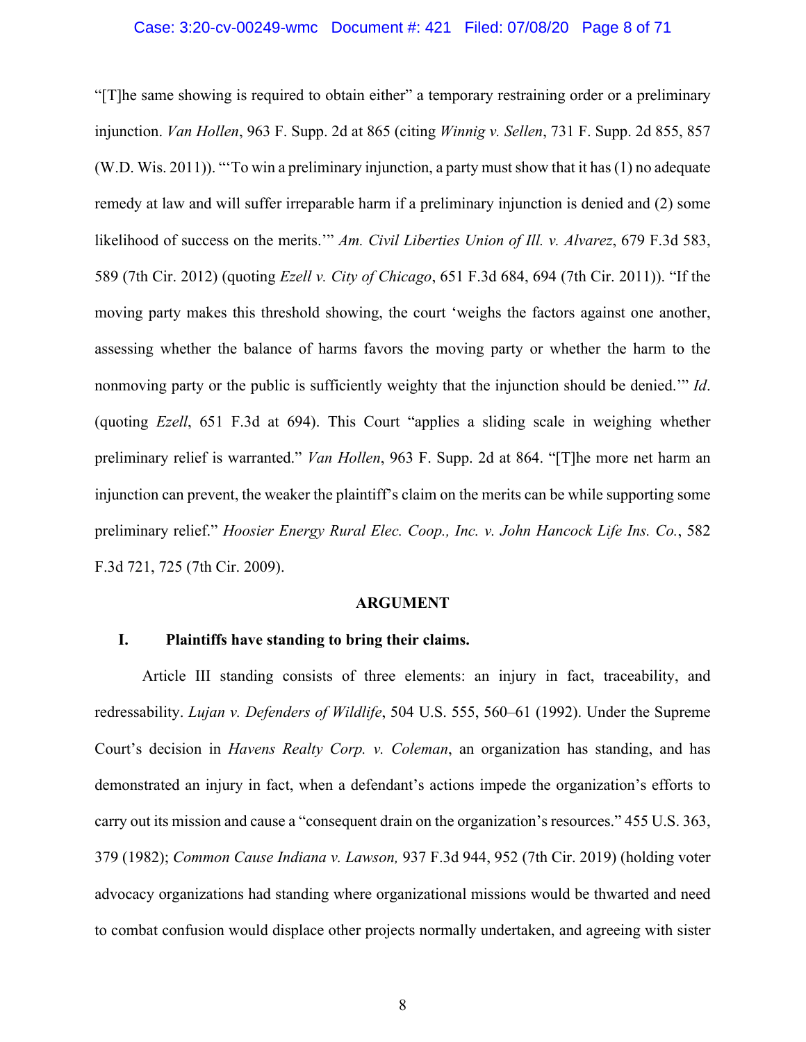"[T]he same showing is required to obtain either" a temporary restraining order or a preliminary injunction. *Van Hollen*, 963 F. Supp. 2d at 865 (citing *Winnig v. Sellen*, 731 F. Supp. 2d 855, 857 (W.D. Wis. 2011)). "'To win a preliminary injunction, a party must show that it has (1) no adequate remedy at law and will suffer irreparable harm if a preliminary injunction is denied and (2) some likelihood of success on the merits.'" *Am. Civil Liberties Union of Ill. v. Alvarez*, 679 F.3d 583, 589 (7th Cir. 2012) (quoting *Ezell v. City of Chicago*, 651 F.3d 684, 694 (7th Cir. 2011)). "If the moving party makes this threshold showing, the court 'weighs the factors against one another, assessing whether the balance of harms favors the moving party or whether the harm to the nonmoving party or the public is sufficiently weighty that the injunction should be denied.'" *Id*. (quoting *Ezell*, 651 F.3d at 694). This Court "applies a sliding scale in weighing whether preliminary relief is warranted." *Van Hollen*, 963 F. Supp. 2d at 864. "[T]he more net harm an injunction can prevent, the weaker the plaintiff's claim on the merits can be while supporting some preliminary relief." *Hoosier Energy Rural Elec. Coop., Inc. v. John Hancock Life Ins. Co.*, 582 F.3d 721, 725 (7th Cir. 2009).

## ARGUMENT

### I. Plaintiffs have standing to bring their claims.

Article III standing consists of three elements: an injury in fact, traceability, and redressability. *Lujan v. Defenders of Wildlife*, 504 U.S. 555, 560–61 (1992). Under the Supreme Court's decision in *Havens Realty Corp. v. Coleman*, an organization has standing, and has demonstrated an injury in fact, when a defendant's actions impede the organization's efforts to carry out its mission and cause a "consequent drain on the organization's resources." 455 U.S. 363, 379 (1982); *Common Cause Indiana v. Lawson,* 937 F.3d 944, 952 (7th Cir. 2019) (holding voter advocacy organizations had standing where organizational missions would be thwarted and need to combat confusion would displace other projects normally undertaken, and agreeing with sister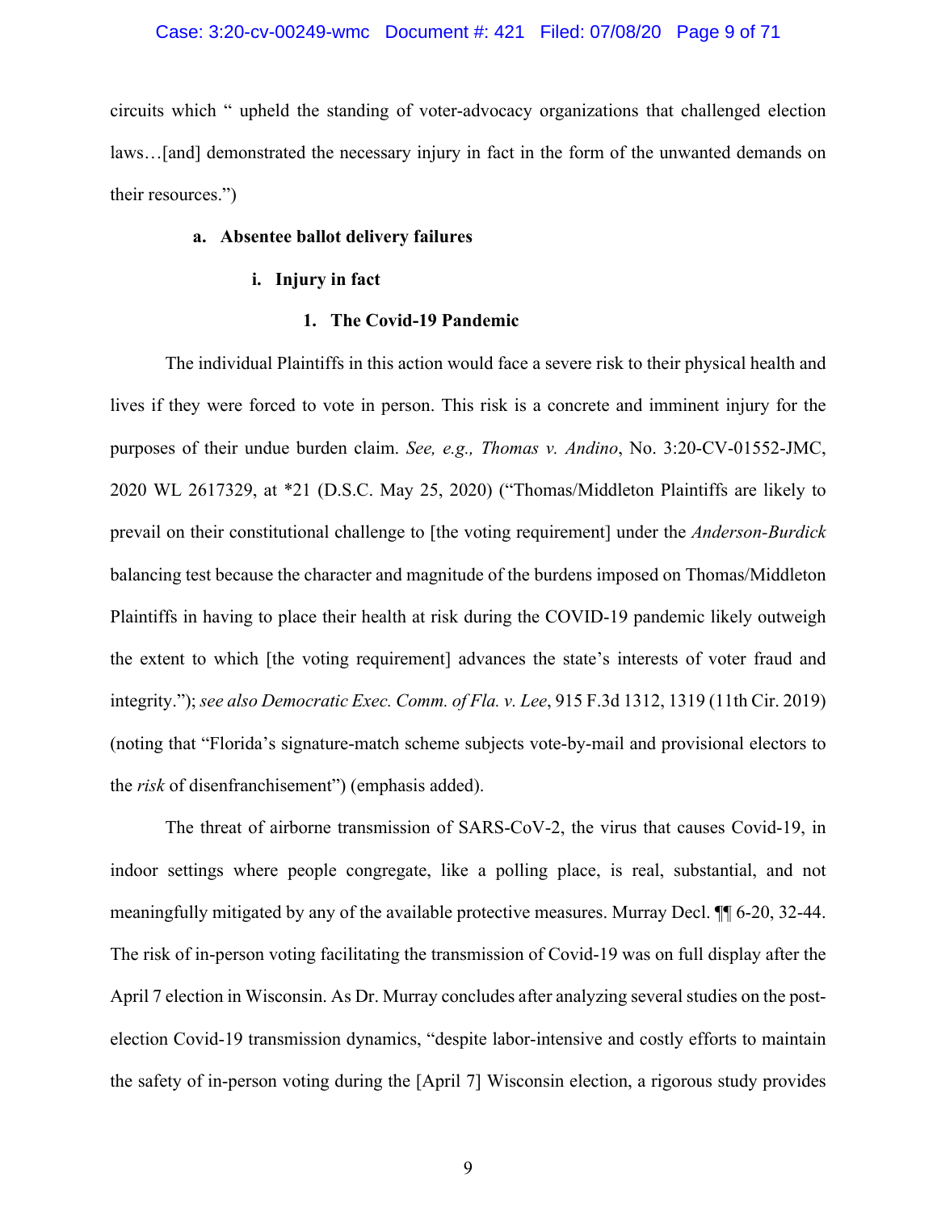circuits which " upheld the standing of voter-advocacy organizations that challenged election laws…[and] demonstrated the necessary injury in fact in the form of the unwanted demands on their resources.")

**a. Absentee ballot delivery failures**

**i. Injury in fact**

**1. The Covid-19 Pandemic**

The individual Plaintiffs in this action would face a severe risk to their physical health and lives if they were forced to vote in person. This risk is a concrete and imminent injury for the purposes of their undue burden claim. *See, e.g., Thomas v. Andino*, No. 3:20-CV-01552-JMC, 2020 WL 2617329, at *21 (D.S.C. May 25, 2020) ("Thomas/Middleton Plaintiffs are likely to prevail on their constitutional challenge to [the voting requirement] under the *Anderson-Burdick* balancing test because the character and magnitude of the burdens imposed on Thomas/Middleton Plaintiffs in having to place their health at risk during the COVID-19 pandemic likely outweigh the extent to which [the voting requirement] advances the state's interests of voter fraud and integrity."); *see also Democratic Exec. Comm. of Fla. v. Lee*, 915 F.3d 1312, 1319 (11th Cir. 2019) (noting that "Florida's signature-match scheme subjects vote-by-mail and provisional electors to the *risk* of disenfranchisement") (emphasis added).

The threat of airborne transmission of SARS-CoV-2, the virus that causes Covid-19, in indoor settings where people congregate, like a polling place, is real, substantial, and not meaningfully mitigated by any of the available protective measures. Murray Decl. ¶¶ 6-20, 32-44. The risk of in-person voting facilitating the transmission of Covid-19 was on full display after the April 7 election in Wisconsin. As Dr. Murray concludes after analyzing several studies on the post-election Covid-19 transmission dynamics, "despite labor-intensive and costly efforts to maintain the safety of in-person voting during the [April 7] Wisconsin election, a rigorous study provides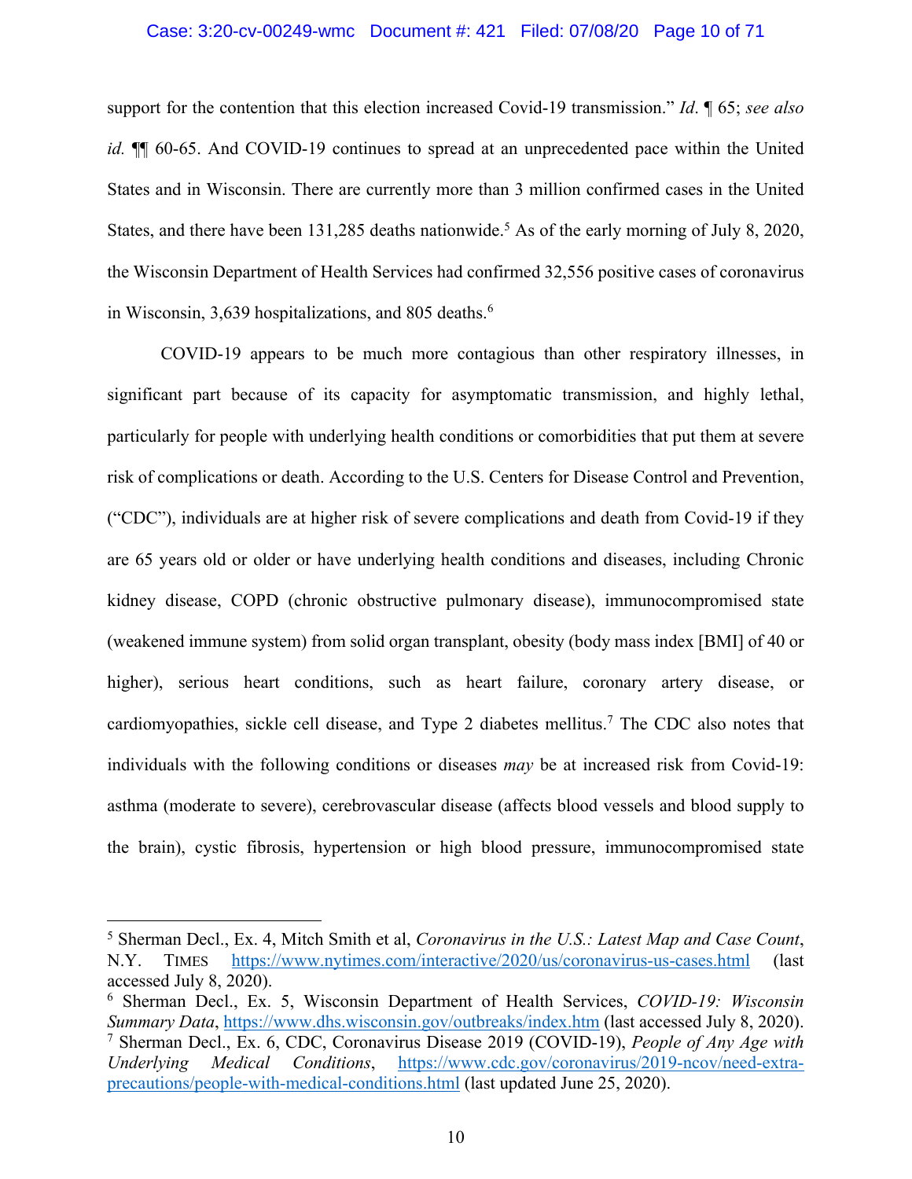support for the contention that this election increased Covid-19 transmission." *Id*. ¶ 65; *see also id.* ¶¶ 60-65. And COVID-19 continues to spread at an unprecedented pace within the United States and in Wisconsin. There are currently more than 3 million confirmed cases in the United States, and there have been 131,285 deaths nationwide.[5] As of the early morning of July 8, 2020, the Wisconsin Department of Health Services had confirmed 32,556 positive cases of coronavirus in Wisconsin, 3,639 hospitalizations, and 805 deaths.[6]

COVID-19 appears to be much more contagious than other respiratory illnesses, in significant part because of its capacity for asymptomatic transmission, and highly lethal, particularly for people with underlying health conditions or comorbidities that put them at severe risk of complications or death. According to the U.S. Centers for Disease Control and Prevention, ("CDC"), individuals are at higher risk of severe complications and death from Covid-19 if they are 65 years old or older or have underlying health conditions and diseases, including Chronic kidney disease, COPD (chronic obstructive pulmonary disease), immunocompromised state (weakened immune system) from solid organ transplant, obesity (body mass index [BMI] of 40 or higher), serious heart conditions, such as heart failure, coronary artery disease, or cardiomyopathies, sickle cell disease, and Type 2 diabetes mellitus.[7] The CDC also notes that individuals with the following conditions or diseases *may* be at increased risk from Covid-19: asthma (moderate to severe), cerebrovascular disease (affects blood vessels and blood supply to the brain), cystic fibrosis, hypertension or high blood pressure, immunocompromised state

---

[5] Sherman Decl., Ex. 4, Mitch Smith et al, *Coronavirus in the U.S.: Latest Map and Case Count*, N.Y. Times https://www.nytimes.com/interactive/2020/us/coronavirus-us-cases.html (last accessed July 8, 2020).

[6] Sherman Decl., Ex. 5, Wisconsin Department of Health Services, *COVID-19: Wisconsin Summary Data*, https://www.dhs.wisconsin.gov/outbreaks/index.htm (last accessed July 8, 2020).

[7] Sherman Decl., Ex. 6, CDC, Coronavirus Disease 2019 (COVID-19), *People of Any Age with Underlying Medical Conditions*, https://www.cdc.gov/coronavirus/2019-ncov/need-extra-precautions/people-with-medical-conditions.html (last updated June 25, 2020).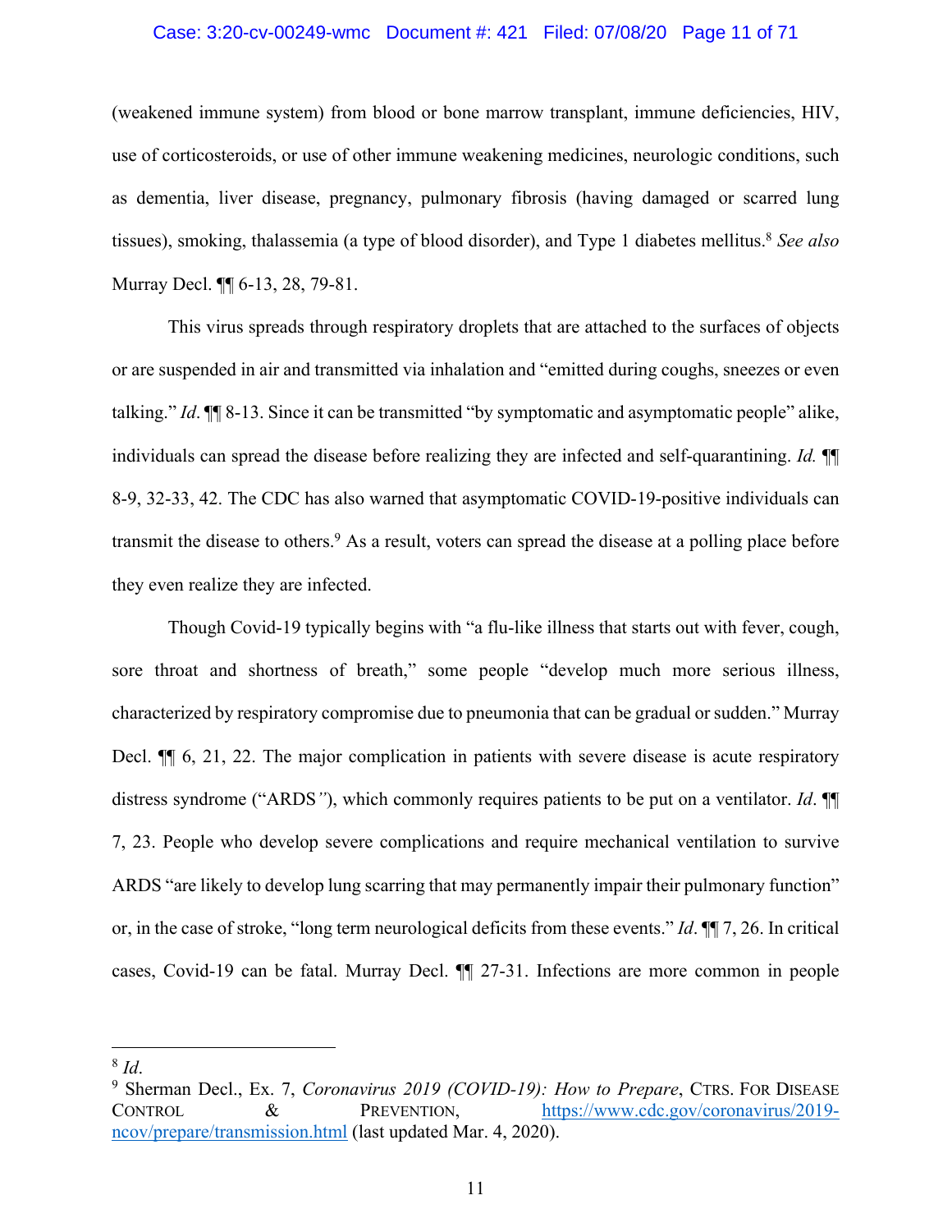(weakened immune system) from blood or bone marrow transplant, immune deficiencies, HIV, use of corticosteroids, or use of other immune weakening medicines, neurologic conditions, such as dementia, liver disease, pregnancy, pulmonary fibrosis (having damaged or scarred lung tissues), smoking, thalassemia (a type of blood disorder), and Type 1 diabetes mellitus.[8] *See also* Murray Decl. ¶¶ 6-13, 28, 79-81.

This virus spreads through respiratory droplets that are attached to the surfaces of objects or are suspended in air and transmitted via inhalation and "emitted during coughs, sneezes or even talking." *Id*. ¶¶ 8-13. Since it can be transmitted "by symptomatic and asymptomatic people" alike, individuals can spread the disease before realizing they are infected and self-quarantining. *Id.* ¶¶ 8-9, 32-33, 42. The CDC has also warned that asymptomatic COVID-19-positive individuals can transmit the disease to others.[9] As a result, voters can spread the disease at a polling place before they even realize they are infected.

Though Covid-19 typically begins with "a flu-like illness that starts out with fever, cough, sore throat and shortness of breath," some people "develop much more serious illness, characterized by respiratory compromise due to pneumonia that can be gradual or sudden." Murray Decl. ¶¶ 6, 21, 22. The major complication in patients with severe disease is acute respiratory distress syndrome ("ARDS"), which commonly requires patients to be put on a ventilator. *Id*. ¶¶ 7, 23. People who develop severe complications and require mechanical ventilation to survive ARDS "are likely to develop lung scarring that may permanently impair their pulmonary function" or, in the case of stroke, "long term neurological deficits from these events." *Id*. ¶¶ 7, 26. In critical cases, Covid-19 can be fatal. Murray Decl. ¶¶ 27-31. Infections are more common in people

---

[8] *Id*.

[9] Sherman Decl., Ex. 7, *Coronavirus 2019 (COVID-19): How to Prepare*, CTRS. FOR DISEASE CONTROL & PREVENTION, https://www.cdc.gov/coronavirus/2019-ncov/prepare/transmission.html (last updated Mar. 4, 2020).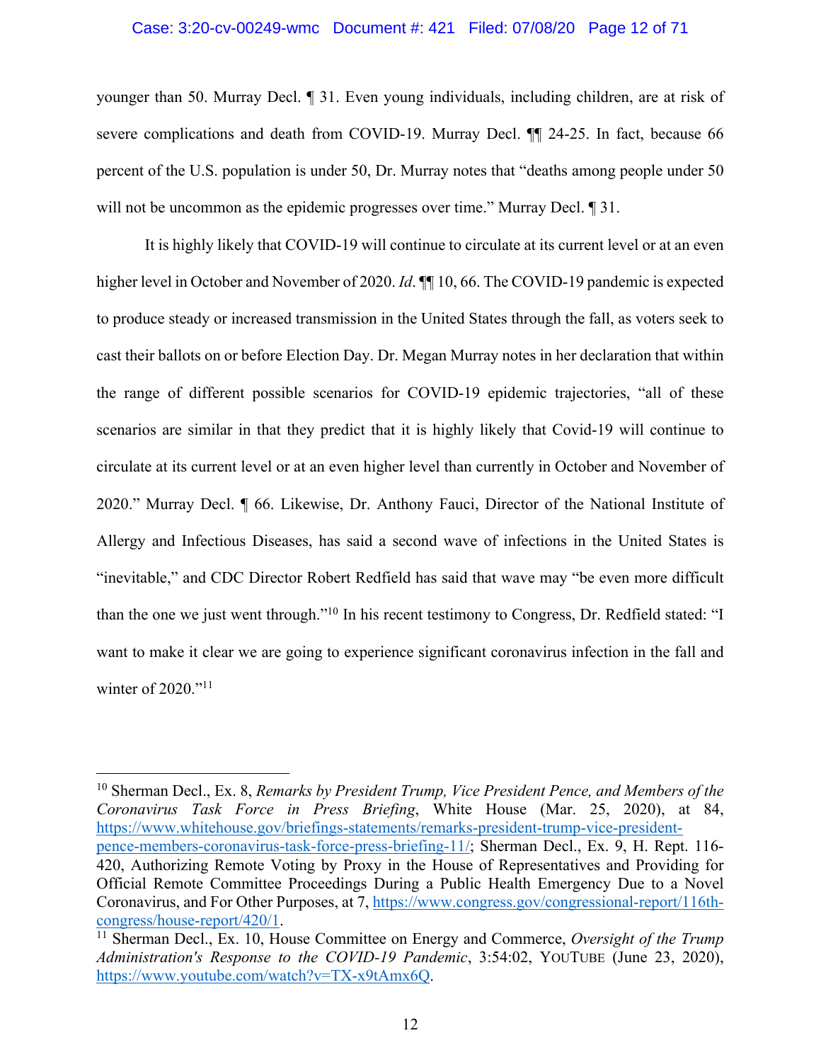younger than 50. Murray Decl. ¶ 31. Even young individuals, including children, are at risk of severe complications and death from COVID-19. Murray Decl. ¶¶ 24-25. In fact, because 66 percent of the U.S. population is under 50, Dr. Murray notes that "deaths among people under 50 will not be uncommon as the epidemic progresses over time." Murray Decl. ¶ 31.

It is highly likely that COVID-19 will continue to circulate at its current level or at an even higher level in October and November of 2020. *Id*. ¶¶ 10, 66. The COVID-19 pandemic is expected to produce steady or increased transmission in the United States through the fall, as voters seek to cast their ballots on or before Election Day. Dr. Megan Murray notes in her declaration that within the range of different possible scenarios for COVID-19 epidemic trajectories, "all of these scenarios are similar in that they predict that it is highly likely that Covid-19 will continue to circulate at its current level or at an even higher level than currently in October and November of 2020." Murray Decl. ¶ 66. Likewise, Dr. Anthony Fauci, Director of the National Institute of Allergy and Infectious Diseases, has said a second wave of infections in the United States is "inevitable," and CDC Director Robert Redfield has said that wave may "be even more difficult than the one we just went through."[10] In his recent testimony to Congress, Dr. Redfield stated: "I want to make it clear we are going to experience significant coronavirus infection in the fall and winter of 2020."[11]

---

[10] Sherman Decl., Ex. 8, *Remarks by President Trump, Vice President Pence, and Members of the Coronavirus Task Force in Press Briefing*, White House (Mar. 25, 2020), at 84, https://www.whitehouse.gov/briefings-statements/remarks-president-trump-vice-president-pence-members-coronavirus-task-force-press-briefing-11/; Sherman Decl., Ex. 9, H. Rept. 116-420, Authorizing Remote Voting by Proxy in the House of Representatives and Providing for Official Remote Committee Proceedings During a Public Health Emergency Due to a Novel Coronavirus, and For Other Purposes, at 7, https://www.congress.gov/congressional-report/116th-congress/house-report/420/1.

[11] Sherman Decl., Ex. 10, House Committee on Energy and Commerce, *Oversight of the Trump Administration's Response to the COVID-19 Pandemic*, 3:54:02, YouTube (June 23, 2020), https://www.youtube.com/watch?v=TX-x9tAmx6Q.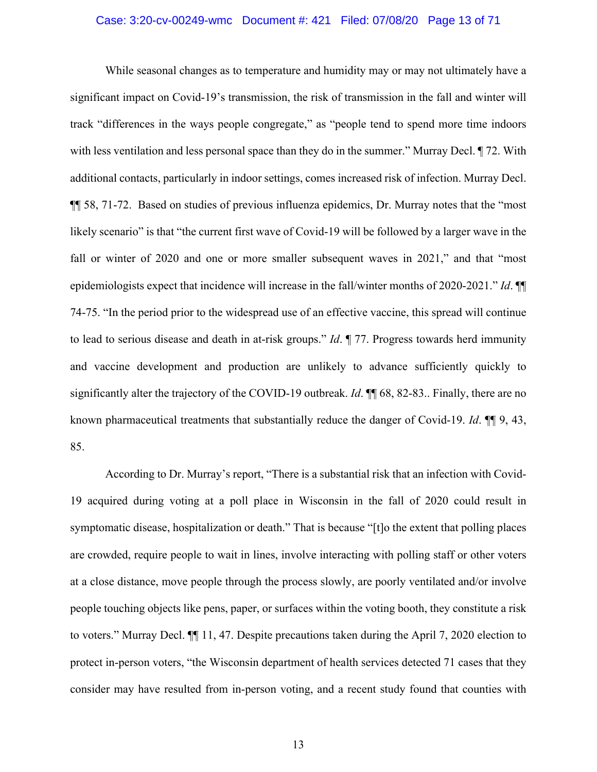While seasonal changes as to temperature and humidity may or may not ultimately have a significant impact on Covid-19's transmission, the risk of transmission in the fall and winter will track "differences in the ways people congregate," as "people tend to spend more time indoors with less ventilation and less personal space than they do in the summer." Murray Decl. ¶ 72. With additional contacts, particularly in indoor settings, comes increased risk of infection. Murray Decl. ¶¶ 58, 71-72. Based on studies of previous influenza epidemics, Dr. Murray notes that the "most likely scenario" is that "the current first wave of Covid-19 will be followed by a larger wave in the fall or winter of 2020 and one or more smaller subsequent waves in 2021," and that "most epidemiologists expect that incidence will increase in the fall/winter months of 2020-2021." *Id*. ¶¶ 74-75. "In the period prior to the widespread use of an effective vaccine, this spread will continue to lead to serious disease and death in at-risk groups." *Id*. ¶ 77. Progress towards herd immunity and vaccine development and production are unlikely to advance sufficiently quickly to significantly alter the trajectory of the COVID-19 outbreak. *Id*. ¶¶ 68, 82-83.. Finally, there are no known pharmaceutical treatments that substantially reduce the danger of Covid-19. *Id*. ¶¶ 9, 43, 85.

According to Dr. Murray's report, "There is a substantial risk that an infection with Covid-19 acquired during voting at a poll place in Wisconsin in the fall of 2020 could result in symptomatic disease, hospitalization or death." That is because "[t]o the extent that polling places are crowded, require people to wait in lines, involve interacting with polling staff or other voters at a close distance, move people through the process slowly, are poorly ventilated and/or involve people touching objects like pens, paper, or surfaces within the voting booth, they constitute a risk to voters." Murray Decl. ¶¶ 11, 47. Despite precautions taken during the April 7, 2020 election to protect in-person voters, "the Wisconsin department of health services detected 71 cases that they consider may have resulted from in-person voting, and a recent study found that counties with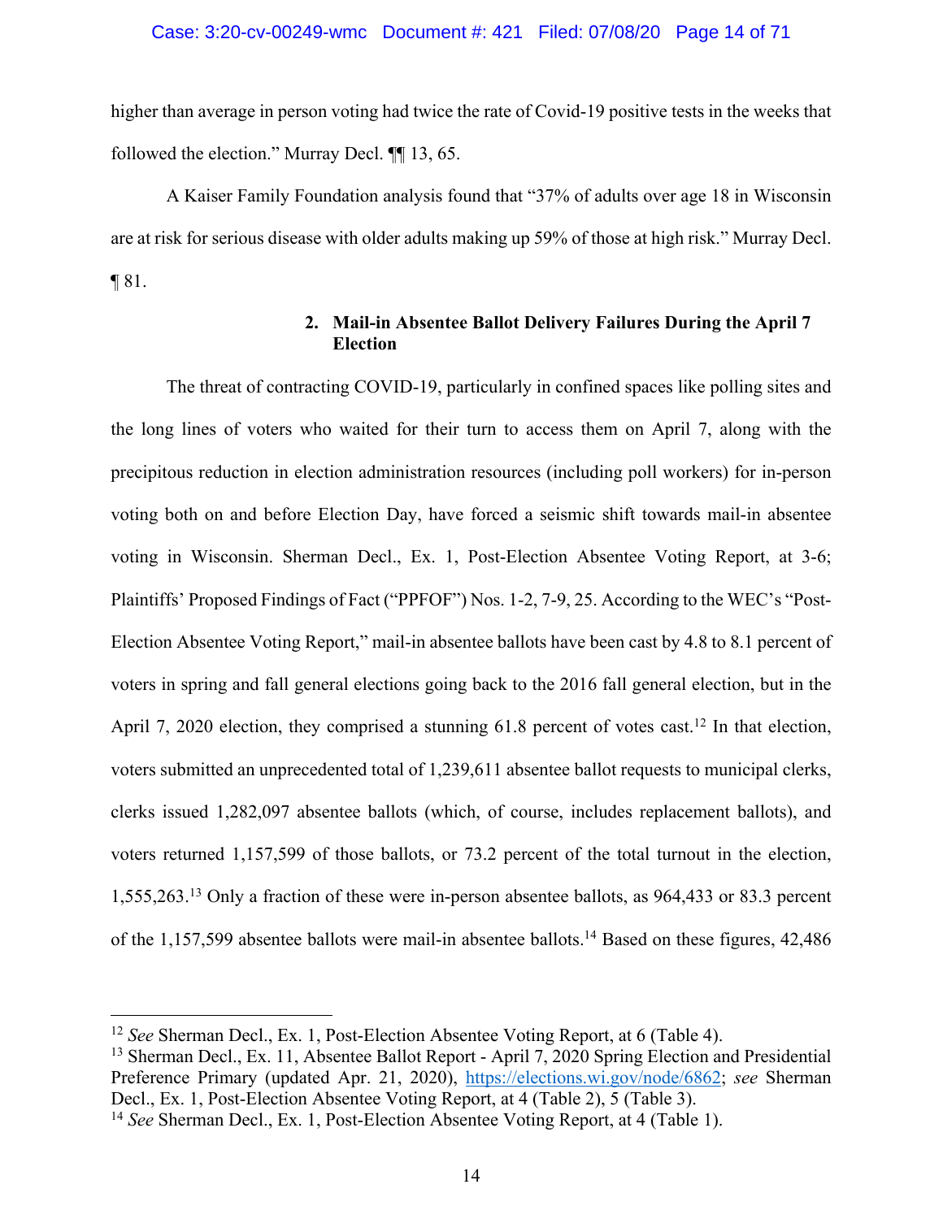higher than average in person voting had twice the rate of Covid-19 positive tests in the weeks that followed the election." Murray Decl. ¶¶ 13, 65.

A Kaiser Family Foundation analysis found that "37% of adults over age 18 in Wisconsin are at risk for serious disease with older adults making up 59% of those at high risk." Murray Decl. ¶ 81.

### 2. Mail-in Absentee Ballot Delivery Failures During the April 7 Election

The threat of contracting COVID-19, particularly in confined spaces like polling sites and the long lines of voters who waited for their turn to access them on April 7, along with the precipitous reduction in election administration resources (including poll workers) for in-person voting both on and before Election Day, have forced a seismic shift towards mail-in absentee voting in Wisconsin. Sherman Decl., Ex. 1, Post-Election Absentee Voting Report, at 3-6; Plaintiffs' Proposed Findings of Fact ("PPFOF") Nos. 1-2, 7-9, 25. According to the WEC's "Post-Election Absentee Voting Report," mail-in absentee ballots have been cast by 4.8 to 8.1 percent of voters in spring and fall general elections going back to the 2016 fall general election, but in the April 7, 2020 election, they comprised a stunning 61.8 percent of votes cast.[12] In that election, voters submitted an unprecedented total of 1,239,611 absentee ballot requests to municipal clerks, clerks issued 1,282,097 absentee ballots (which, of course, includes replacement ballots), and voters returned 1,157,599 of those ballots, or 73.2 percent of the total turnout in the election, 1,555,263.[13] Only a fraction of these were in-person absentee ballots, as 964,433 or 83.3 percent of the 1,157,599 absentee ballots were mail-in absentee ballots.[14] Based on these figures, 42,486

---

[12] *See* Sherman Decl., Ex. 1, Post-Election Absentee Voting Report, at 6 (Table 4).

[13] Sherman Decl., Ex. 11, Absentee Ballot Report - April 7, 2020 Spring Election and Presidential Preference Primary (updated Apr. 21, 2020), https://elections.wi.gov/node/6862; *see* Sherman Decl., Ex. 1, Post-Election Absentee Voting Report, at 4 (Table 2), 5 (Table 3).

[14] *See* Sherman Decl., Ex. 1, Post-Election Absentee Voting Report, at 4 (Table 1).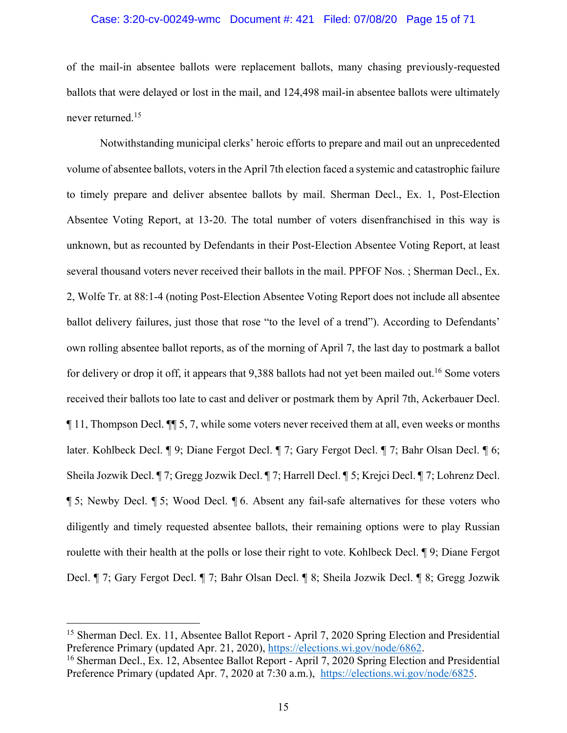of the mail-in absentee ballots were replacement ballots, many chasing previously-requested ballots that were delayed or lost in the mail, and 124,498 mail-in absentee ballots were ultimately never returned.[15]

Notwithstanding municipal clerks' heroic efforts to prepare and mail out an unprecedented volume of absentee ballots, voters in the April 7th election faced a systemic and catastrophic failure to timely prepare and deliver absentee ballots by mail. Sherman Decl., Ex. 1, Post-Election Absentee Voting Report, at 13-20. The total number of voters disenfranchised in this way is unknown, but as recounted by Defendants in their Post-Election Absentee Voting Report, at least several thousand voters never received their ballots in the mail. PPFOF Nos. ; Sherman Decl., Ex. 2, Wolfe Tr. at 88:1-4 (noting Post-Election Absentee Voting Report does not include all absentee ballot delivery failures, just those that rose "to the level of a trend"). According to Defendants' own rolling absentee ballot reports, as of the morning of April 7, the last day to postmark a ballot for delivery or drop it off, it appears that 9,388 ballots had not yet been mailed out.[16] Some voters received their ballots too late to cast and deliver or postmark them by April 7th, Ackerbauer Decl. ¶ 11, Thompson Decl. ¶¶ 5, 7, while some voters never received them at all, even weeks or months later. Kohlbeck Decl. ¶ 9; Diane Fergot Decl. ¶ 7; Gary Fergot Decl. ¶ 7; Bahr Olsan Decl. ¶ 6; Sheila Jozwik Decl. ¶ 7; Gregg Jozwik Decl. ¶ 7; Harrell Decl. ¶ 5; Krejci Decl. ¶ 7; Lohrenz Decl. ¶ 5; Newby Decl. ¶ 5; Wood Decl. ¶ 6. Absent any fail-safe alternatives for these voters who diligently and timely requested absentee ballots, their remaining options were to play Russian roulette with their health at the polls or lose their right to vote. Kohlbeck Decl. ¶ 9; Diane Fergot Decl. ¶ 7; Gary Fergot Decl. ¶ 7; Bahr Olsan Decl. ¶ 8; Sheila Jozwik Decl. ¶ 8; Gregg Jozwik

---

[15] Sherman Decl. Ex. 11, Absentee Ballot Report - April 7, 2020 Spring Election and Presidential Preference Primary (updated Apr. 21, 2020), https://elections.wi.gov/node/6862.

[16] Sherman Decl., Ex. 12, Absentee Ballot Report - April 7, 2020 Spring Election and Presidential Preference Primary (updated Apr. 7, 2020 at 7:30 a.m.), https://elections.wi.gov/node/6825.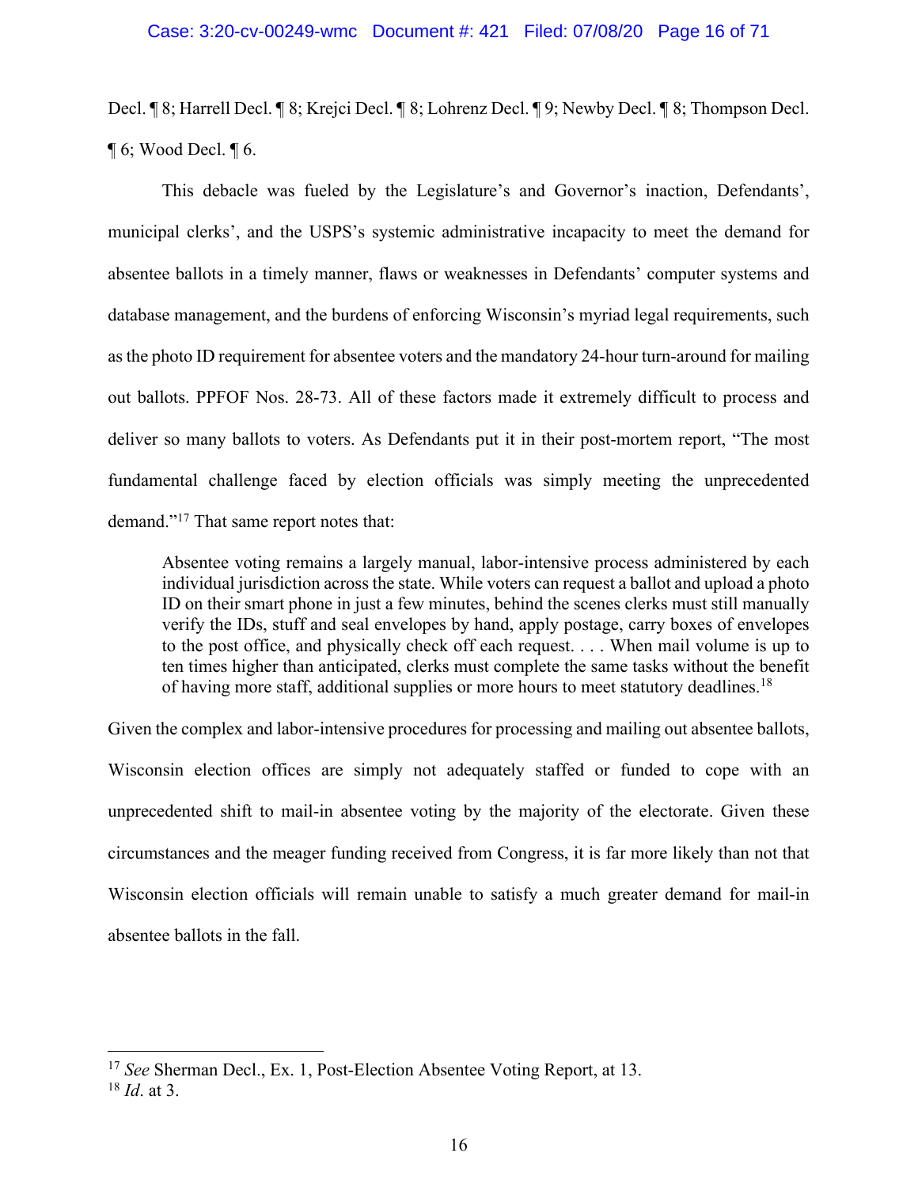Decl. ¶ 8; Harrell Decl. ¶ 8; Krejci Decl. ¶ 8; Lohrenz Decl. ¶ 9; Newby Decl. ¶ 8; Thompson Decl. ¶ 6; Wood Decl. ¶ 6.

This debacle was fueled by the Legislature's and Governor's inaction, Defendants', municipal clerks', and the USPS's systemic administrative incapacity to meet the demand for absentee ballots in a timely manner, flaws or weaknesses in Defendants' computer systems and database management, and the burdens of enforcing Wisconsin's myriad legal requirements, such as the photo ID requirement for absentee voters and the mandatory 24-hour turn-around for mailing out ballots. PPFOF Nos. 28-73. All of these factors made it extremely difficult to process and deliver so many ballots to voters. As Defendants put it in their post-mortem report, "The most fundamental challenge faced by election officials was simply meeting the unprecedented demand."[17] That same report notes that:

> Absentee voting remains a largely manual, labor-intensive process administered by each individual jurisdiction across the state. While voters can request a ballot and upload a photo ID on their smart phone in just a few minutes, behind the scenes clerks must still manually verify the IDs, stuff and seal envelopes by hand, apply postage, carry boxes of envelopes to the post office, and physically check off each request. . . . When mail volume is up to ten times higher than anticipated, clerks must complete the same tasks without the benefit of having more staff, additional supplies or more hours to meet statutory deadlines.[18]

Given the complex and labor-intensive procedures for processing and mailing out absentee ballots, Wisconsin election offices are simply not adequately staffed or funded to cope with an unprecedented shift to mail-in absentee voting by the majority of the electorate. Given these circumstances and the meager funding received from Congress, it is far more likely than not that Wisconsin election officials will remain unable to satisfy a much greater demand for mail-in absentee ballots in the fall.

---

[17] *See* Sherman Decl., Ex. 1, Post-Election Absentee Voting Report, at 13.

[18] *Id*. at 3.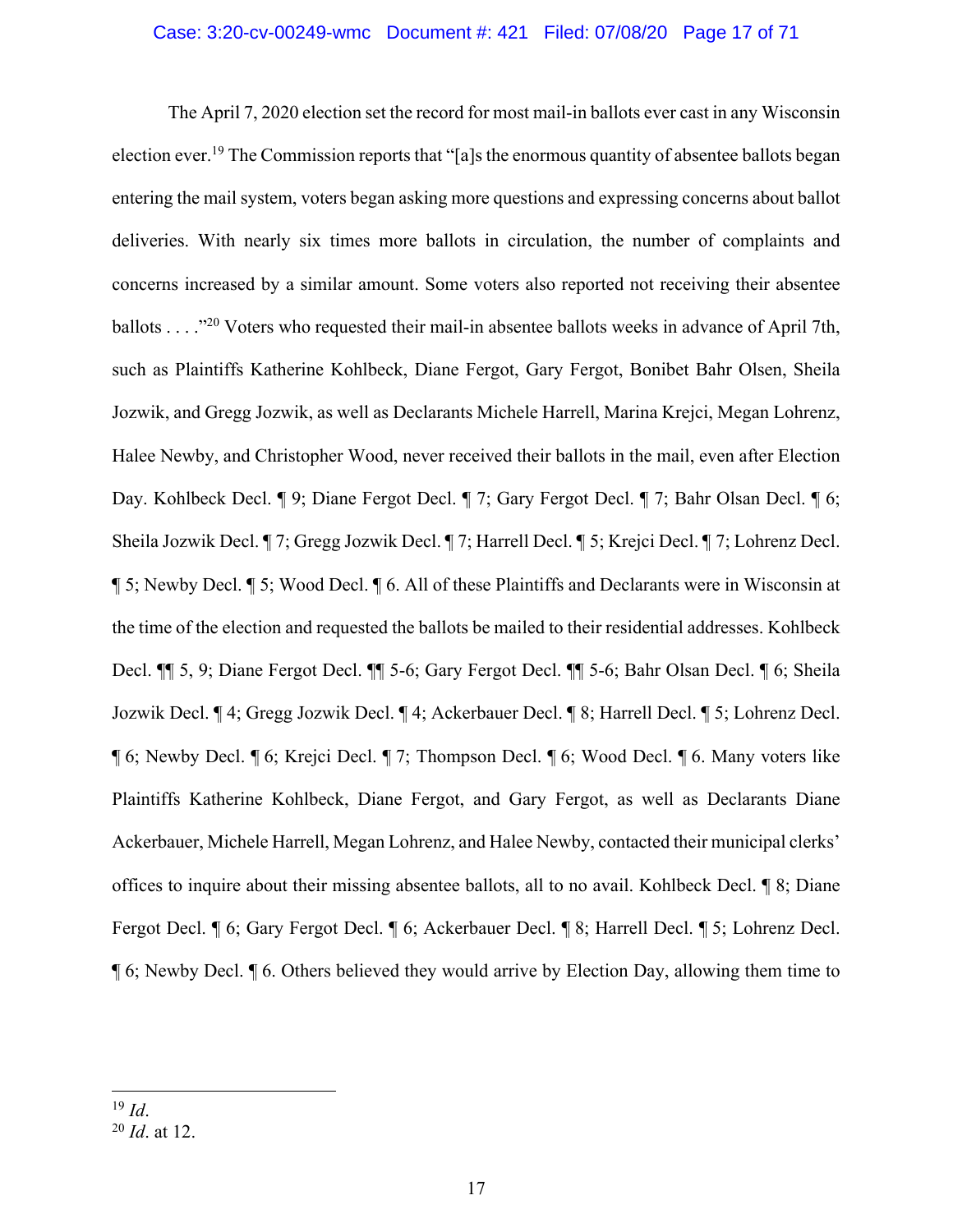The April 7, 2020 election set the record for most mail-in ballots ever cast in any Wisconsin election ever.[19] The Commission reports that "[a]s the enormous quantity of absentee ballots began entering the mail system, voters began asking more questions and expressing concerns about ballot deliveries. With nearly six times more ballots in circulation, the number of complaints and concerns increased by a similar amount. Some voters also reported not receiving their absentee ballots . . . ."[20] Voters who requested their mail-in absentee ballots weeks in advance of April 7th, such as Plaintiffs Katherine Kohlbeck, Diane Fergot, Gary Fergot, Bonibet Bahr Olsen, Sheila Jozwik, and Gregg Jozwik, as well as Declarants Michele Harrell, Marina Krejci, Megan Lohrenz, Halee Newby, and Christopher Wood, never received their ballots in the mail, even after Election Day. Kohlbeck Decl. ¶ 9; Diane Fergot Decl. ¶ 7; Gary Fergot Decl. ¶ 7; Bahr Olsan Decl. ¶ 6; Sheila Jozwik Decl. ¶ 7; Gregg Jozwik Decl. ¶ 7; Harrell Decl. ¶ 5; Krejci Decl. ¶ 7; Lohrenz Decl. ¶ 5; Newby Decl. ¶ 5; Wood Decl. ¶ 6. All of these Plaintiffs and Declarants were in Wisconsin at the time of the election and requested the ballots be mailed to their residential addresses. Kohlbeck Decl. ¶¶ 5, 9; Diane Fergot Decl. ¶¶ 5-6; Gary Fergot Decl. ¶¶ 5-6; Bahr Olsan Decl. ¶ 6; Sheila Jozwik Decl. ¶ 4; Gregg Jozwik Decl. ¶ 4; Ackerbauer Decl. ¶ 8; Harrell Decl. ¶ 5; Lohrenz Decl. ¶ 6; Newby Decl. ¶ 6; Krejci Decl. ¶ 7; Thompson Decl. ¶ 6; Wood Decl. ¶ 6. Many voters like Plaintiffs Katherine Kohlbeck, Diane Fergot, and Gary Fergot, as well as Declarants Diane Ackerbauer, Michele Harrell, Megan Lohrenz, and Halee Newby, contacted their municipal clerks' offices to inquire about their missing absentee ballots, all to no avail. Kohlbeck Decl. ¶ 8; Diane Fergot Decl. ¶ 6; Gary Fergot Decl. ¶ 6; Ackerbauer Decl. ¶ 8; Harrell Decl. ¶ 5; Lohrenz Decl. ¶ 6; Newby Decl. ¶ 6. Others believed they would arrive by Election Day, allowing them time to

---

[19] *Id*.

[20] *Id*. at 12.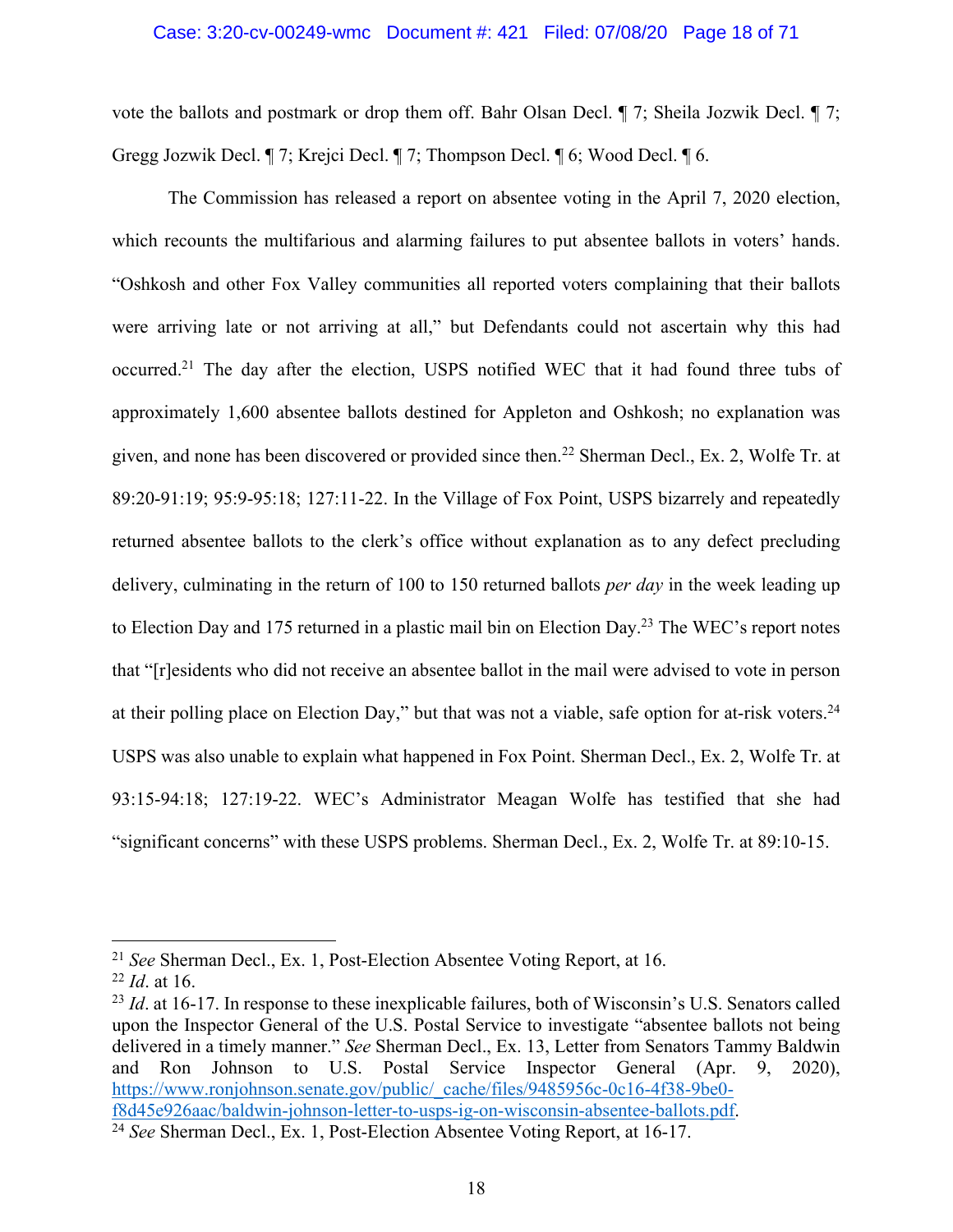vote the ballots and postmark or drop them off. Bahr Olsan Decl. ¶ 7; Sheila Jozwik Decl. ¶ 7; Gregg Jozwik Decl. ¶ 7; Krejci Decl. ¶ 7; Thompson Decl. ¶ 6; Wood Decl. ¶ 6.

The Commission has released a report on absentee voting in the April 7, 2020 election, which recounts the multifarious and alarming failures to put absentee ballots in voters' hands. "Oshkosh and other Fox Valley communities all reported voters complaining that their ballots were arriving late or not arriving at all," but Defendants could not ascertain why this had occurred.[21] The day after the election, USPS notified WEC that it had found three tubs of approximately 1,600 absentee ballots destined for Appleton and Oshkosh; no explanation was given, and none has been discovered or provided since then.[22] Sherman Decl., Ex. 2, Wolfe Tr. at 89:20-91:19; 95:9-95:18; 127:11-22. In the Village of Fox Point, USPS bizarrely and repeatedly returned absentee ballots to the clerk's office without explanation as to any defect precluding delivery, culminating in the return of 100 to 150 returned ballots *per day* in the week leading up to Election Day and 175 returned in a plastic mail bin on Election Day.[23] The WEC's report notes that "[r]esidents who did not receive an absentee ballot in the mail were advised to vote in person at their polling place on Election Day," but that was not a viable, safe option for at-risk voters.[24] USPS was also unable to explain what happened in Fox Point. Sherman Decl., Ex. 2, Wolfe Tr. at 93:15-94:18; 127:19-22. WEC's Administrator Meagan Wolfe has testified that she had "significant concerns" with these USPS problems. Sherman Decl., Ex. 2, Wolfe Tr. at 89:10-15.

---

[21] *See* Sherman Decl., Ex. 1, Post-Election Absentee Voting Report, at 16.

[22] *Id*. at 16.

[23] *Id*. at 16-17. In response to these inexplicable failures, both of Wisconsin's U.S. Senators called upon the Inspector General of the U.S. Postal Service to investigate "absentee ballots not being delivered in a timely manner." *See* Sherman Decl., Ex. 13, Letter from Senators Tammy Baldwin and Ron Johnson to U.S. Postal Service Inspector General (Apr. 9, 2020), https://www.ronjohnson.senate.gov/public/_cache/files/9485956c-0c16-4f38-9be0-f8d45e926aac/baldwin-johnson-letter-to-usps-ig-on-wisconsin-absentee-ballots.pdf.

[24] *See* Sherman Decl., Ex. 1, Post-Election Absentee Voting Report, at 16-17.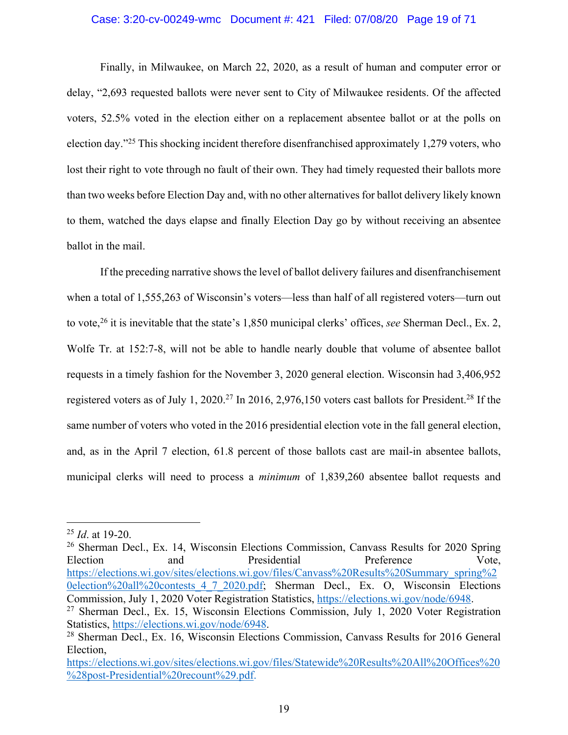Finally, in Milwaukee, on March 22, 2020, as a result of human and computer error or delay, "2,693 requested ballots were never sent to City of Milwaukee residents. Of the affected voters, 52.5% voted in the election either on a replacement absentee ballot or at the polls on election day."[25] This shocking incident therefore disenfranchised approximately 1,279 voters, who lost their right to vote through no fault of their own. They had timely requested their ballots more than two weeks before Election Day and, with no other alternatives for ballot delivery likely known to them, watched the days elapse and finally Election Day go by without receiving an absentee ballot in the mail.

If the preceding narrative shows the level of ballot delivery failures and disenfranchisement when a total of 1,555,263 of Wisconsin's voters—less than half of all registered voters—turn out to vote,[26] it is inevitable that the state's 1,850 municipal clerks' offices, *see* Sherman Decl., Ex. 2, Wolfe Tr. at 152:7-8, will not be able to handle nearly double that volume of absentee ballot requests in a timely fashion for the November 3, 2020 general election. Wisconsin had 3,406,952 registered voters as of July 1, 2020.[27] In 2016, 2,976,150 voters cast ballots for President.[28] If the same number of voters who voted in the 2016 presidential election vote in the fall general election, and, as in the April 7 election, 61.8 percent of those ballots cast are mail-in absentee ballots, municipal clerks will need to process a *minimum* of 1,839,260 absentee ballot requests and

---

[25] *Id*. at 19-20.

[26] Sherman Decl., Ex. 14, Wisconsin Elections Commission, Canvass Results for 2020 Spring Election and Presidential Preference Vote, https://elections.wi.gov/sites/elections.wi.gov/files/Canvass%20Results%20Summary_spring%20election%20all%20contests_4_7_2020.pdf; Sherman Decl., Ex. O, Wisconsin Elections Commission, July 1, 2020 Voter Registration Statistics, https://elections.wi.gov/node/6948.

[27] Sherman Decl., Ex. 15, Wisconsin Elections Commission, July 1, 2020 Voter Registration Statistics, https://elections.wi.gov/node/6948.

[28] Sherman Decl., Ex. 16, Wisconsin Elections Commission, Canvass Results for 2016 General Election, https://elections.wi.gov/sites/elections.wi.gov/files/Statewide%20Results%20All%20Offices%20%28post-Presidential%20recount%29.pdf.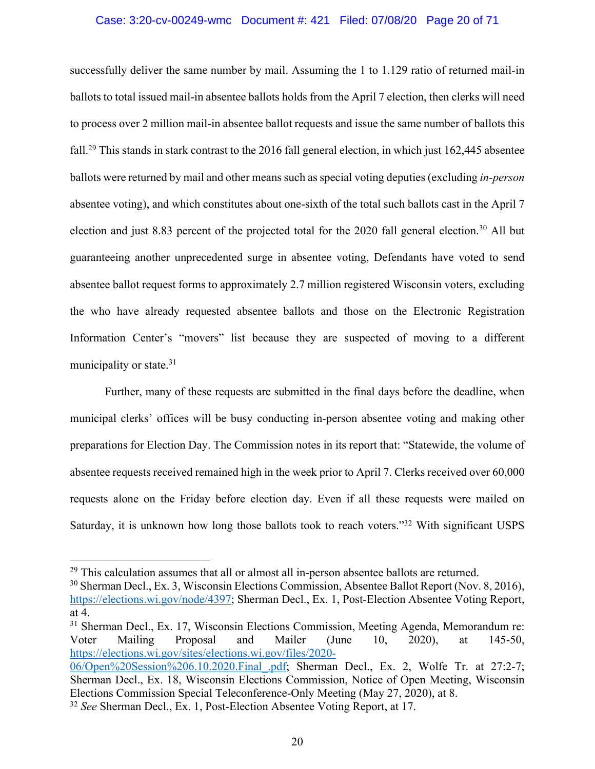successfully deliver the same number by mail. Assuming the 1 to 1.129 ratio of returned mail-in ballots to total issued mail-in absentee ballots holds from the April 7 election, then clerks will need to process over 2 million mail-in absentee ballot requests and issue the same number of ballots this fall.[29] This stands in stark contrast to the 2016 fall general election, in which just 162,445 absentee ballots were returned by mail and other means such as special voting deputies (excluding *in-person* absentee voting), and which constitutes about one-sixth of the total such ballots cast in the April 7 election and just 8.83 percent of the projected total for the 2020 fall general election.[30] All but guaranteeing another unprecedented surge in absentee voting, Defendants have voted to send absentee ballot request forms to approximately 2.7 million registered Wisconsin voters, excluding the who have already requested absentee ballots and those on the Electronic Registration Information Center's "movers" list because they are suspected of moving to a different municipality or state.[31]

Further, many of these requests are submitted in the final days before the deadline, when municipal clerks' offices will be busy conducting in-person absentee voting and making other preparations for Election Day. The Commission notes in its report that: "Statewide, the volume of absentee requests received remained high in the week prior to April 7. Clerks received over 60,000 requests alone on the Friday before election day. Even if all these requests were mailed on Saturday, it is unknown how long those ballots took to reach voters."[32] With significant USPS

---

[29] This calculation assumes that all or almost all in-person absentee ballots are returned.

[30] Sherman Decl., Ex. 3, Wisconsin Elections Commission, Absentee Ballot Report (Nov. 8, 2016), https://elections.wi.gov/node/4397; Sherman Decl., Ex. 1, Post-Election Absentee Voting Report, at 4.

[31] Sherman Decl., Ex. 17, Wisconsin Elections Commission, Meeting Agenda, Memorandum re: Voter Mailing Proposal and Mailer (June 10, 2020), at 145-50, https://elections.wi.gov/sites/elections.wi.gov/files/2020-06/Open%20Session%206.10.2020.Final_.pdf; Sherman Decl., Ex. 2, Wolfe Tr. at 27:2-7; Sherman Decl., Ex. 18, Wisconsin Elections Commission, Notice of Open Meeting, Wisconsin Elections Commission Special Teleconference-Only Meeting (May 27, 2020), at 8.

[32] *See* Sherman Decl., Ex. 1, Post-Election Absentee Voting Report, at 17.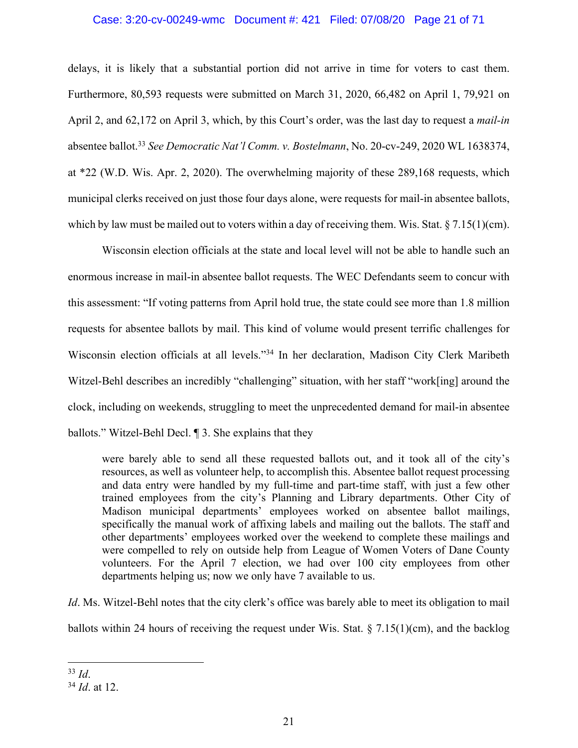delays, it is likely that a substantial portion did not arrive in time for voters to cast them. Furthermore, 80,593 requests were submitted on March 31, 2020, 66,482 on April 1, 79,921 on April 2, and 62,172 on April 3, which, by this Court's order, was the last day to request a *mail-in* absentee ballot.[33] *See Democratic Nat'l Comm. v. Bostelmann*, No. 20-cv-249, 2020 WL 1638374, at *22 (W.D. Wis. Apr. 2, 2020). The overwhelming majority of these 289,168 requests, which municipal clerks received on just those four days alone, were requests for mail-in absentee ballots, which by law must be mailed out to voters within a day of receiving them. Wis. Stat. § 7.15(1)(cm).

Wisconsin election officials at the state and local level will not be able to handle such an enormous increase in mail-in absentee ballot requests. The WEC Defendants seem to concur with this assessment: "If voting patterns from April hold true, the state could see more than 1.8 million requests for absentee ballots by mail. This kind of volume would present terrific challenges for Wisconsin election officials at all levels."[34] In her declaration, Madison City Clerk Maribeth Witzel-Behl describes an incredibly "challenging" situation, with her staff "work[ing] around the clock, including on weekends, struggling to meet the unprecedented demand for mail-in absentee ballots." Witzel-Behl Decl. ¶ 3. She explains that they

> were barely able to send all these requested ballots out, and it took all of the city's resources, as well as volunteer help, to accomplish this. Absentee ballot request processing and data entry were handled by my full-time and part-time staff, with just a few other trained employees from the city's Planning and Library departments. Other City of Madison municipal departments' employees worked on absentee ballot mailings, specifically the manual work of affixing labels and mailing out the ballots. The staff and other departments' employees worked over the weekend to complete these mailings and were compelled to rely on outside help from League of Women Voters of Dane County volunteers. For the April 7 election, we had over 100 city employees from other departments helping us; now we only have 7 available to us.

*Id*. Ms. Witzel-Behl notes that the city clerk's office was barely able to meet its obligation to mail ballots within 24 hours of receiving the request under Wis. Stat. § 7.15(1)(cm), and the backlog

---

[33] *Id*.

[34] *Id*. at 12.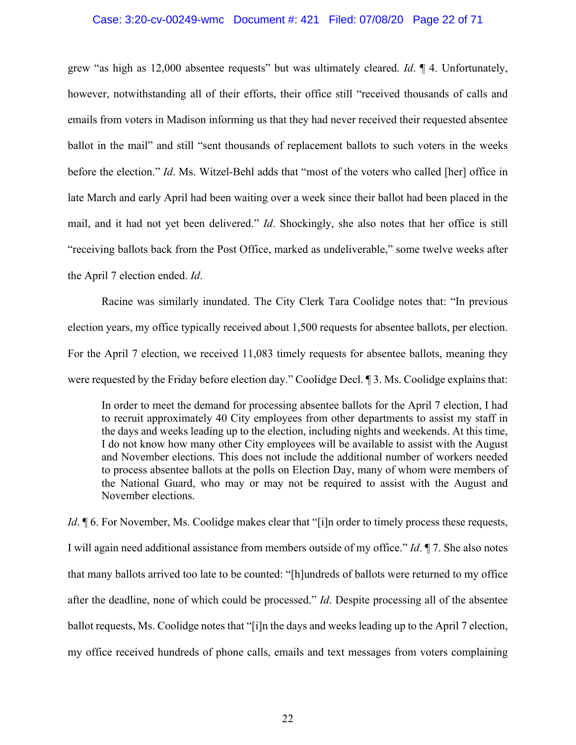grew "as high as 12,000 absentee requests" but was ultimately cleared. *Id*. ¶ 4. Unfortunately, however, notwithstanding all of their efforts, their office still "received thousands of calls and emails from voters in Madison informing us that they had never received their requested absentee ballot in the mail" and still "sent thousands of replacement ballots to such voters in the weeks before the election." *Id*. Ms. Witzel-Behl adds that "most of the voters who called [her] office in late March and early April had been waiting over a week since their ballot had been placed in the mail, and it had not yet been delivered." *Id*. Shockingly, she also notes that her office is still "receiving ballots back from the Post Office, marked as undeliverable," some twelve weeks after the April 7 election ended. *Id*.

Racine was similarly inundated. The City Clerk Tara Coolidge notes that: "In previous election years, my office typically received about 1,500 requests for absentee ballots, per election. For the April 7 election, we received 11,083 timely requests for absentee ballots, meaning they were requested by the Friday before election day." Coolidge Decl. ¶ 3. Ms. Coolidge explains that:

> In order to meet the demand for processing absentee ballots for the April 7 election, I had to recruit approximately 40 City employees from other departments to assist my staff in the days and weeks leading up to the election, including nights and weekends. At this time, I do not know how many other City employees will be available to assist with the August and November elections. This does not include the additional number of workers needed to process absentee ballots at the polls on Election Day, many of whom were members of the National Guard, who may or may not be required to assist with the August and November elections.

*Id*. ¶ 6. For November, Ms. Coolidge makes clear that "[i]n order to timely process these requests, I will again need additional assistance from members outside of my office." *Id*. ¶ 7. She also notes that many ballots arrived too late to be counted: "[h]undreds of ballots were returned to my office after the deadline, none of which could be processed." *Id*. Despite processing all of the absentee ballot requests, Ms. Coolidge notes that "[i]n the days and weeks leading up to the April 7 election, my office received hundreds of phone calls, emails and text messages from voters complaining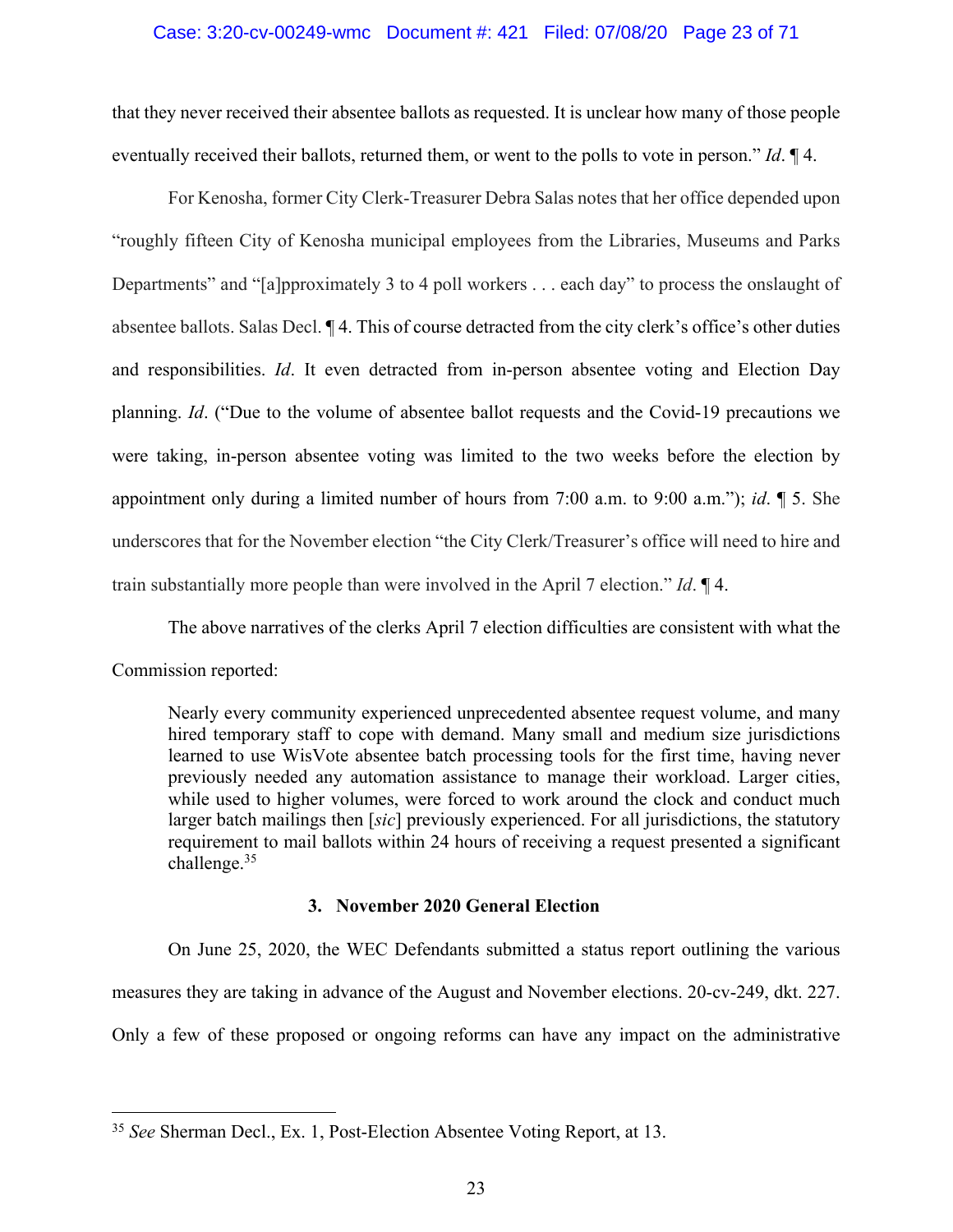that they never received their absentee ballots as requested. It is unclear how many of those people eventually received their ballots, returned them, or went to the polls to vote in person." *Id*. ¶ 4.

For Kenosha, former City Clerk-Treasurer Debra Salas notes that her office depended upon "roughly fifteen City of Kenosha municipal employees from the Libraries, Museums and Parks Departments" and "[a]pproximately 3 to 4 poll workers . . . each day" to process the onslaught of absentee ballots. Salas Decl. ¶ 4. This of course detracted from the city clerk's office's other duties and responsibilities. *Id*. It even detracted from in-person absentee voting and Election Day planning. *Id*. ("Due to the volume of absentee ballot requests and the Covid-19 precautions we were taking, in-person absentee voting was limited to the two weeks before the election by appointment only during a limited number of hours from 7:00 a.m. to 9:00 a.m."); *id*. ¶ 5. She underscores that for the November election "the City Clerk/Treasurer's office will need to hire and train substantially more people than were involved in the April 7 election." *Id*. ¶ 4.

The above narratives of the clerks April 7 election difficulties are consistent with what the Commission reported:

> Nearly every community experienced unprecedented absentee request volume, and many hired temporary staff to cope with demand. Many small and medium size jurisdictions learned to use WisVote absentee batch processing tools for the first time, having never previously needed any automation assistance to manage their workload. Larger cities, while used to higher volumes, were forced to work around the clock and conduct much larger batch mailings then [*sic*] previously experienced. For all jurisdictions, the statutory requirement to mail ballots within 24 hours of receiving a request presented a significant challenge.[35]

### 3. November 2020 General Election

On June 25, 2020, the WEC Defendants submitted a status report outlining the various measures they are taking in advance of the August and November elections. 20-cv-249, dkt. 227. Only a few of these proposed or ongoing reforms can have any impact on the administrative

---

[35] *See* Sherman Decl., Ex. 1, Post-Election Absentee Voting Report, at 13.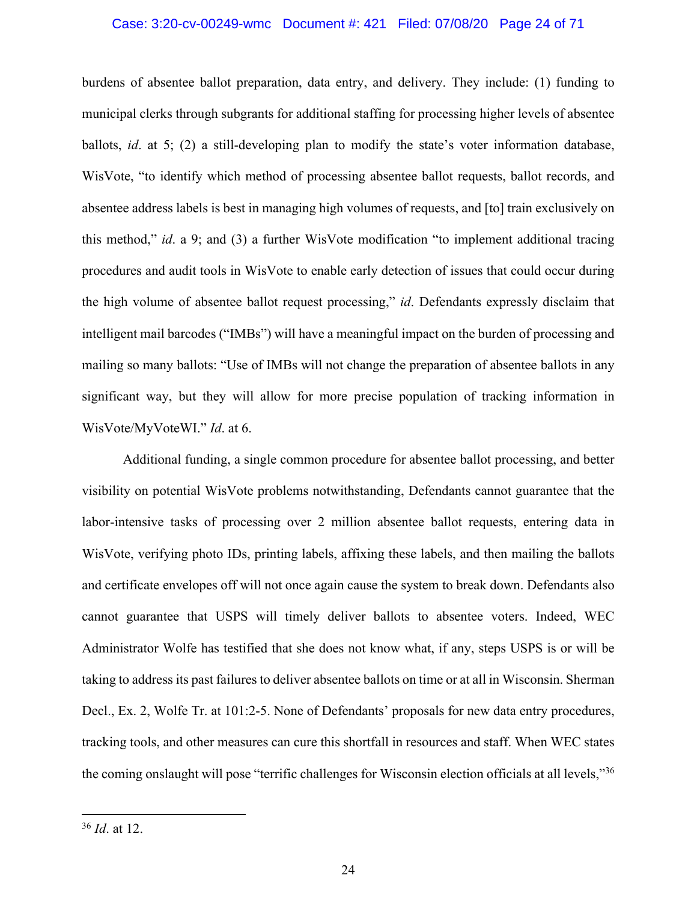burdens of absentee ballot preparation, data entry, and delivery. They include: (1) funding to municipal clerks through subgrants for additional staffing for processing higher levels of absentee ballots, *id*. at 5; (2) a still-developing plan to modify the state's voter information database, WisVote, "to identify which method of processing absentee ballot requests, ballot records, and absentee address labels is best in managing high volumes of requests, and [to] train exclusively on this method," *id*. a 9; and (3) a further WisVote modification "to implement additional tracing procedures and audit tools in WisVote to enable early detection of issues that could occur during the high volume of absentee ballot request processing," *id*. Defendants expressly disclaim that intelligent mail barcodes ("IMBs") will have a meaningful impact on the burden of processing and mailing so many ballots: "Use of IMBs will not change the preparation of absentee ballots in any significant way, but they will allow for more precise population of tracking information in WisVote/MyVoteWI." *Id*. at 6.

Additional funding, a single common procedure for absentee ballot processing, and better visibility on potential WisVote problems notwithstanding, Defendants cannot guarantee that the labor-intensive tasks of processing over 2 million absentee ballot requests, entering data in WisVote, verifying photo IDs, printing labels, affixing these labels, and then mailing the ballots and certificate envelopes off will not once again cause the system to break down. Defendants also cannot guarantee that USPS will timely deliver ballots to absentee voters. Indeed, WEC Administrator Wolfe has testified that she does not know what, if any, steps USPS is or will be taking to address its past failures to deliver absentee ballots on time or at all in Wisconsin. Sherman Decl., Ex. 2, Wolfe Tr. at 101:2-5. None of Defendants' proposals for new data entry procedures, tracking tools, and other measures can cure this shortfall in resources and staff. When WEC states the coming onslaught will pose "terrific challenges for Wisconsin election officials at all levels,"[36]

---

[36] *Id*. at 12.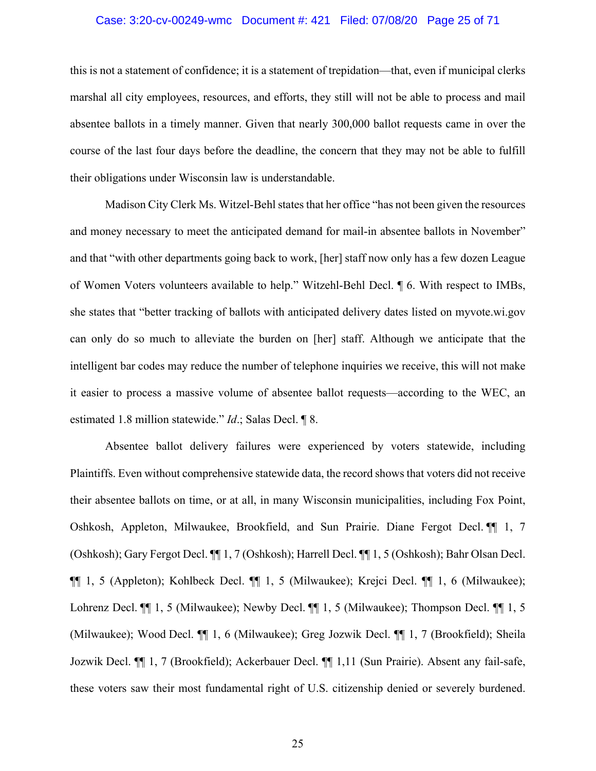this is not a statement of confidence; it is a statement of trepidation—that, even if municipal clerks marshal all city employees, resources, and efforts, they still will not be able to process and mail absentee ballots in a timely manner. Given that nearly 300,000 ballot requests came in over the course of the last four days before the deadline, the concern that they may not be able to fulfill their obligations under Wisconsin law is understandable.

Madison City Clerk Ms. Witzel-Behl states that her office "has not been given the resources and money necessary to meet the anticipated demand for mail-in absentee ballots in November" and that "with other departments going back to work, [her] staff now only has a few dozen League of Women Voters volunteers available to help." Witzehl-Behl Decl. ¶ 6. With respect to IMBs, she states that "better tracking of ballots with anticipated delivery dates listed on myvote.wi.gov can only do so much to alleviate the burden on [her] staff. Although we anticipate that the intelligent bar codes may reduce the number of telephone inquiries we receive, this will not make it easier to process a massive volume of absentee ballot requests—according to the WEC, an estimated 1.8 million statewide." *Id*.; Salas Decl. ¶ 8.

Absentee ballot delivery failures were experienced by voters statewide, including Plaintiffs. Even without comprehensive statewide data, the record shows that voters did not receive their absentee ballots on time, or at all, in many Wisconsin municipalities, including Fox Point, Oshkosh, Appleton, Milwaukee, Brookfield, and Sun Prairie. Diane Fergot Decl. ¶¶ 1, 7 (Oshkosh); Gary Fergot Decl. ¶¶ 1, 7 (Oshkosh); Harrell Decl. ¶¶ 1, 5 (Oshkosh); Bahr Olsan Decl. ¶¶ 1, 5 (Appleton); Kohlbeck Decl. ¶¶ 1, 5 (Milwaukee); Krejci Decl. ¶¶ 1, 6 (Milwaukee); Lohrenz Decl. ¶¶ 1, 5 (Milwaukee); Newby Decl. ¶¶ 1, 5 (Milwaukee); Thompson Decl. ¶¶ 1, 5 (Milwaukee); Wood Decl. ¶¶ 1, 6 (Milwaukee); Greg Jozwik Decl. ¶¶ 1, 7 (Brookfield); Sheila Jozwik Decl. ¶¶ 1, 7 (Brookfield); Ackerbauer Decl. ¶¶ 1,11 (Sun Prairie). Absent any fail-safe, these voters saw their most fundamental right of U.S. citizenship denied or severely burdened.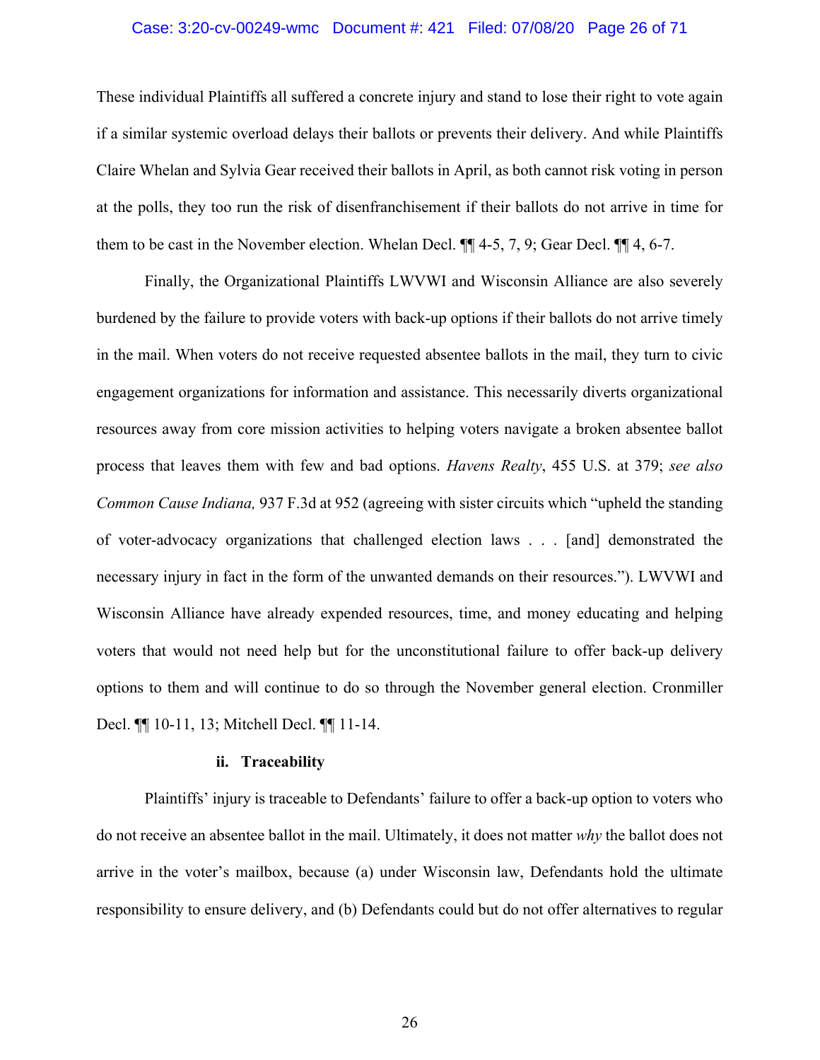These individual Plaintiffs all suffered a concrete injury and stand to lose their right to vote again if a similar systemic overload delays their ballots or prevents their delivery. And while Plaintiffs Claire Whelan and Sylvia Gear received their ballots in April, as both cannot risk voting in person at the polls, they too run the risk of disenfranchisement if their ballots do not arrive in time for them to be cast in the November election. Whelan Decl. ¶¶ 4-5, 7, 9; Gear Decl. ¶¶ 4, 6-7.

Finally, the Organizational Plaintiffs LWVWI and Wisconsin Alliance are also severely burdened by the failure to provide voters with back-up options if their ballots do not arrive timely in the mail. When voters do not receive requested absentee ballots in the mail, they turn to civic engagement organizations for information and assistance. This necessarily diverts organizational resources away from core mission activities to helping voters navigate a broken absentee ballot process that leaves them with few and bad options. *Havens Realty*, 455 U.S. at 379; *see also Common Cause Indiana,* 937 F.3d at 952 (agreeing with sister circuits which "upheld the standing of voter-advocacy organizations that challenged election laws . . . [and] demonstrated the necessary injury in fact in the form of the unwanted demands on their resources."). LWVWI and Wisconsin Alliance have already expended resources, time, and money educating and helping voters that would not need help but for the unconstitutional failure to offer back-up delivery options to them and will continue to do so through the November general election. Cronmiller Decl. ¶¶ 10-11, 13; Mitchell Decl. ¶¶ 11-14.

**ii. Traceability**

Plaintiffs' injury is traceable to Defendants' failure to offer a back-up option to voters who do not receive an absentee ballot in the mail. Ultimately, it does not matter *why* the ballot does not arrive in the voter's mailbox, because (a) under Wisconsin law, Defendants hold the ultimate responsibility to ensure delivery, and (b) Defendants could but do not offer alternatives to regular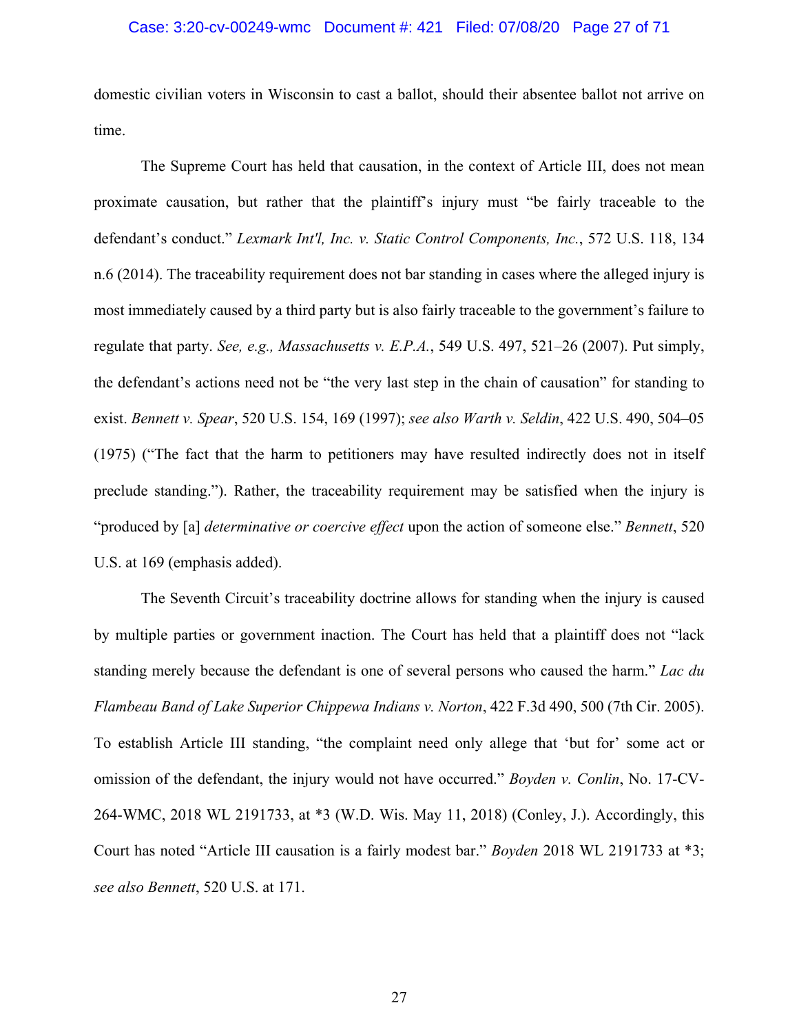domestic civilian voters in Wisconsin to cast a ballot, should their absentee ballot not arrive on time.

The Supreme Court has held that causation, in the context of Article III, does not mean proximate causation, but rather that the plaintiff's injury must "be fairly traceable to the defendant's conduct." *Lexmark Int'l, Inc. v. Static Control Components, Inc.*, 572 U.S. 118, 134 n.6 (2014). The traceability requirement does not bar standing in cases where the alleged injury is most immediately caused by a third party but is also fairly traceable to the government's failure to regulate that party. *See, e.g., Massachusetts v. E.P.A.*, 549 U.S. 497, 521–26 (2007). Put simply, the defendant's actions need not be "the very last step in the chain of causation" for standing to exist. *Bennett v. Spear*, 520 U.S. 154, 169 (1997); *see also Warth v. Seldin*, 422 U.S. 490, 504–05 (1975) ("The fact that the harm to petitioners may have resulted indirectly does not in itself preclude standing."). Rather, the traceability requirement may be satisfied when the injury is "produced by [a] *determinative or coercive effect* upon the action of someone else." *Bennett*, 520 U.S. at 169 (emphasis added).

The Seventh Circuit's traceability doctrine allows for standing when the injury is caused by multiple parties or government inaction. The Court has held that a plaintiff does not "lack standing merely because the defendant is one of several persons who caused the harm." *Lac du Flambeau Band of Lake Superior Chippewa Indians v. Norton*, 422 F.3d 490, 500 (7th Cir. 2005). To establish Article III standing, "the complaint need only allege that 'but for' some act or omission of the defendant, the injury would not have occurred." *Boyden v. Conlin*, No. 17-CV-264-WMC, 2018 WL 2191733, at *3 (W.D. Wis. May 11, 2018) (Conley, J.). Accordingly, this Court has noted "Article III causation is a fairly modest bar." *Boyden* 2018 WL 2191733 at *3; *see also Bennett*, 520 U.S. at 171.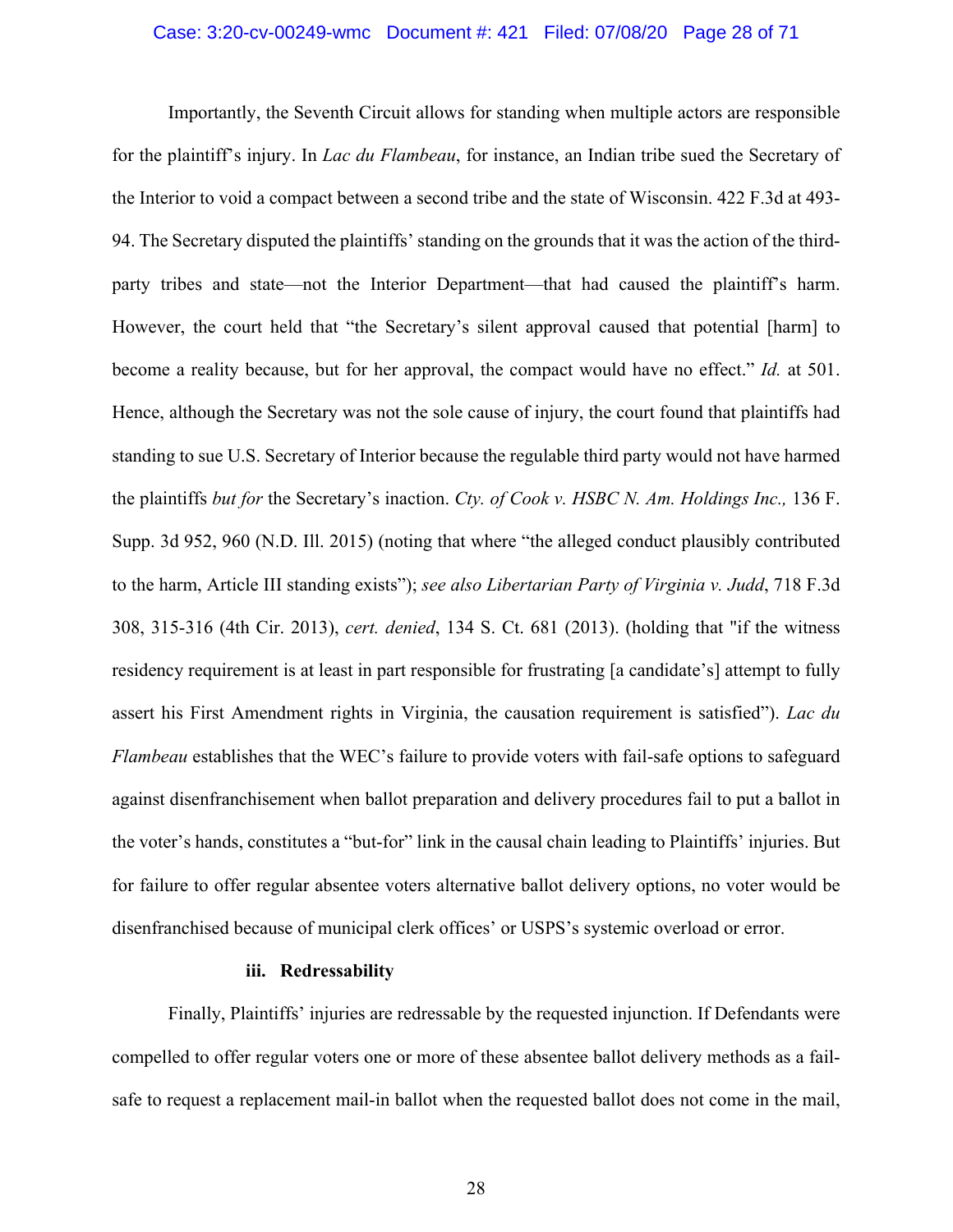Importantly, the Seventh Circuit allows for standing when multiple actors are responsible for the plaintiff's injury. In *Lac du Flambeau*, for instance, an Indian tribe sued the Secretary of the Interior to void a compact between a second tribe and the state of Wisconsin. 422 F.3d at 493-94. The Secretary disputed the plaintiffs' standing on the grounds that it was the action of the third-party tribes and state—not the Interior Department—that had caused the plaintiff's harm. However, the court held that "the Secretary's silent approval caused that potential [harm] to become a reality because, but for her approval, the compact would have no effect." *Id.* at 501. Hence, although the Secretary was not the sole cause of injury, the court found that plaintiffs had standing to sue U.S. Secretary of Interior because the regulable third party would not have harmed the plaintiffs *but for* the Secretary's inaction. *Cty. of Cook v. HSBC N. Am. Holdings Inc.,* 136 F. Supp. 3d 952, 960 (N.D. Ill. 2015) (noting that where "the alleged conduct plausibly contributed to the harm, Article III standing exists"); *see also Libertarian Party of Virginia v. Judd*, 718 F.3d 308, 315-316 (4th Cir. 2013), *cert. denied*, 134 S. Ct. 681 (2013). (holding that "if the witness residency requirement is at least in part responsible for frustrating [a candidate's] attempt to fully assert his First Amendment rights in Virginia, the causation requirement is satisfied"). *Lac du Flambeau* establishes that the WEC's failure to provide voters with fail-safe options to safeguard against disenfranchisement when ballot preparation and delivery procedures fail to put a ballot in the voter's hands, constitutes a "but-for" link in the causal chain leading to Plaintiffs' injuries. But for failure to offer regular absentee voters alternative ballot delivery options, no voter would be disenfranchised because of municipal clerk offices' or USPS's systemic overload or error.

**iii. Redressability**

Finally, Plaintiffs' injuries are redressable by the requested injunction. If Defendants were compelled to offer regular voters one or more of these absentee ballot delivery methods as a fail-safe to request a replacement mail-in ballot when the requested ballot does not come in the mail,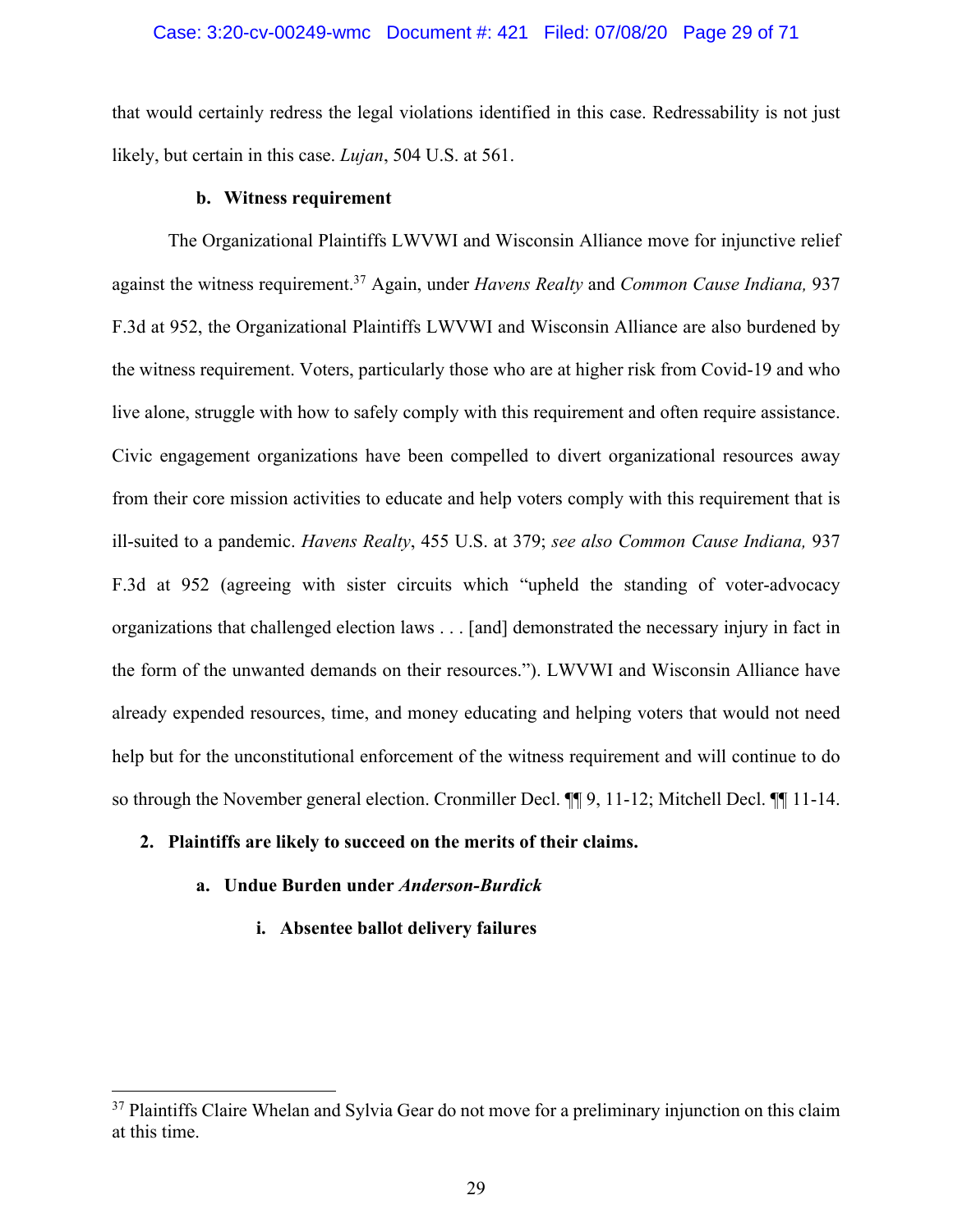that would certainly redress the legal violations identified in this case. Redressability is not just likely, but certain in this case. *Lujan*, 504 U.S. at 561.

**b. Witness requirement**

The Organizational Plaintiffs LWVWI and Wisconsin Alliance move for injunctive relief against the witness requirement.[37] Again, under *Havens Realty* and *Common Cause Indiana,* 937 F.3d at 952, the Organizational Plaintiffs LWVWI and Wisconsin Alliance are also burdened by the witness requirement. Voters, particularly those who are at higher risk from Covid-19 and who live alone, struggle with how to safely comply with this requirement and often require assistance. Civic engagement organizations have been compelled to divert organizational resources away from their core mission activities to educate and help voters comply with this requirement that is ill-suited to a pandemic. *Havens Realty*, 455 U.S. at 379; *see also Common Cause Indiana,* 937 F.3d at 952 (agreeing with sister circuits which "upheld the standing of voter-advocacy organizations that challenged election laws . . . [and] demonstrated the necessary injury in fact in the form of the unwanted demands on their resources."). LWVWI and Wisconsin Alliance have already expended resources, time, and money educating and helping voters that would not need help but for the unconstitutional enforcement of the witness requirement and will continue to do so through the November general election. Cronmiller Decl. ¶¶ 9, 11-12; Mitchell Decl. ¶¶ 11-14.

**2. Plaintiffs are likely to succeed on the merits of their claims.**

**a. Undue Burden under *Anderson-Burdick***

**i. Absentee ballot delivery failures**

---

[37] Plaintiffs Claire Whelan and Sylvia Gear do not move for a preliminary injunction on this claim at this time.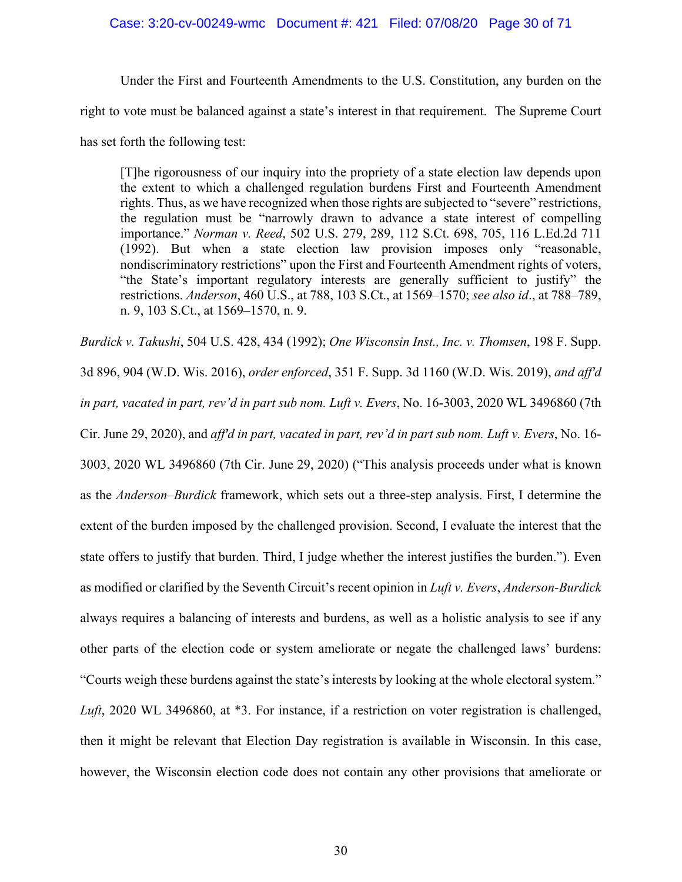Under the First and Fourteenth Amendments to the U.S. Constitution, any burden on the right to vote must be balanced against a state's interest in that requirement. The Supreme Court has set forth the following test:

> [T]he rigorousness of our inquiry into the propriety of a state election law depends upon the extent to which a challenged regulation burdens First and Fourteenth Amendment rights. Thus, as we have recognized when those rights are subjected to "severe" restrictions, the regulation must be "narrowly drawn to advance a state interest of compelling importance." *Norman v. Reed*, 502 U.S. 279, 289, 112 S.Ct. 698, 705, 116 L.Ed.2d 711 (1992). But when a state election law provision imposes only "reasonable, nondiscriminatory restrictions" upon the First and Fourteenth Amendment rights of voters, "the State's important regulatory interests are generally sufficient to justify" the restrictions. *Anderson*, 460 U.S., at 788, 103 S.Ct., at 1569–1570; *see also id*., at 788–789, n. 9, 103 S.Ct., at 1569–1570, n. 9.

*Burdick v. Takushi*, 504 U.S. 428, 434 (1992); *One Wisconsin Inst., Inc. v. Thomsen*, 198 F. Supp. 3d 896, 904 (W.D. Wis. 2016), *order enforced*, 351 F. Supp. 3d 1160 (W.D. Wis. 2019), *and aff'd in part, vacated in part, rev'd in part sub nom. Luft v. Evers*, No. 16-3003, 2020 WL 3496860 (7th Cir. June 29, 2020), and *aff'd in part, vacated in part, rev'd in part sub nom. Luft v. Evers*, No. 16-3003, 2020 WL 3496860 (7th Cir. June 29, 2020) ("This analysis proceeds under what is known as the *Anderson–Burdick* framework, which sets out a three-step analysis. First, I determine the extent of the burden imposed by the challenged provision. Second, I evaluate the interest that the state offers to justify that burden. Third, I judge whether the interest justifies the burden."). Even as modified or clarified by the Seventh Circuit's recent opinion in *Luft v. Evers*, *Anderson-Burdick* always requires a balancing of interests and burdens, as well as a holistic analysis to see if any other parts of the election code or system ameliorate or negate the challenged laws' burdens: "Courts weigh these burdens against the state's interests by looking at the whole electoral system." *Luft*, 2020 WL 3496860, at *3. For instance, if a restriction on voter registration is challenged, then it might be relevant that Election Day registration is available in Wisconsin. In this case, however, the Wisconsin election code does not contain any other provisions that ameliorate or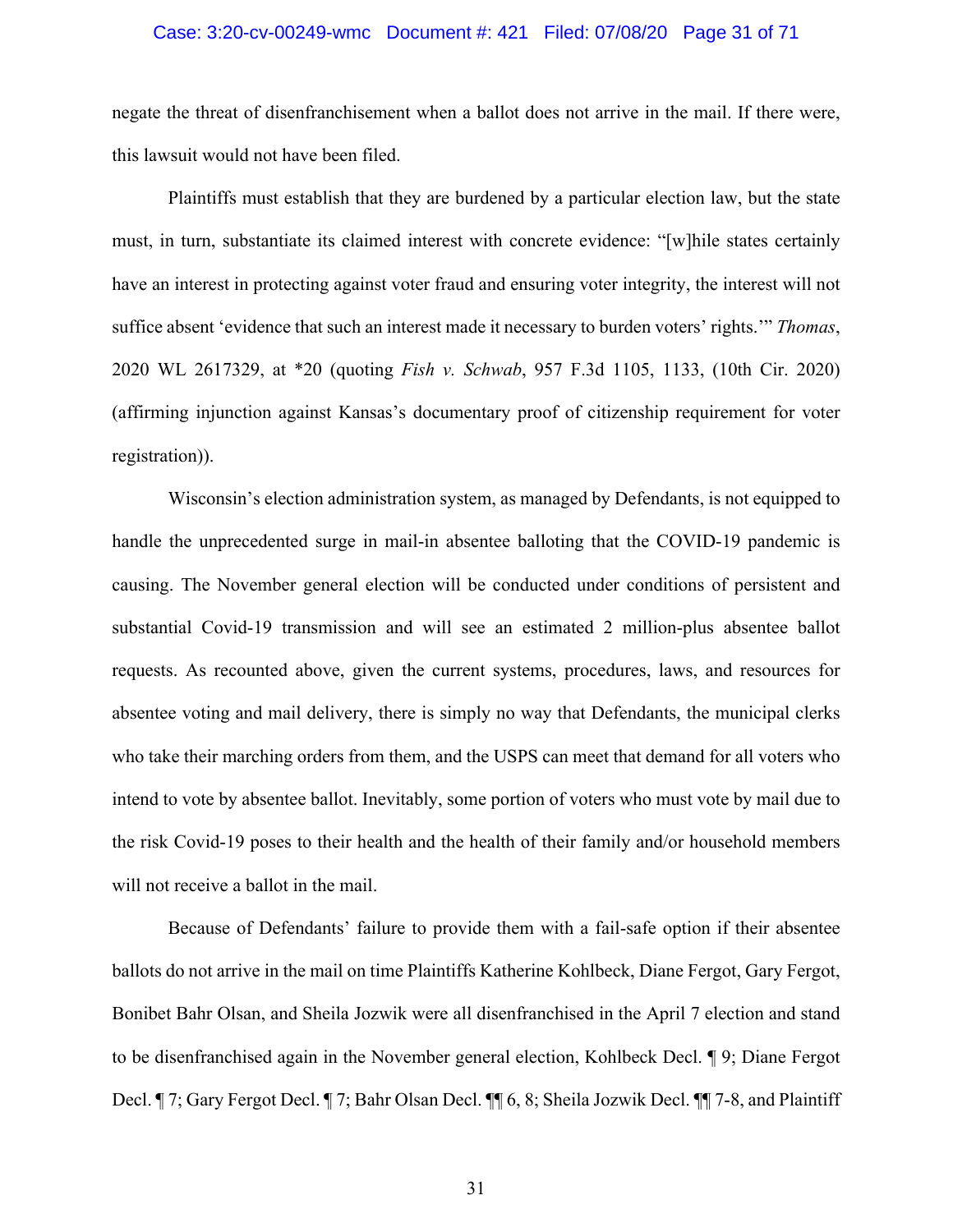negate the threat of disenfranchisement when a ballot does not arrive in the mail. If there were, this lawsuit would not have been filed.

Plaintiffs must establish that they are burdened by a particular election law, but the state must, in turn, substantiate its claimed interest with concrete evidence: "[w]hile states certainly have an interest in protecting against voter fraud and ensuring voter integrity, the interest will not suffice absent 'evidence that such an interest made it necessary to burden voters' rights.'" *Thomas*, 2020 WL 2617329, at *20 (quoting *Fish v. Schwab*, 957 F.3d 1105, 1133, (10th Cir. 2020) (affirming injunction against Kansas's documentary proof of citizenship requirement for voter registration)).

Wisconsin's election administration system, as managed by Defendants, is not equipped to handle the unprecedented surge in mail-in absentee balloting that the COVID-19 pandemic is causing. The November general election will be conducted under conditions of persistent and substantial Covid-19 transmission and will see an estimated 2 million-plus absentee ballot requests. As recounted above, given the current systems, procedures, laws, and resources for absentee voting and mail delivery, there is simply no way that Defendants, the municipal clerks who take their marching orders from them, and the USPS can meet that demand for all voters who intend to vote by absentee ballot. Inevitably, some portion of voters who must vote by mail due to the risk Covid-19 poses to their health and the health of their family and/or household members will not receive a ballot in the mail.

Because of Defendants' failure to provide them with a fail-safe option if their absentee ballots do not arrive in the mail on time Plaintiffs Katherine Kohlbeck, Diane Fergot, Gary Fergot, Bonibet Bahr Olsan, and Sheila Jozwik were all disenfranchised in the April 7 election and stand to be disenfranchised again in the November general election, Kohlbeck Decl. ¶ 9; Diane Fergot Decl. ¶ 7; Gary Fergot Decl. ¶ 7; Bahr Olsan Decl. ¶¶ 6, 8; Sheila Jozwik Decl. ¶¶ 7-8, and Plaintiff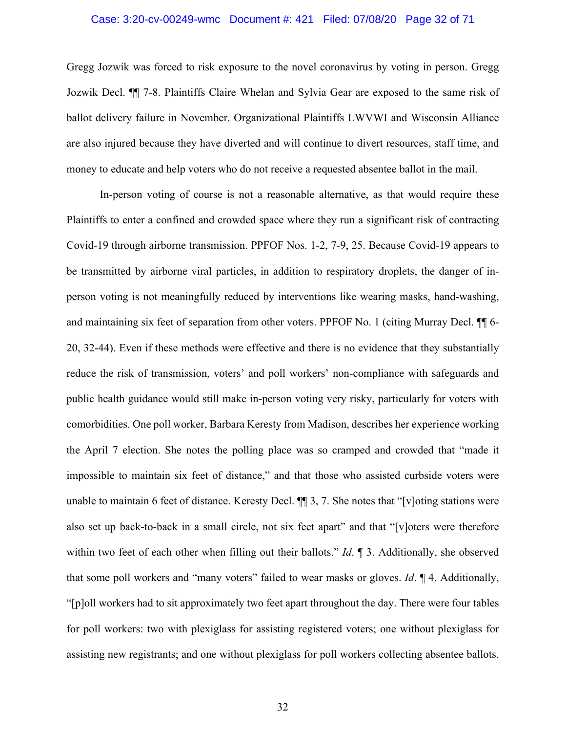Gregg Jozwik was forced to risk exposure to the novel coronavirus by voting in person. Gregg Jozwik Decl. ¶¶ 7-8. Plaintiffs Claire Whelan and Sylvia Gear are exposed to the same risk of ballot delivery failure in November. Organizational Plaintiffs LWVWI and Wisconsin Alliance are also injured because they have diverted and will continue to divert resources, staff time, and money to educate and help voters who do not receive a requested absentee ballot in the mail.

In-person voting of course is not a reasonable alternative, as that would require these Plaintiffs to enter a confined and crowded space where they run a significant risk of contracting Covid-19 through airborne transmission. PPFOF Nos. 1-2, 7-9, 25. Because Covid-19 appears to be transmitted by airborne viral particles, in addition to respiratory droplets, the danger of in-person voting is not meaningfully reduced by interventions like wearing masks, hand-washing, and maintaining six feet of separation from other voters. PPFOF No. 1 (citing Murray Decl. ¶¶ 6-20, 32-44). Even if these methods were effective and there is no evidence that they substantially reduce the risk of transmission, voters' and poll workers' non-compliance with safeguards and public health guidance would still make in-person voting very risky, particularly for voters with comorbidities. One poll worker, Barbara Keresty from Madison, describes her experience working the April 7 election. She notes the polling place was so cramped and crowded that "made it impossible to maintain six feet of distance," and that those who assisted curbside voters were unable to maintain 6 feet of distance. Keresty Decl. ¶¶ 3, 7. She notes that "[v]oting stations were also set up back-to-back in a small circle, not six feet apart" and that "[v]oters were therefore within two feet of each other when filling out their ballots." *Id*. ¶ 3. Additionally, she observed that some poll workers and "many voters" failed to wear masks or gloves. *Id*. ¶ 4. Additionally, "[p]oll workers had to sit approximately two feet apart throughout the day. There were four tables for poll workers: two with plexiglass for assisting registered voters; one without plexiglass for assisting new registrants; and one without plexiglass for poll workers collecting absentee ballots.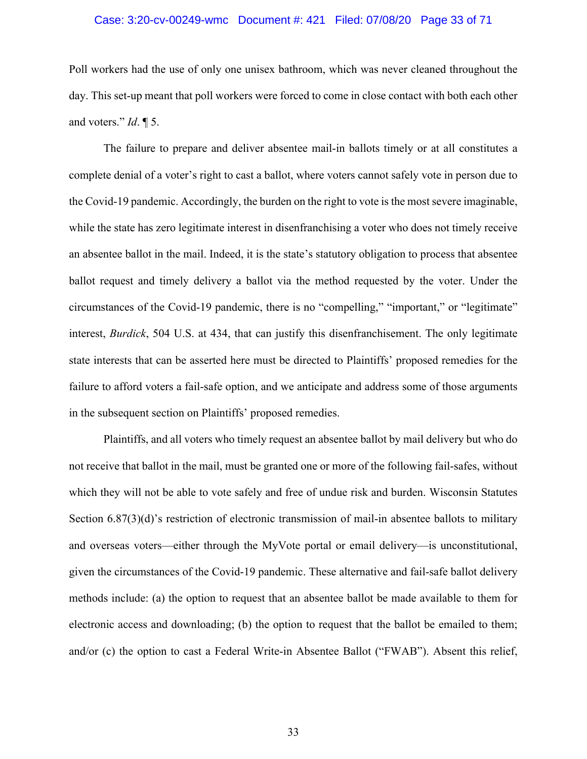Poll workers had the use of only one unisex bathroom, which was never cleaned throughout the day. This set-up meant that poll workers were forced to come in close contact with both each other and voters." *Id*. ¶ 5.

The failure to prepare and deliver absentee mail-in ballots timely or at all constitutes a complete denial of a voter's right to cast a ballot, where voters cannot safely vote in person due to the Covid-19 pandemic. Accordingly, the burden on the right to vote is the most severe imaginable, while the state has zero legitimate interest in disenfranchising a voter who does not timely receive an absentee ballot in the mail. Indeed, it is the state's statutory obligation to process that absentee ballot request and timely delivery a ballot via the method requested by the voter. Under the circumstances of the Covid-19 pandemic, there is no "compelling," "important," or "legitimate" interest, *Burdick*, 504 U.S. at 434, that can justify this disenfranchisement. The only legitimate state interests that can be asserted here must be directed to Plaintiffs' proposed remedies for the failure to afford voters a fail-safe option, and we anticipate and address some of those arguments in the subsequent section on Plaintiffs' proposed remedies.

Plaintiffs, and all voters who timely request an absentee ballot by mail delivery but who do not receive that ballot in the mail, must be granted one or more of the following fail-safes, without which they will not be able to vote safely and free of undue risk and burden. Wisconsin Statutes Section 6.87(3)(d)'s restriction of electronic transmission of mail-in absentee ballots to military and overseas voters—either through the MyVote portal or email delivery—is unconstitutional, given the circumstances of the Covid-19 pandemic. These alternative and fail-safe ballot delivery methods include: (a) the option to request that an absentee ballot be made available to them for electronic access and downloading; (b) the option to request that the ballot be emailed to them; and/or (c) the option to cast a Federal Write-in Absentee Ballot ("FWAB"). Absent this relief,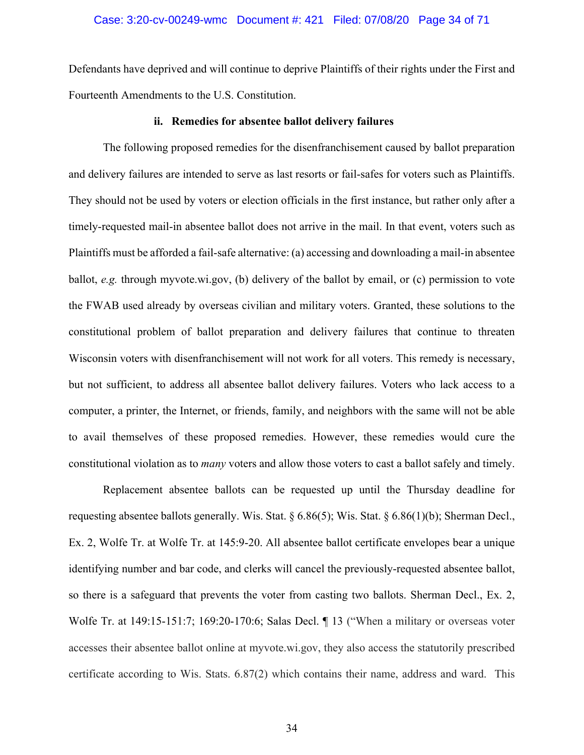Defendants have deprived and will continue to deprive Plaintiffs of their rights under the First and Fourteenth Amendments to the U.S. Constitution.

### ii. Remedies for absentee ballot delivery failures

The following proposed remedies for the disenfranchisement caused by ballot preparation and delivery failures are intended to serve as last resorts or fail-safes for voters such as Plaintiffs. They should not be used by voters or election officials in the first instance, but rather only after a timely-requested mail-in absentee ballot does not arrive in the mail. In that event, voters such as Plaintiffs must be afforded a fail-safe alternative: (a) accessing and downloading a mail-in absentee ballot, *e.g.* through myvote.wi.gov, (b) delivery of the ballot by email, or (c) permission to vote the FWAB used already by overseas civilian and military voters. Granted, these solutions to the constitutional problem of ballot preparation and delivery failures that continue to threaten Wisconsin voters with disenfranchisement will not work for all voters. This remedy is necessary, but not sufficient, to address all absentee ballot delivery failures. Voters who lack access to a computer, a printer, the Internet, or friends, family, and neighbors with the same will not be able to avail themselves of these proposed remedies. However, these remedies would cure the constitutional violation as to *many* voters and allow those voters to cast a ballot safely and timely.

Replacement absentee ballots can be requested up until the Thursday deadline for requesting absentee ballots generally. Wis. Stat. § 6.86(5); Wis. Stat. § 6.86(1)(b); Sherman Decl., Ex. 2, Wolfe Tr. at Wolfe Tr. at 145:9-20. All absentee ballot certificate envelopes bear a unique identifying number and bar code, and clerks will cancel the previously-requested absentee ballot, so there is a safeguard that prevents the voter from casting two ballots. Sherman Decl., Ex. 2, Wolfe Tr. at 149:15-151:7; 169:20-170:6; Salas Decl. ¶ 13 ("When a military or overseas voter accesses their absentee ballot online at myvote.wi.gov, they also access the statutorily prescribed certificate according to Wis. Stats. 6.87(2) which contains their name, address and ward. This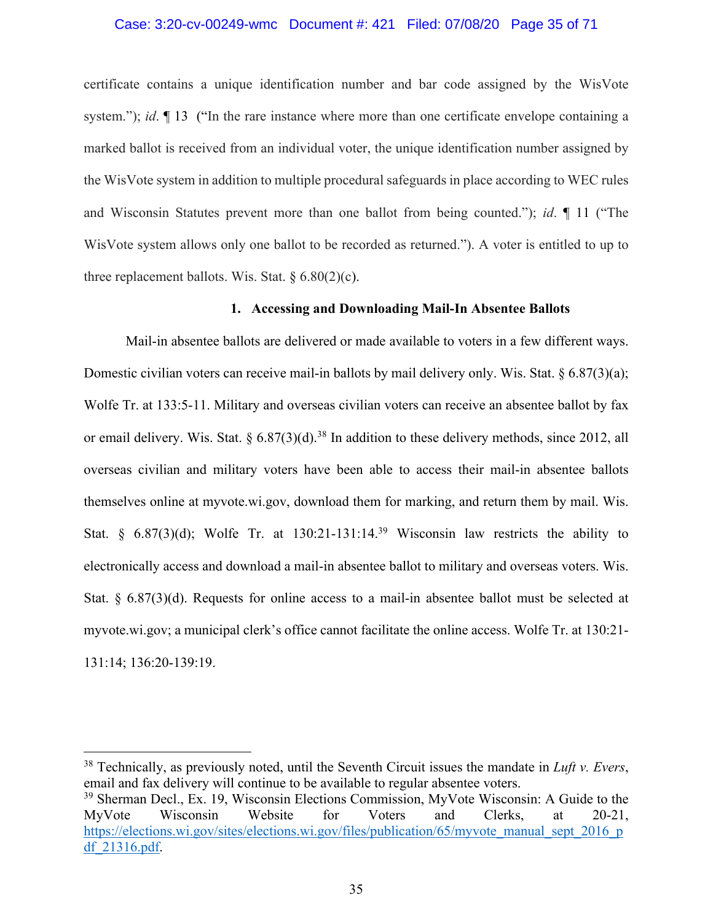certificate contains a unique identification number and bar code assigned by the WisVote system."); *id*. ¶ 13 ("In the rare instance where more than one certificate envelope containing a marked ballot is received from an individual voter, the unique identification number assigned by the WisVote system in addition to multiple procedural safeguards in place according to WEC rules and Wisconsin Statutes prevent more than one ballot from being counted."); *id*. ¶ 11 ("The WisVote system allows only one ballot to be recorded as returned."). A voter is entitled to up to three replacement ballots. Wis. Stat. § 6.80(2)(c).

### 1. Accessing and Downloading Mail-In Absentee Ballots

Mail-in absentee ballots are delivered or made available to voters in a few different ways. Domestic civilian voters can receive mail-in ballots by mail delivery only. Wis. Stat. § 6.87(3)(a); Wolfe Tr. at 133:5-11. Military and overseas civilian voters can receive an absentee ballot by fax or email delivery. Wis. Stat. § 6.87(3)(d).[38] In addition to these delivery methods, since 2012, all overseas civilian and military voters have been able to access their mail-in absentee ballots themselves online at myvote.wi.gov, download them for marking, and return them by mail. Wis. Stat. § 6.87(3)(d); Wolfe Tr. at 130:21-131:14.[39] Wisconsin law restricts the ability to electronically access and download a mail-in absentee ballot to military and overseas voters. Wis. Stat. § 6.87(3)(d). Requests for online access to a mail-in absentee ballot must be selected at myvote.wi.gov; a municipal clerk's office cannot facilitate the online access. Wolfe Tr. at 130:21-131:14; 136:20-139:19.

---

[38] Technically, as previously noted, until the Seventh Circuit issues the mandate in *Luft v. Evers*, email and fax delivery will continue to be available to regular absentee voters.

[39] Sherman Decl., Ex. 19, Wisconsin Elections Commission, MyVote Wisconsin: A Guide to the MyVote Wisconsin Website for Voters and Clerks, at 20-21, https://elections.wi.gov/sites/elections.wi.gov/files/publication/65/myvote_manual_sept_2016_pdf_21316.pdf.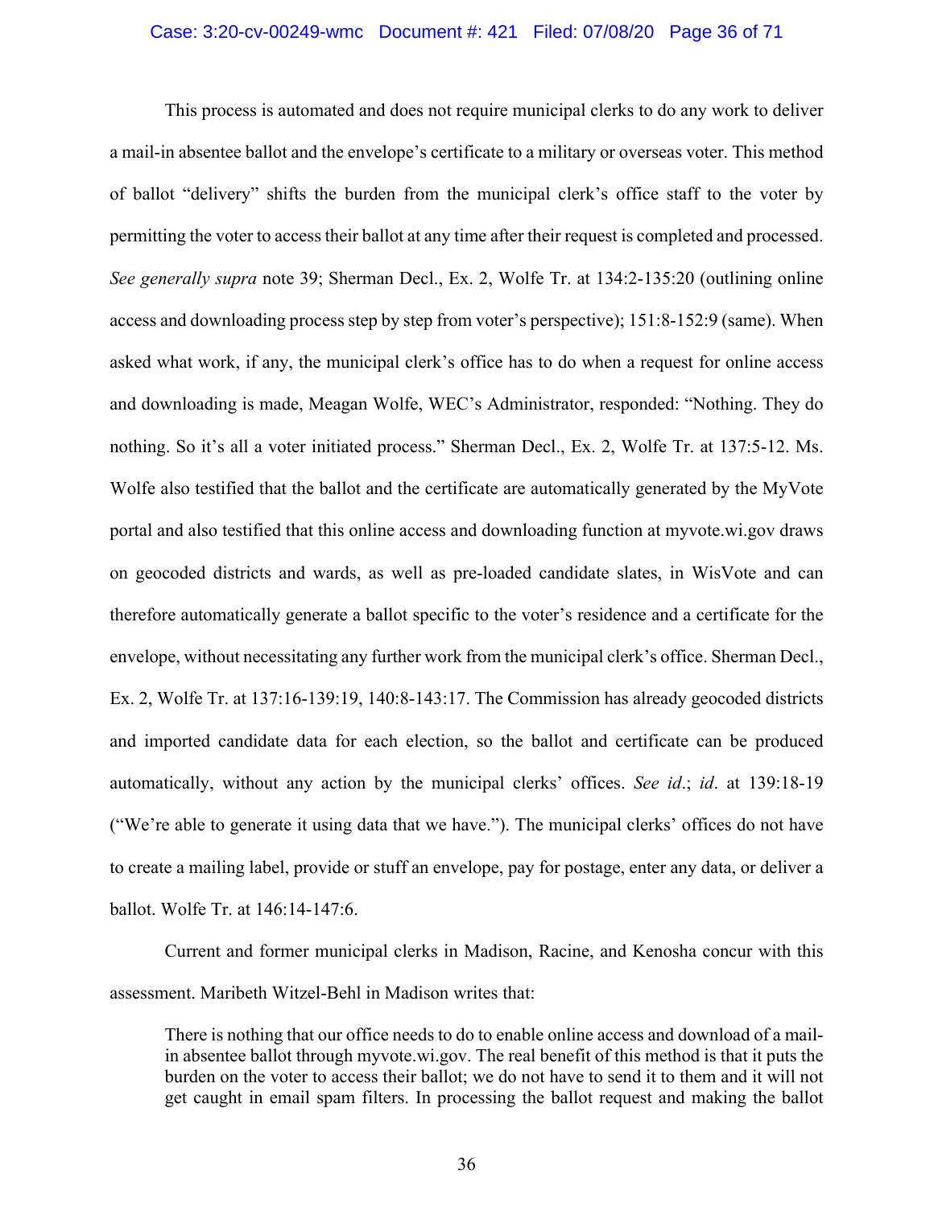This process is automated and does not require municipal clerks to do any work to deliver a mail-in absentee ballot and the envelope's certificate to a military or overseas voter. This method of ballot "delivery" shifts the burden from the municipal clerk's office staff to the voter by permitting the voter to access their ballot at any time after their request is completed and processed. *See generally supra* note 39; Sherman Decl., Ex. 2, Wolfe Tr. at 134:2-135:20 (outlining online access and downloading process step by step from voter's perspective); 151:8-152:9 (same). When asked what work, if any, the municipal clerk's office has to do when a request for online access and downloading is made, Meagan Wolfe, WEC's Administrator, responded: "Nothing. They do nothing. So it's all a voter initiated process." Sherman Decl., Ex. 2, Wolfe Tr. at 137:5-12. Ms. Wolfe also testified that the ballot and the certificate are automatically generated by the MyVote portal and also testified that this online access and downloading function at myvote.wi.gov draws on geocoded districts and wards, as well as pre-loaded candidate slates, in WisVote and can therefore automatically generate a ballot specific to the voter's residence and a certificate for the envelope, without necessitating any further work from the municipal clerk's office. Sherman Decl., Ex. 2, Wolfe Tr. at 137:16-139:19, 140:8-143:17. The Commission has already geocoded districts and imported candidate data for each election, so the ballot and certificate can be produced automatically, without any action by the municipal clerks' offices. *See id.*; *id*. at 139:18-19 ("We're able to generate it using data that we have."). The municipal clerks' offices do not have to create a mailing label, provide or stuff an envelope, pay for postage, enter any data, or deliver a ballot. Wolfe Tr. at 146:14-147:6.

Current and former municipal clerks in Madison, Racine, and Kenosha concur with this assessment. Maribeth Witzel-Behl in Madison writes that:

> There is nothing that our office needs to do to enable online access and download of a mail-in absentee ballot through myvote.wi.gov. The real benefit of this method is that it puts the burden on the voter to access their ballot; we do not have to send it to them and it will not get caught in email spam filters. In processing the ballot request and making the ballot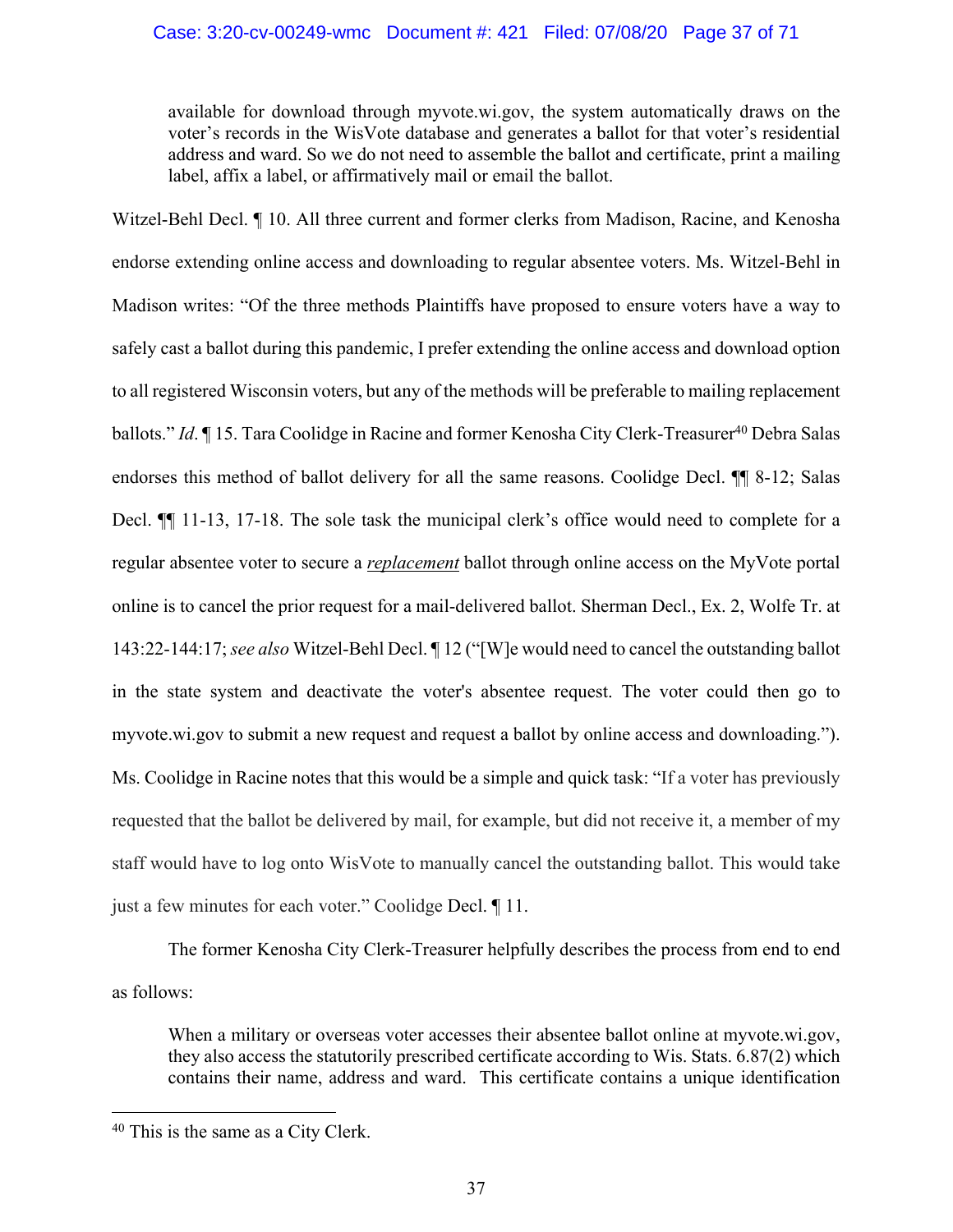> available for download through myvote.wi.gov, the system automatically draws on the voter's records in the WisVote database and generates a ballot for that voter's residential address and ward. So we do not need to assemble the ballot and certificate, print a mailing label, affix a label, or affirmatively mail or email the ballot.

Witzel-Behl Decl. ¶ 10. All three current and former clerks from Madison, Racine, and Kenosha endorse extending online access and downloading to regular absentee voters. Ms. Witzel-Behl in Madison writes: "Of the three methods Plaintiffs have proposed to ensure voters have a way to safely cast a ballot during this pandemic, I prefer extending the online access and download option to all registered Wisconsin voters, but any of the methods will be preferable to mailing replacement ballots." *Id*. ¶ 15. Tara Coolidge in Racine and former Kenosha City Clerk-Treasurer[40] Debra Salas endorses this method of ballot delivery for all the same reasons. Coolidge Decl. ¶¶ 8-12; Salas Decl. ¶¶ 11-13, 17-18. The sole task the municipal clerk's office would need to complete for a regular absentee voter to secure a ***replacement*** ballot through online access on the MyVote portal online is to cancel the prior request for a mail-delivered ballot. Sherman Decl., Ex. 2, Wolfe Tr. at 143:22-144:17; *see also* Witzel-Behl Decl. ¶ 12 ("[W]e would need to cancel the outstanding ballot in the state system and deactivate the voter's absentee request. The voter could then go to myvote.wi.gov to submit a new request and request a ballot by online access and downloading."). Ms. Coolidge in Racine notes that this would be a simple and quick task: "If a voter has previously requested that the ballot be delivered by mail, for example, but did not receive it, a member of my staff would have to log onto WisVote to manually cancel the outstanding ballot. This would take just a few minutes for each voter." Coolidge Decl. ¶ 11.

The former Kenosha City Clerk-Treasurer helpfully describes the process from end to end as follows:

> When a military or overseas voter accesses their absentee ballot online at myvote.wi.gov, they also access the statutorily prescribed certificate according to Wis. Stats. 6.87(2) which contains their name, address and ward. This certificate contains a unique identification

---

[40] This is the same as a City Clerk.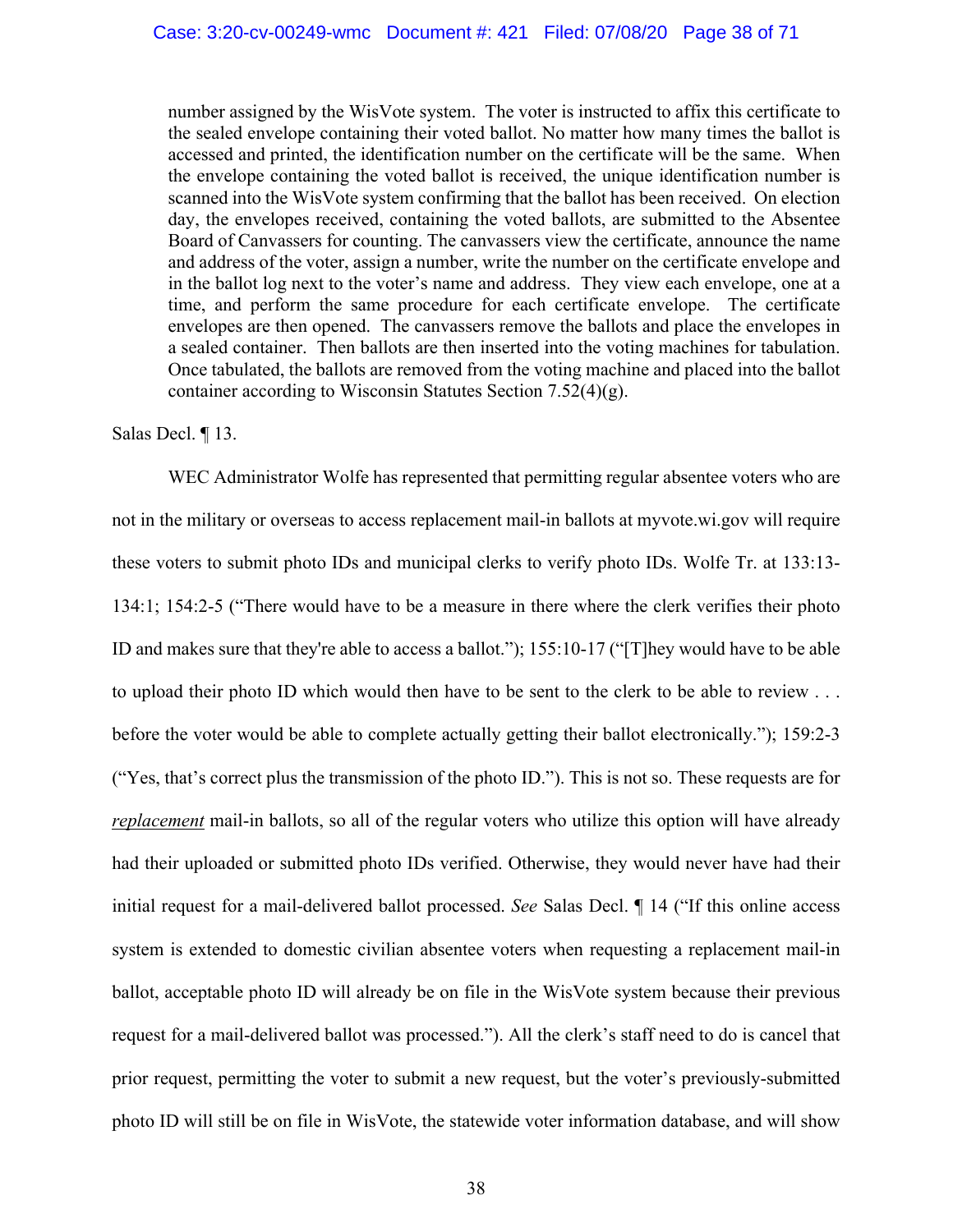> number assigned by the WisVote system. The voter is instructed to affix this certificate to the sealed envelope containing their voted ballot. No matter how many times the ballot is accessed and printed, the identification number on the certificate will be the same. When the envelope containing the voted ballot is received, the unique identification number is scanned into the WisVote system confirming that the ballot has been received. On election day, the envelopes received, containing the voted ballots, are submitted to the Absentee Board of Canvassers for counting. The canvassers view the certificate, announce the name and address of the voter, assign a number, write the number on the certificate envelope and in the ballot log next to the voter's name and address. They view each envelope, one at a time, and perform the same procedure for each certificate envelope. The certificate envelopes are then opened. The canvassers remove the ballots and place the envelopes in a sealed container. Then ballots are then inserted into the voting machines for tabulation. Once tabulated, the ballots are removed from the voting machine and placed into the ballot container according to Wisconsin Statutes Section 7.52(4)(g).

Salas Decl. ¶ 13.

WEC Administrator Wolfe has represented that permitting regular absentee voters who are not in the military or overseas to access replacement mail-in ballots at myvote.wi.gov will require these voters to submit photo IDs and municipal clerks to verify photo IDs. Wolfe Tr. at 133:13-134:1; 154:2-5 ("There would have to be a measure in there where the clerk verifies their photo ID and makes sure that they're able to access a ballot."); 155:10-17 ("[T]hey would have to be able to upload their photo ID which would then have to be sent to the clerk to be able to review . . . before the voter would be able to complete actually getting their ballot electronically."); 159:2-3 ("Yes, that's correct plus the transmission of the photo ID."). This is not so. These requests are for ***replacement*** mail-in ballots, so all of the regular voters who utilize this option will have already had their uploaded or submitted photo IDs verified. Otherwise, they would never have had their initial request for a mail-delivered ballot processed. *See* Salas Decl. ¶ 14 ("If this online access system is extended to domestic civilian absentee voters when requesting a replacement mail-in ballot, acceptable photo ID will already be on file in the WisVote system because their previous request for a mail-delivered ballot was processed."). All the clerk's staff need to do is cancel that prior request, permitting the voter to submit a new request, but the voter's previously-submitted photo ID will still be on file in WisVote, the statewide voter information database, and will show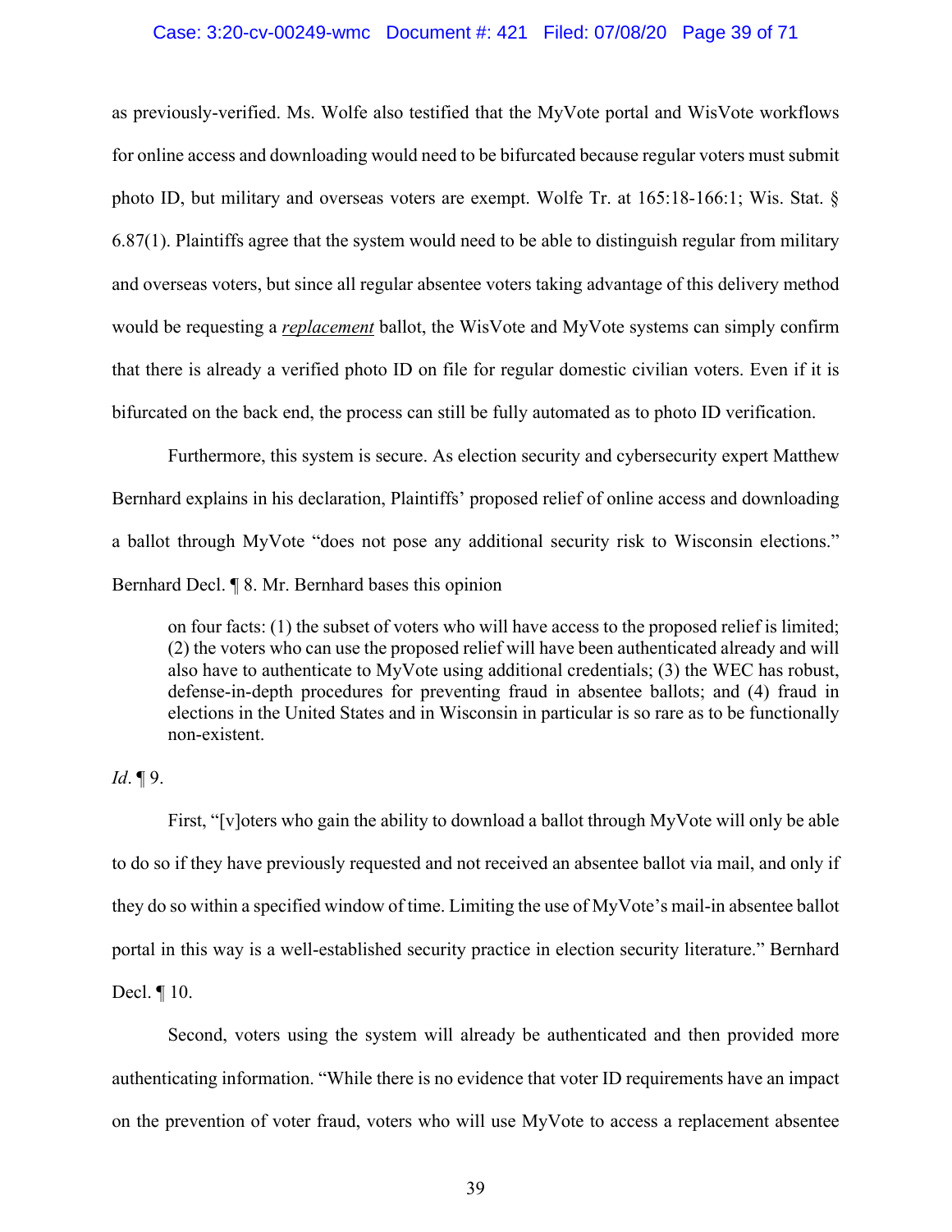as previously-verified. Ms. Wolfe also testified that the MyVote portal and WisVote workflows for online access and downloading would need to be bifurcated because regular voters must submit photo ID, but military and overseas voters are exempt. Wolfe Tr. at 165:18-166:1; Wis. Stat. § 6.87(1). Plaintiffs agree that the system would need to be able to distinguish regular from military and overseas voters, but since all regular absentee voters taking advantage of this delivery method would be requesting a ***replacement*** ballot, the WisVote and MyVote systems can simply confirm that there is already a verified photo ID on file for regular domestic civilian voters. Even if it is bifurcated on the back end, the process can still be fully automated as to photo ID verification.

Furthermore, this system is secure. As election security and cybersecurity expert Matthew Bernhard explains in his declaration, Plaintiffs' proposed relief of online access and downloading a ballot through MyVote "does not pose any additional security risk to Wisconsin elections." Bernhard Decl. ¶ 8. Mr. Bernhard bases this opinion

> on four facts: (1) the subset of voters who will have access to the proposed relief is limited; (2) the voters who can use the proposed relief will have been authenticated already and will also have to authenticate to MyVote using additional credentials; (3) the WEC has robust, defense-in-depth procedures for preventing fraud in absentee ballots; and (4) fraud in elections in the United States and in Wisconsin in particular is so rare as to be functionally non-existent.

*Id*. ¶ 9.

First, "[v]oters who gain the ability to download a ballot through MyVote will only be able to do so if they have previously requested and not received an absentee ballot via mail, and only if they do so within a specified window of time. Limiting the use of MyVote's mail-in absentee ballot portal in this way is a well-established security practice in election security literature." Bernhard Decl. ¶ 10.

Second, voters using the system will already be authenticated and then provided more authenticating information. "While there is no evidence that voter ID requirements have an impact on the prevention of voter fraud, voters who will use MyVote to access a replacement absentee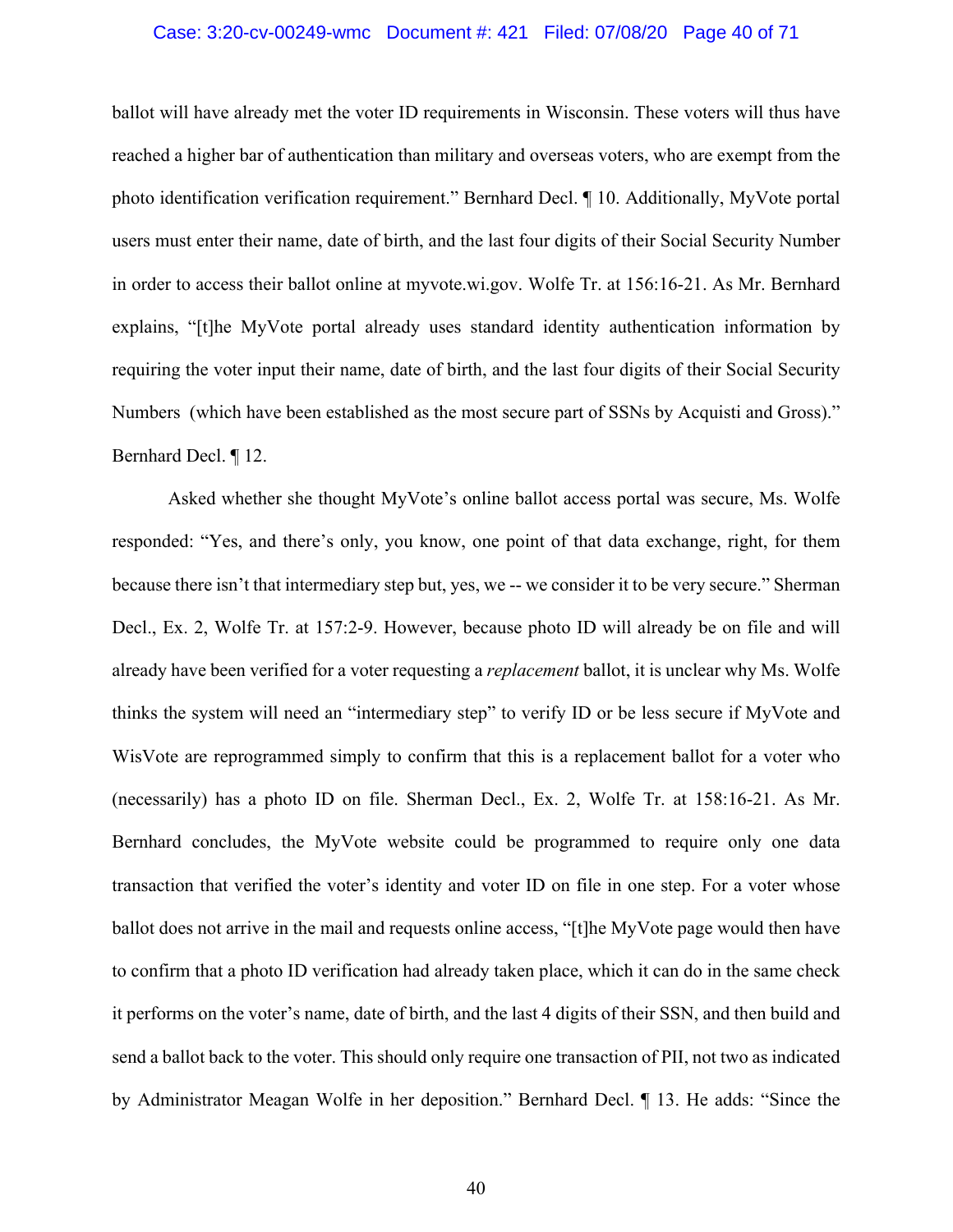ballot will have already met the voter ID requirements in Wisconsin. These voters will thus have reached a higher bar of authentication than military and overseas voters, who are exempt from the photo identification verification requirement." Bernhard Decl. ¶ 10. Additionally, MyVote portal users must enter their name, date of birth, and the last four digits of their Social Security Number in order to access their ballot online at myvote.wi.gov. Wolfe Tr. at 156:16-21. As Mr. Bernhard explains, "[t]he MyVote portal already uses standard identity authentication information by requiring the voter input their name, date of birth, and the last four digits of their Social Security Numbers (which have been established as the most secure part of SSNs by Acquisti and Gross)." Bernhard Decl. ¶ 12.

Asked whether she thought MyVote's online ballot access portal was secure, Ms. Wolfe responded: "Yes, and there's only, you know, one point of that data exchange, right, for them because there isn't that intermediary step but, yes, we -- we consider it to be very secure." Sherman Decl., Ex. 2, Wolfe Tr. at 157:2-9. However, because photo ID will already be on file and will already have been verified for a voter requesting a *replacement* ballot, it is unclear why Ms. Wolfe thinks the system will need an "intermediary step" to verify ID or be less secure if MyVote and WisVote are reprogrammed simply to confirm that this is a replacement ballot for a voter who (necessarily) has a photo ID on file. Sherman Decl., Ex. 2, Wolfe Tr. at 158:16-21. As Mr. Bernhard concludes, the MyVote website could be programmed to require only one data transaction that verified the voter's identity and voter ID on file in one step. For a voter whose ballot does not arrive in the mail and requests online access, "[t]he MyVote page would then have to confirm that a photo ID verification had already taken place, which it can do in the same check it performs on the voter's name, date of birth, and the last 4 digits of their SSN, and then build and send a ballot back to the voter. This should only require one transaction of PII, not two as indicated by Administrator Meagan Wolfe in her deposition." Bernhard Decl. ¶ 13. He adds: "Since the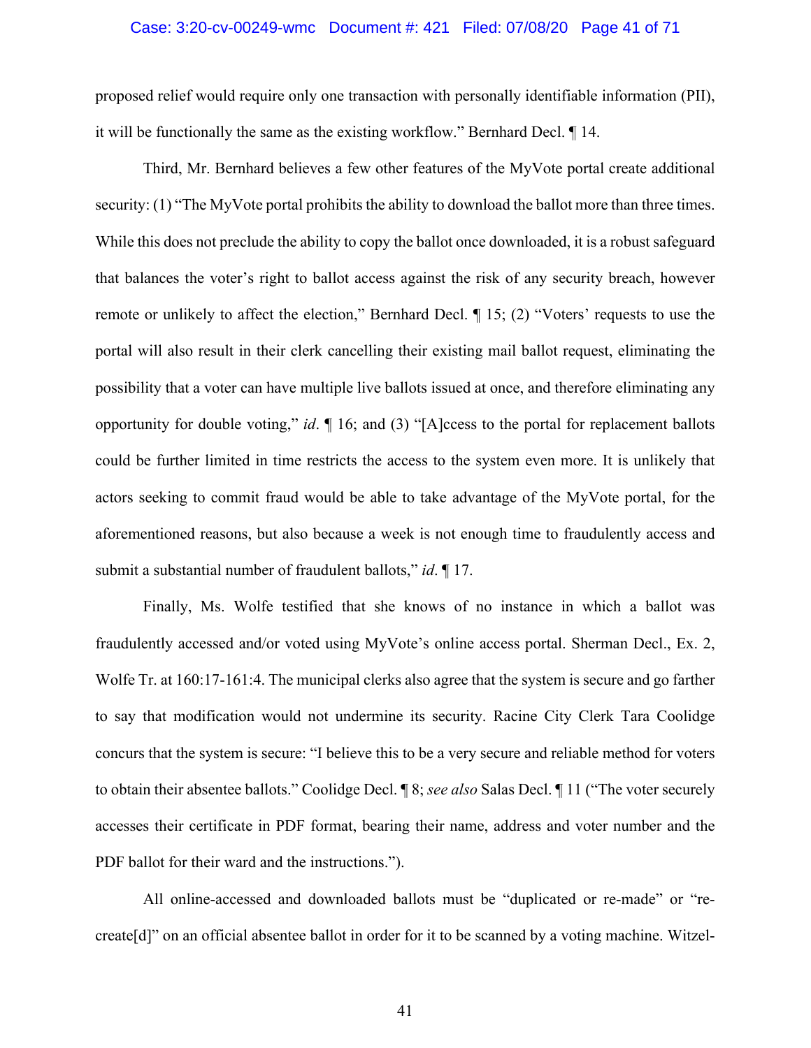proposed relief would require only one transaction with personally identifiable information (PII), it will be functionally the same as the existing workflow." Bernhard Decl. ¶ 14.

Third, Mr. Bernhard believes a few other features of the MyVote portal create additional security: (1) "The MyVote portal prohibits the ability to download the ballot more than three times. While this does not preclude the ability to copy the ballot once downloaded, it is a robust safeguard that balances the voter's right to ballot access against the risk of any security breach, however remote or unlikely to affect the election," Bernhard Decl. ¶ 15; (2) "Voters' requests to use the portal will also result in their clerk cancelling their existing mail ballot request, eliminating the possibility that a voter can have multiple live ballots issued at once, and therefore eliminating any opportunity for double voting," *id*. ¶ 16; and (3) "[A]ccess to the portal for replacement ballots could be further limited in time restricts the access to the system even more. It is unlikely that actors seeking to commit fraud would be able to take advantage of the MyVote portal, for the aforementioned reasons, but also because a week is not enough time to fraudulently access and submit a substantial number of fraudulent ballots," *id*. ¶ 17.

Finally, Ms. Wolfe testified that she knows of no instance in which a ballot was fraudulently accessed and/or voted using MyVote's online access portal. Sherman Decl., Ex. 2, Wolfe Tr. at 160:17-161:4. The municipal clerks also agree that the system is secure and go farther to say that modification would not undermine its security. Racine City Clerk Tara Coolidge concurs that the system is secure: "I believe this to be a very secure and reliable method for voters to obtain their absentee ballots." Coolidge Decl. ¶ 8; *see also* Salas Decl. ¶ 11 ("The voter securely accesses their certificate in PDF format, bearing their name, address and voter number and the PDF ballot for their ward and the instructions.").

All online-accessed and downloaded ballots must be "duplicated or re-made" or "re-create[d]" on an official absentee ballot in order for it to be scanned by a voting machine. Witzel-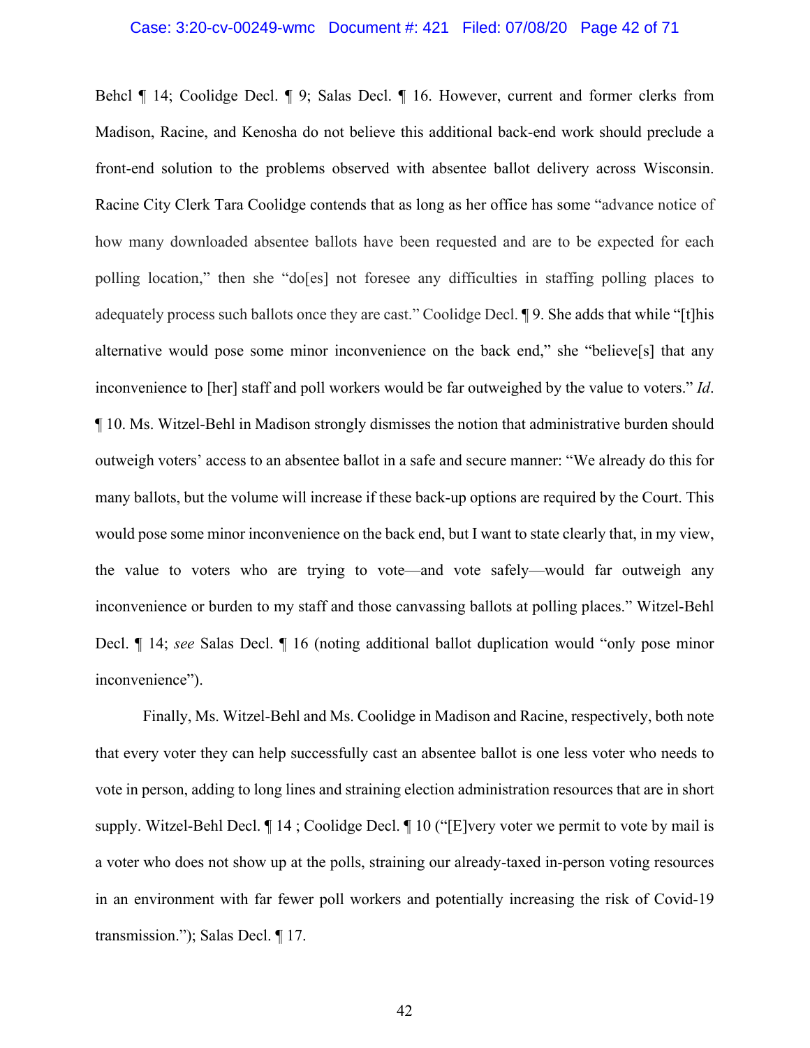Behcl ¶ 14; Coolidge Decl. ¶ 9; Salas Decl. ¶ 16. However, current and former clerks from Madison, Racine, and Kenosha do not believe this additional back-end work should preclude a front-end solution to the problems observed with absentee ballot delivery across Wisconsin. Racine City Clerk Tara Coolidge contends that as long as her office has some "advance notice of how many downloaded absentee ballots have been requested and are to be expected for each polling location," then she "do[es] not foresee any difficulties in staffing polling places to adequately process such ballots once they are cast." Coolidge Decl. ¶ 9. She adds that while "[t]his alternative would pose some minor inconvenience on the back end," she "believe[s] that any inconvenience to [her] staff and poll workers would be far outweighed by the value to voters." *Id*. ¶ 10. Ms. Witzel-Behl in Madison strongly dismisses the notion that administrative burden should outweigh voters' access to an absentee ballot in a safe and secure manner: "We already do this for many ballots, but the volume will increase if these back-up options are required by the Court. This would pose some minor inconvenience on the back end, but I want to state clearly that, in my view, the value to voters who are trying to vote—and vote safely—would far outweigh any inconvenience or burden to my staff and those canvassing ballots at polling places." Witzel-Behl Decl. ¶ 14; *see* Salas Decl. ¶ 16 (noting additional ballot duplication would "only pose minor inconvenience").

Finally, Ms. Witzel-Behl and Ms. Coolidge in Madison and Racine, respectively, both note that every voter they can help successfully cast an absentee ballot is one less voter who needs to vote in person, adding to long lines and straining election administration resources that are in short supply. Witzel-Behl Decl. ¶ 14 ; Coolidge Decl. ¶ 10 ("[E]very voter we permit to vote by mail is a voter who does not show up at the polls, straining our already-taxed in-person voting resources in an environment with far fewer poll workers and potentially increasing the risk of Covid-19 transmission."); Salas Decl. ¶ 17.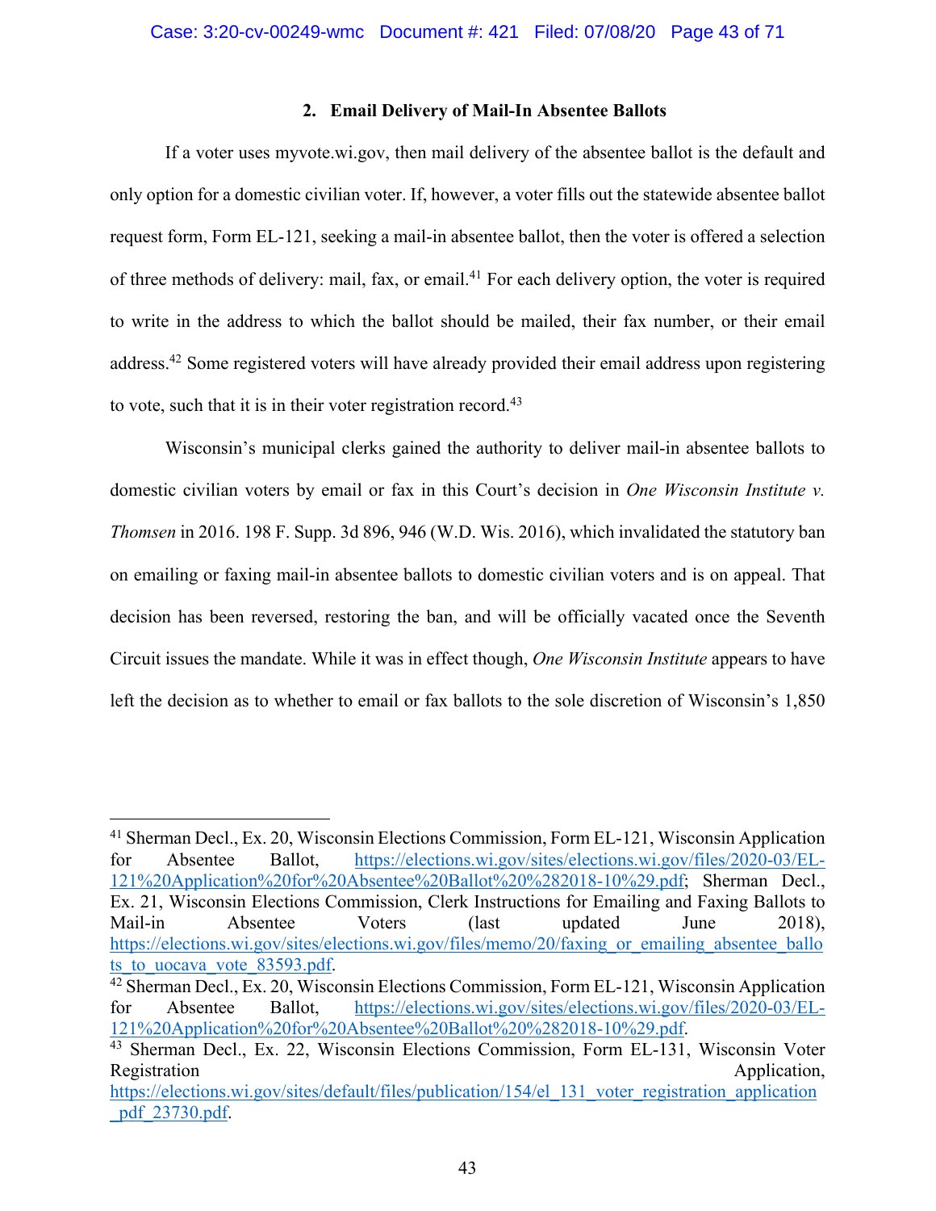### 2. Email Delivery of Mail-In Absentee Ballots

If a voter uses myvote.wi.gov, then mail delivery of the absentee ballot is the default and only option for a domestic civilian voter. If, however, a voter fills out the statewide absentee ballot request form, Form EL-121, seeking a mail-in absentee ballot, then the voter is offered a selection of three methods of delivery: mail, fax, or email.[41] For each delivery option, the voter is required to write in the address to which the ballot should be mailed, their fax number, or their email address.[42] Some registered voters will have already provided their email address upon registering to vote, such that it is in their voter registration record.[43]

Wisconsin's municipal clerks gained the authority to deliver mail-in absentee ballots to domestic civilian voters by email or fax in this Court's decision in *One Wisconsin Institute v. Thomsen* in 2016. 198 F. Supp. 3d 896, 946 (W.D. Wis. 2016), which invalidated the statutory ban on emailing or faxing mail-in absentee ballots to domestic civilian voters and is on appeal. That decision has been reversed, restoring the ban, and will be officially vacated once the Seventh Circuit issues the mandate. While it was in effect though, *One Wisconsin Institute* appears to have left the decision as to whether to email or fax ballots to the sole discretion of Wisconsin's 1,850

---

[41] Sherman Decl., Ex. 20, Wisconsin Elections Commission, Form EL-121, Wisconsin Application for Absentee Ballot, https://elections.wi.gov/sites/elections.wi.gov/files/2020-03/EL-121%20Application%20for%20Absentee%20Ballot%20%282018-10%29.pdf; Sherman Decl., Ex. 21, Wisconsin Elections Commission, Clerk Instructions for Emailing and Faxing Ballots to Mail-in Absentee Voters (last updated June 2018), https://elections.wi.gov/sites/elections.wi.gov/files/memo/20/faxing_or_emailing_absentee_ballots_to_uocava_vote_83593.pdf.

[42] Sherman Decl., Ex. 20, Wisconsin Elections Commission, Form EL-121, Wisconsin Application for Absentee Ballot, https://elections.wi.gov/sites/elections.wi.gov/files/2020-03/EL-121%20Application%20for%20Absentee%20Ballot%20%282018-10%29.pdf.

[43] Sherman Decl., Ex. 22, Wisconsin Elections Commission, Form EL-131, Wisconsin Voter Registration Application, https://elections.wi.gov/sites/default/files/publication/154/el_131_voter_registration_application_pdf_23730.pdf.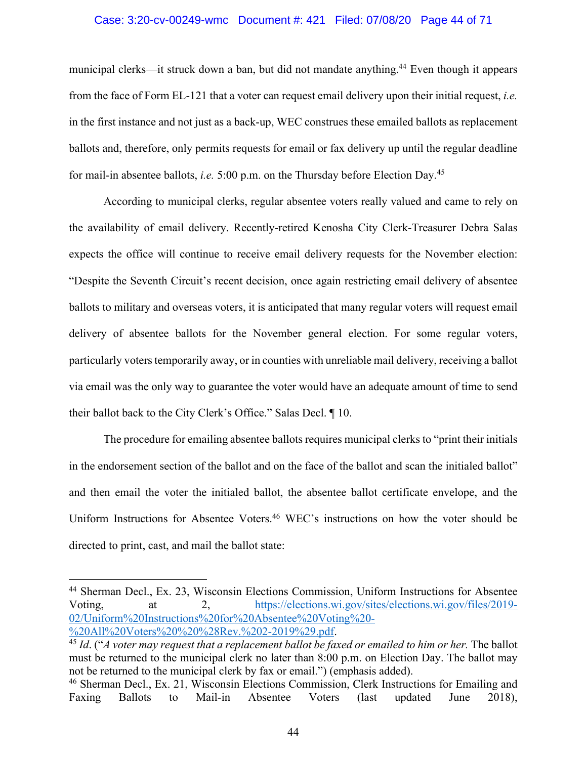municipal clerks—it struck down a ban, but did not mandate anything.[44] Even though it appears from the face of Form EL-121 that a voter can request email delivery upon their initial request, *i.e.* in the first instance and not just as a back-up, WEC construes these emailed ballots as replacement ballots and, therefore, only permits requests for email or fax delivery up until the regular deadline for mail-in absentee ballots, *i.e.* 5:00 p.m. on the Thursday before Election Day.[45]

According to municipal clerks, regular absentee voters really valued and came to rely on the availability of email delivery. Recently-retired Kenosha City Clerk-Treasurer Debra Salas expects the office will continue to receive email delivery requests for the November election: "Despite the Seventh Circuit's recent decision, once again restricting email delivery of absentee ballots to military and overseas voters, it is anticipated that many regular voters will request email delivery of absentee ballots for the November general election. For some regular voters, particularly voters temporarily away, or in counties with unreliable mail delivery, receiving a ballot via email was the only way to guarantee the voter would have an adequate amount of time to send their ballot back to the City Clerk's Office." Salas Decl. ¶ 10.

The procedure for emailing absentee ballots requires municipal clerks to "print their initials in the endorsement section of the ballot and on the face of the ballot and scan the initialed ballot" and then email the voter the initialed ballot, the absentee ballot certificate envelope, and the Uniform Instructions for Absentee Voters.[46] WEC's instructions on how the voter should be directed to print, cast, and mail the ballot state:

---

[44] Sherman Decl., Ex. 23, Wisconsin Elections Commission, Uniform Instructions for Absentee Voting, at 2, https://elections.wi.gov/sites/elections.wi.gov/files/2019-02/Uniform%20Instructions%20for%20Absentee%20Voting%20-%20All%20Voters%20%20%28Rev.%202-2019%29.pdf.

[45] *Id*. ("*A voter may request that a replacement ballot be faxed or emailed to him or her.* The ballot must be returned to the municipal clerk no later than 8:00 p.m. on Election Day. The ballot may not be returned to the municipal clerk by fax or email.") (emphasis added).

[46] Sherman Decl., Ex. 21, Wisconsin Elections Commission, Clerk Instructions for Emailing and Faxing Ballots to Mail-in Absentee Voters (last updated June 2018),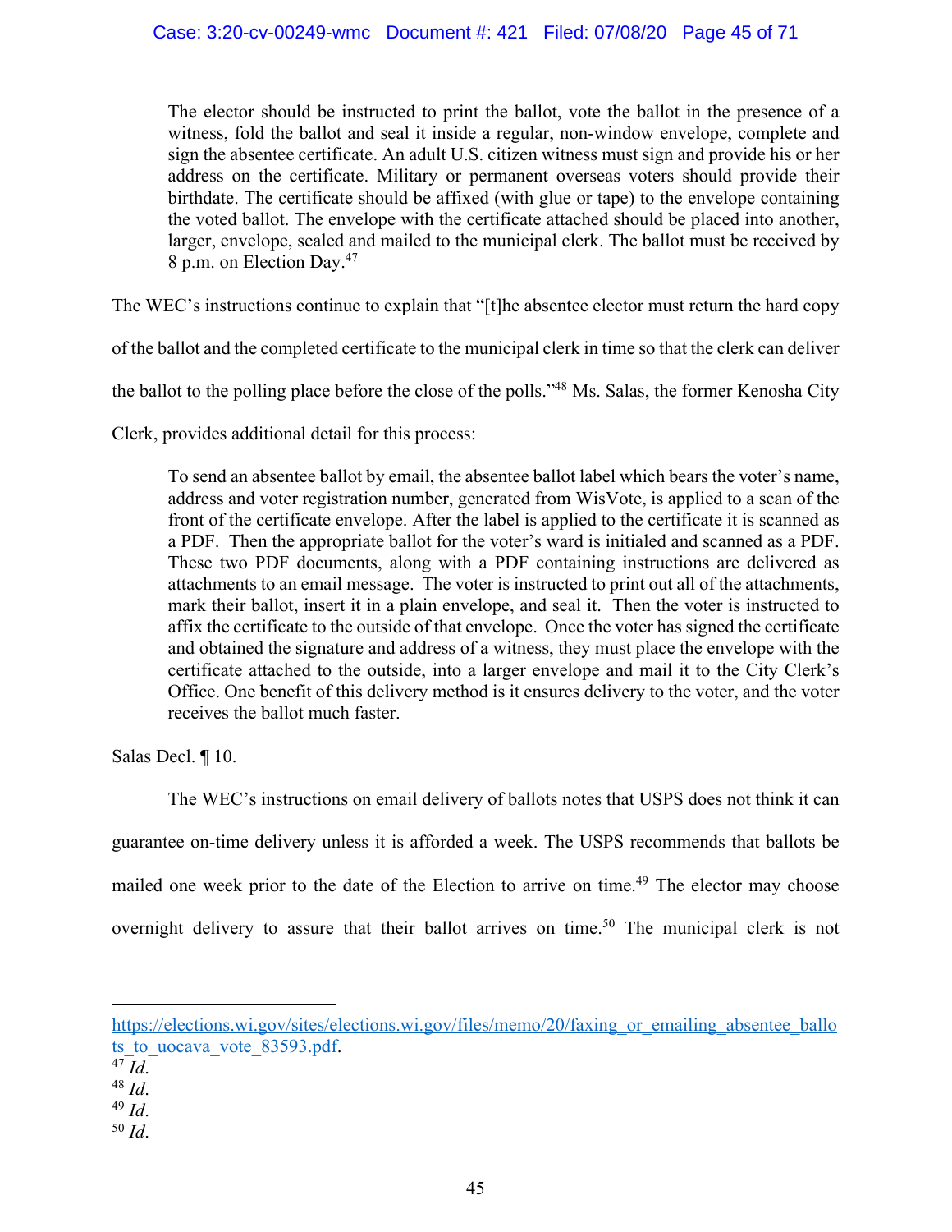> The elector should be instructed to print the ballot, vote the ballot in the presence of a witness, fold the ballot and seal it inside a regular, non-window envelope, complete and sign the absentee certificate. An adult U.S. citizen witness must sign and provide his or her address on the certificate. Military or permanent overseas voters should provide their birthdate. The certificate should be affixed (with glue or tape) to the envelope containing the voted ballot. The envelope with the certificate attached should be placed into another, larger, envelope, sealed and mailed to the municipal clerk. The ballot must be received by 8 p.m. on Election Day.[47]

The WEC's instructions continue to explain that "[t]he absentee elector must return the hard copy of the ballot and the completed certificate to the municipal clerk in time so that the clerk can deliver the ballot to the polling place before the close of the polls."[48] Ms. Salas, the former Kenosha City Clerk, provides additional detail for this process:

> To send an absentee ballot by email, the absentee ballot label which bears the voter's name, address and voter registration number, generated from WisVote, is applied to a scan of the front of the certificate envelope. After the label is applied to the certificate it is scanned as a PDF. Then the appropriate ballot for the voter's ward is initialed and scanned as a PDF. These two PDF documents, along with a PDF containing instructions are delivered as attachments to an email message. The voter is instructed to print out all of the attachments, mark their ballot, insert it in a plain envelope, and seal it. Then the voter is instructed to affix the certificate to the outside of that envelope. Once the voter has signed the certificate and obtained the signature and address of a witness, they must place the envelope with the certificate attached to the outside, into a larger envelope and mail it to the City Clerk's Office. One benefit of this delivery method is it ensures delivery to the voter, and the voter receives the ballot much faster.

Salas Decl. ¶ 10.

The WEC's instructions on email delivery of ballots notes that USPS does not think it can guarantee on-time delivery unless it is afforded a week. The USPS recommends that ballots be mailed one week prior to the date of the Election to arrive on time.[49] The elector may choose overnight delivery to assure that their ballot arrives on time.[50] The municipal clerk is not

---

https://elections.wi.gov/sites/elections.wi.gov/files/memo/20/faxing_or_emailing_absentee_ballots_to_uocava_vote_83593.pdf.

[47] *Id*.

[48] *Id*.

[49] *Id*.

[50] *Id*.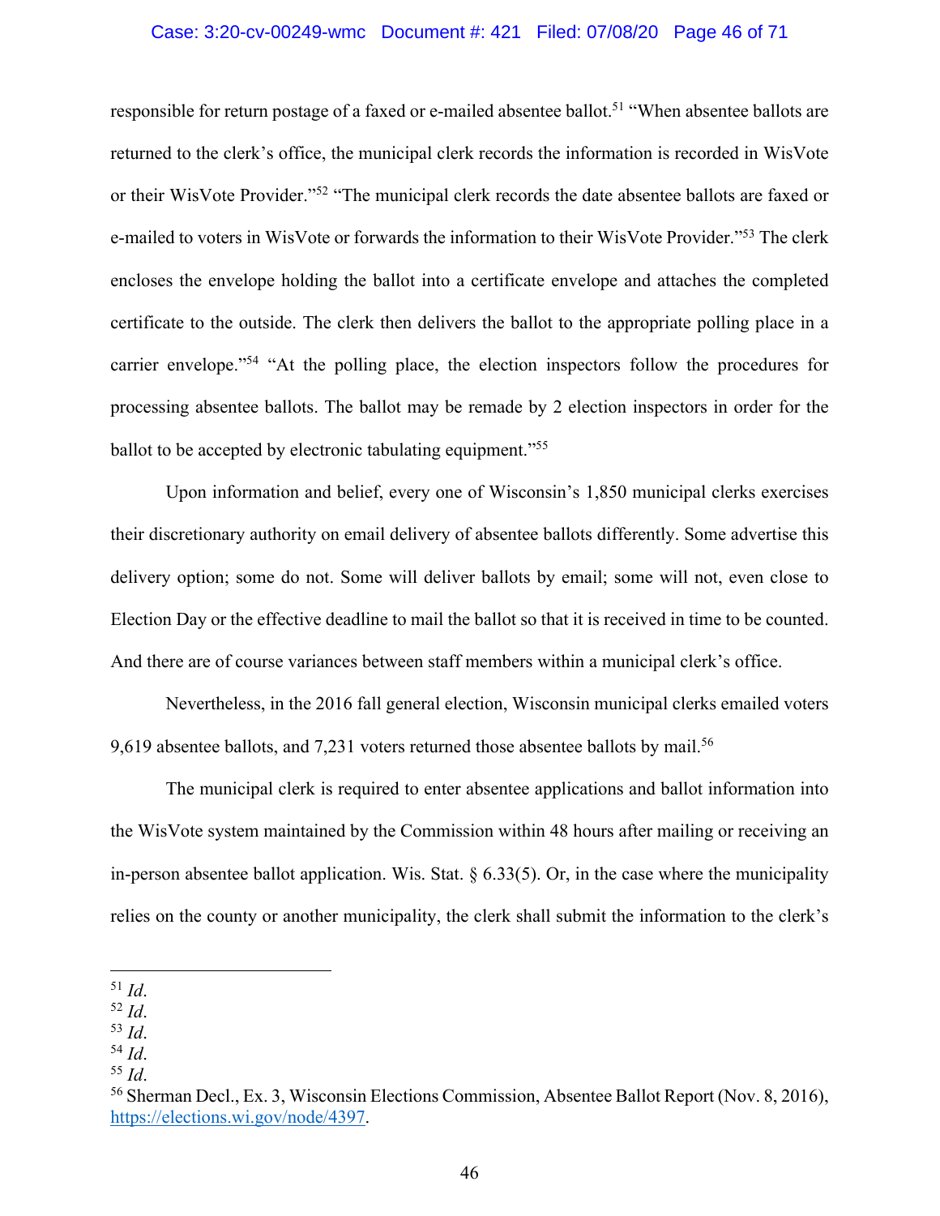responsible for return postage of a faxed or e-mailed absentee ballot.[51] "When absentee ballots are returned to the clerk's office, the municipal clerk records the information is recorded in WisVote or their WisVote Provider."[52] "The municipal clerk records the date absentee ballots are faxed or e-mailed to voters in WisVote or forwards the information to their WisVote Provider."[53] The clerk encloses the envelope holding the ballot into a certificate envelope and attaches the completed certificate to the outside. The clerk then delivers the ballot to the appropriate polling place in a carrier envelope."[54] "At the polling place, the election inspectors follow the procedures for processing absentee ballots. The ballot may be remade by 2 election inspectors in order for the ballot to be accepted by electronic tabulating equipment."[55]

Upon information and belief, every one of Wisconsin's 1,850 municipal clerks exercises their discretionary authority on email delivery of absentee ballots differently. Some advertise this delivery option; some do not. Some will deliver ballots by email; some will not, even close to Election Day or the effective deadline to mail the ballot so that it is received in time to be counted. And there are of course variances between staff members within a municipal clerk's office.

Nevertheless, in the 2016 fall general election, Wisconsin municipal clerks emailed voters 9,619 absentee ballots, and 7,231 voters returned those absentee ballots by mail.[56]

The municipal clerk is required to enter absentee applications and ballot information into the WisVote system maintained by the Commission within 48 hours after mailing or receiving an in-person absentee ballot application. Wis. Stat. § 6.33(5). Or, in the case where the municipality relies on the county or another municipality, the clerk shall submit the information to the clerk's

---

[51] *Id.*
[52] *Id.*
[53] *Id.*
[54] *Id.*
[55] *Id.*
[56] Sherman Decl., Ex. 3, Wisconsin Elections Commission, Absentee Ballot Report (Nov. 8, 2016), https://elections.wi.gov/node/4397.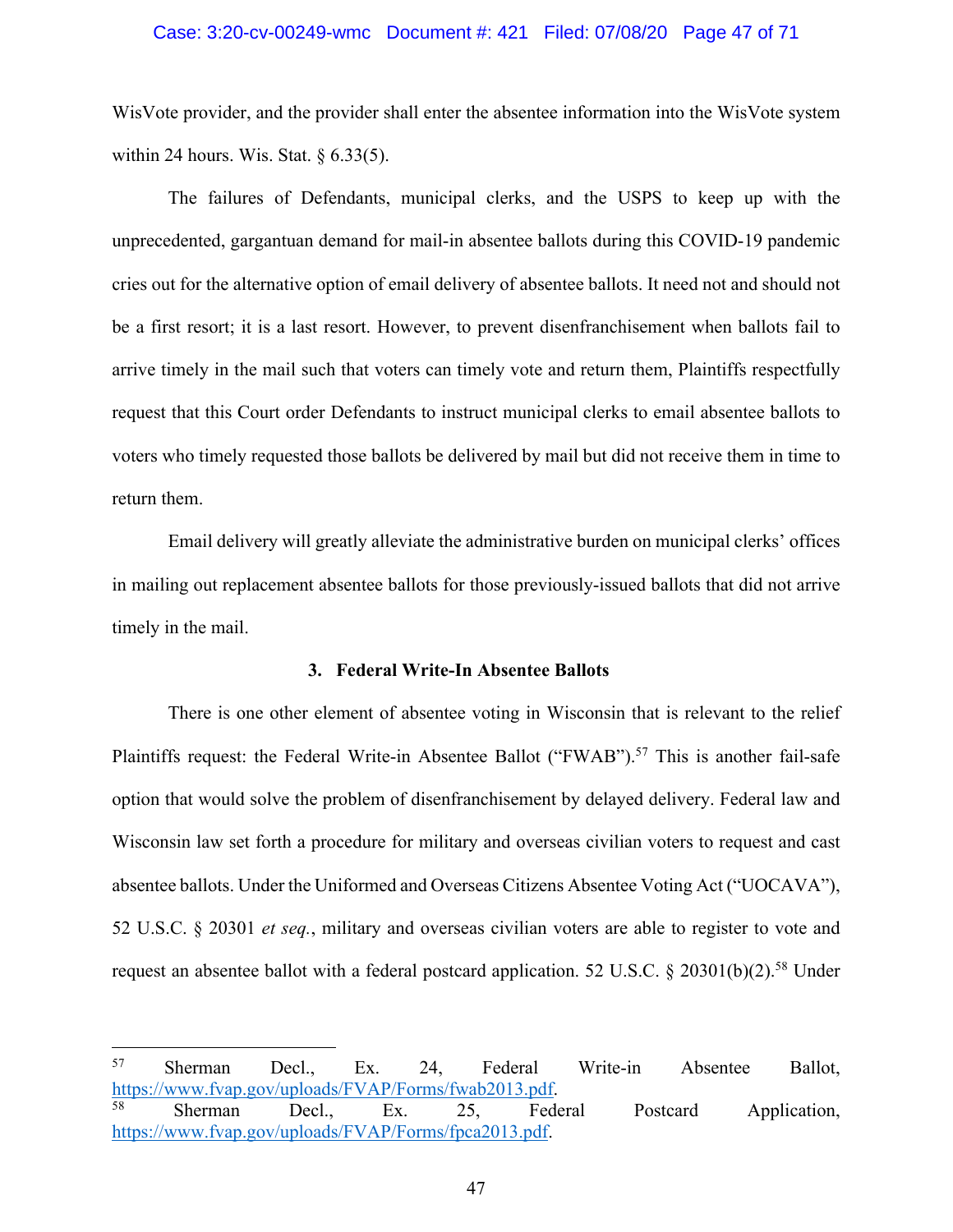WisVote provider, and the provider shall enter the absentee information into the WisVote system within 24 hours. Wis. Stat. § 6.33(5).

The failures of Defendants, municipal clerks, and the USPS to keep up with the unprecedented, gargantuan demand for mail-in absentee ballots during this COVID-19 pandemic cries out for the alternative option of email delivery of absentee ballots. It need not and should not be a first resort; it is a last resort. However, to prevent disenfranchisement when ballots fail to arrive timely in the mail such that voters can timely vote and return them, Plaintiffs respectfully request that this Court order Defendants to instruct municipal clerks to email absentee ballots to voters who timely requested those ballots be delivered by mail but did not receive them in time to return them.

Email delivery will greatly alleviate the administrative burden on municipal clerks' offices in mailing out replacement absentee ballots for those previously-issued ballots that did not arrive timely in the mail.

### 3. Federal Write-In Absentee Ballots

There is one other element of absentee voting in Wisconsin that is relevant to the relief Plaintiffs request: the Federal Write-in Absentee Ballot ("FWAB").[57] This is another fail-safe option that would solve the problem of disenfranchisement by delayed delivery. Federal law and Wisconsin law set forth a procedure for military and overseas civilian voters to request and cast absentee ballots. Under the Uniformed and Overseas Citizens Absentee Voting Act ("UOCAVA"), 52 U.S.C. § 20301 *et seq.*, military and overseas civilian voters are able to register to vote and request an absentee ballot with a federal postcard application. 52 U.S.C. § 20301(b)(2).[58] Under

---

[57] Sherman Decl., Ex. 24, Federal Write-in Absentee Ballot, https://www.fvap.gov/uploads/FVAP/Forms/fwab2013.pdf.

[58] Sherman Decl., Ex. 25, Federal Postcard Application, https://www.fvap.gov/uploads/FVAP/Forms/fpca2013.pdf.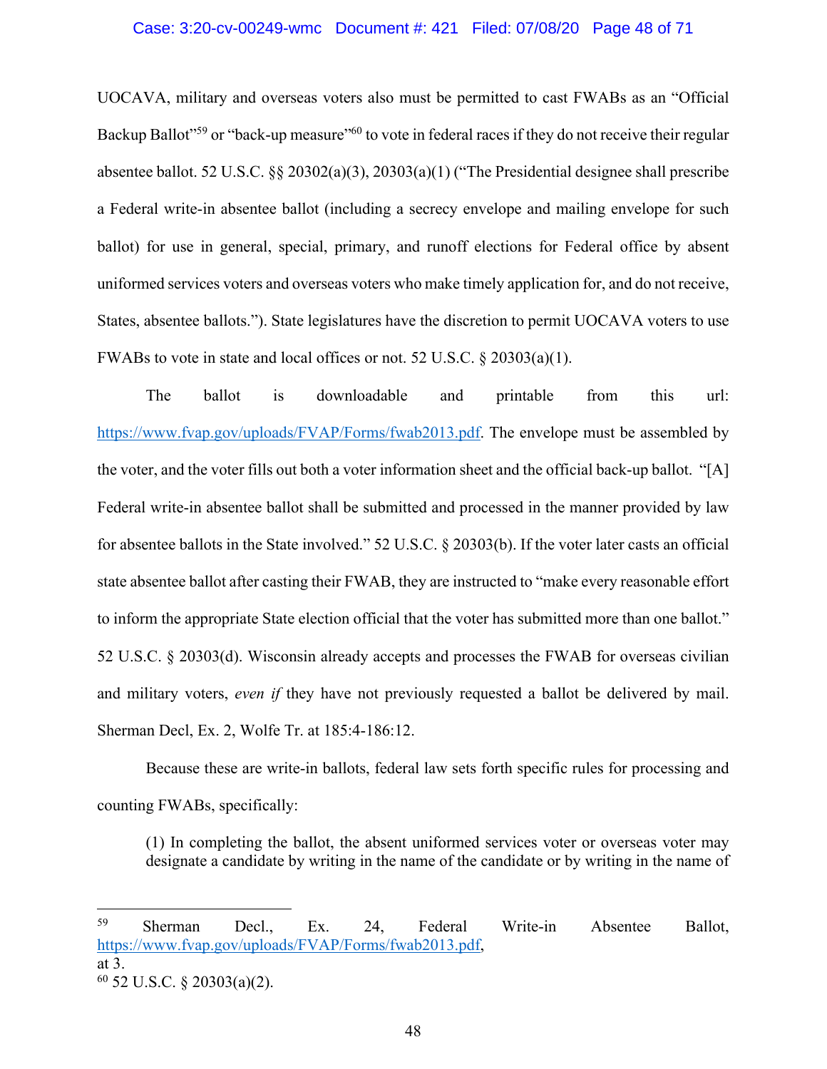UOCAVA, military and overseas voters also must be permitted to cast FWABs as an "Official Backup Ballot"[59] or "back-up measure"[60] to vote in federal races if they do not receive their regular absentee ballot. 52 U.S.C. §§ 20302(a)(3), 20303(a)(1) ("The Presidential designee shall prescribe a Federal write-in absentee ballot (including a secrecy envelope and mailing envelope for such ballot) for use in general, special, primary, and runoff elections for Federal office by absent uniformed services voters and overseas voters who make timely application for, and do not receive, States, absentee ballots."). State legislatures have the discretion to permit UOCAVA voters to use FWABs to vote in state and local offices or not. 52 U.S.C. § 20303(a)(1).

The ballot is downloadable and printable from this url: https://www.fvap.gov/uploads/FVAP/Forms/fwab2013.pdf. The envelope must be assembled by the voter, and the voter fills out both a voter information sheet and the official back-up ballot. "[A] Federal write-in absentee ballot shall be submitted and processed in the manner provided by law for absentee ballots in the State involved." 52 U.S.C. § 20303(b). If the voter later casts an official state absentee ballot after casting their FWAB, they are instructed to "make every reasonable effort to inform the appropriate State election official that the voter has submitted more than one ballot." 52 U.S.C. § 20303(d). Wisconsin already accepts and processes the FWAB for overseas civilian and military voters, *even if* they have not previously requested a ballot be delivered by mail. Sherman Decl, Ex. 2, Wolfe Tr. at 185:4-186:12.

Because these are write-in ballots, federal law sets forth specific rules for processing and counting FWABs, specifically:

> (1) In completing the ballot, the absent uniformed services voter or overseas voter may designate a candidate by writing in the name of the candidate or by writing in the name of

---

[59] Sherman Decl., Ex. 24, Federal Write-in Absentee Ballot, https://www.fvap.gov/uploads/FVAP/Forms/fwab2013.pdf, at 3.

[60] 52 U.S.C. § 20303(a)(2).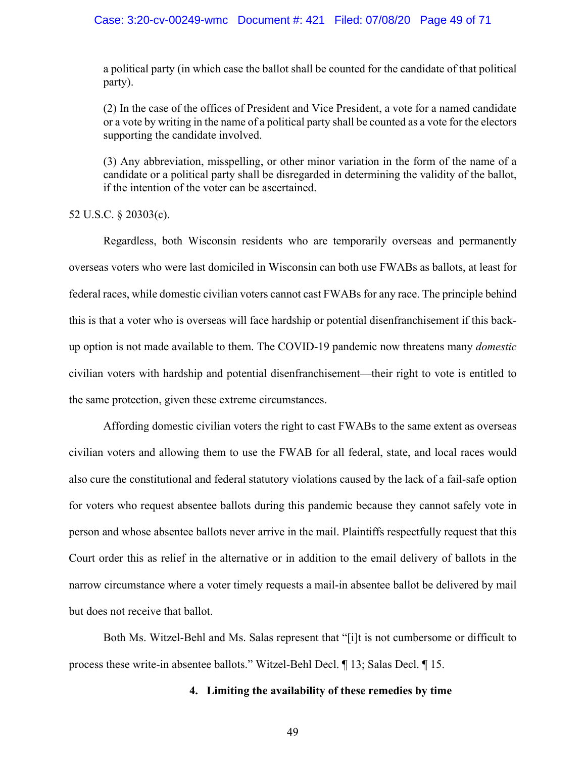> a political party (in which case the ballot shall be counted for the candidate of that political party).
>
> (2) In the case of the offices of President and Vice President, a vote for a named candidate or a vote by writing in the name of a political party shall be counted as a vote for the electors supporting the candidate involved.
>
> (3) Any abbreviation, misspelling, or other minor variation in the form of the name of a candidate or a political party shall be disregarded in determining the validity of the ballot, if the intention of the voter can be ascertained.

52 U.S.C. § 20303(c).

Regardless, both Wisconsin residents who are temporarily overseas and permanently overseas voters who were last domiciled in Wisconsin can both use FWABs as ballots, at least for federal races, while domestic civilian voters cannot cast FWABs for any race. The principle behind this is that a voter who is overseas will face hardship or potential disenfranchisement if this back-up option is not made available to them. The COVID-19 pandemic now threatens many *domestic* civilian voters with hardship and potential disenfranchisement—their right to vote is entitled to the same protection, given these extreme circumstances.

Affording domestic civilian voters the right to cast FWABs to the same extent as overseas civilian voters and allowing them to use the FWAB for all federal, state, and local races would also cure the constitutional and federal statutory violations caused by the lack of a fail-safe option for voters who request absentee ballots during this pandemic because they cannot safely vote in person and whose absentee ballots never arrive in the mail. Plaintiffs respectfully request that this Court order this as relief in the alternative or in addition to the email delivery of ballots in the narrow circumstance where a voter timely requests a mail-in absentee ballot be delivered by mail but does not receive that ballot.

Both Ms. Witzel-Behl and Ms. Salas represent that "[i]t is not cumbersome or difficult to process these write-in absentee ballots." Witzel-Behl Decl. ¶ 13; Salas Decl. ¶ 15.

#### 4. Limiting the availability of these remedies by time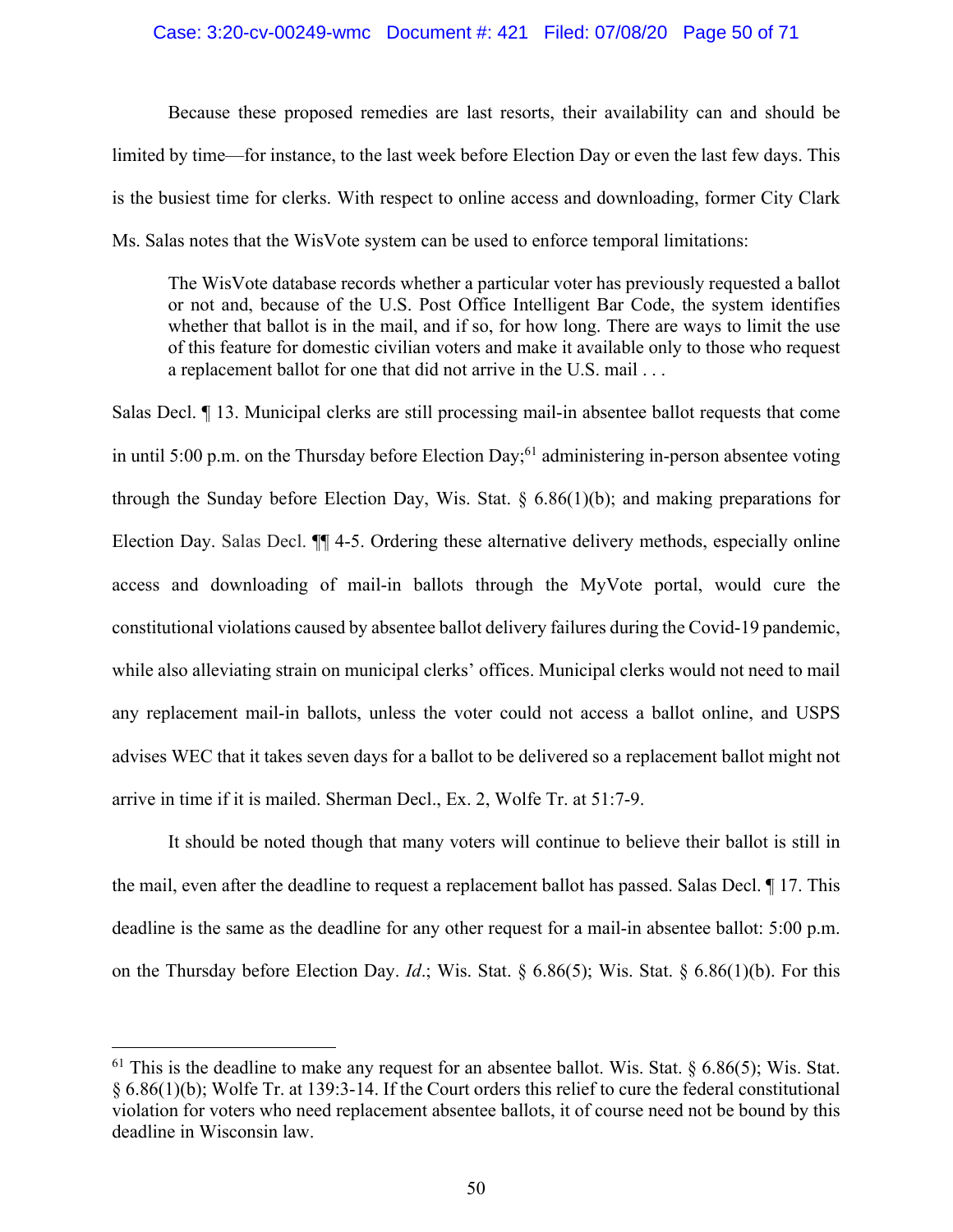Because these proposed remedies are last resorts, their availability can and should be limited by time—for instance, to the last week before Election Day or even the last few days. This is the busiest time for clerks. With respect to online access and downloading, former City Clark Ms. Salas notes that the WisVote system can be used to enforce temporal limitations:

> The WisVote database records whether a particular voter has previously requested a ballot or not and, because of the U.S. Post Office Intelligent Bar Code, the system identifies whether that ballot is in the mail, and if so, for how long. There are ways to limit the use of this feature for domestic civilian voters and make it available only to those who request a replacement ballot for one that did not arrive in the U.S. mail . . .

Salas Decl. ¶ 13. Municipal clerks are still processing mail-in absentee ballot requests that come in until 5:00 p.m. on the Thursday before Election Day;[61] administering in-person absentee voting through the Sunday before Election Day, Wis. Stat. § 6.86(1)(b); and making preparations for Election Day. Salas Decl. ¶¶ 4-5. Ordering these alternative delivery methods, especially online access and downloading of mail-in ballots through the MyVote portal, would cure the constitutional violations caused by absentee ballot delivery failures during the Covid-19 pandemic, while also alleviating strain on municipal clerks' offices. Municipal clerks would not need to mail any replacement mail-in ballots, unless the voter could not access a ballot online, and USPS advises WEC that it takes seven days for a ballot to be delivered so a replacement ballot might not arrive in time if it is mailed. Sherman Decl., Ex. 2, Wolfe Tr. at 51:7-9.

It should be noted though that many voters will continue to believe their ballot is still in the mail, even after the deadline to request a replacement ballot has passed. Salas Decl. ¶ 17. This deadline is the same as the deadline for any other request for a mail-in absentee ballot: 5:00 p.m. on the Thursday before Election Day. *Id*.; Wis. Stat. § 6.86(5); Wis. Stat. § 6.86(1)(b). For this

---

[61] This is the deadline to make any request for an absentee ballot. Wis. Stat. § 6.86(5); Wis. Stat. § 6.86(1)(b); Wolfe Tr. at 139:3-14. If the Court orders this relief to cure the federal constitutional violation for voters who need replacement absentee ballots, it of course need not be bound by this deadline in Wisconsin law.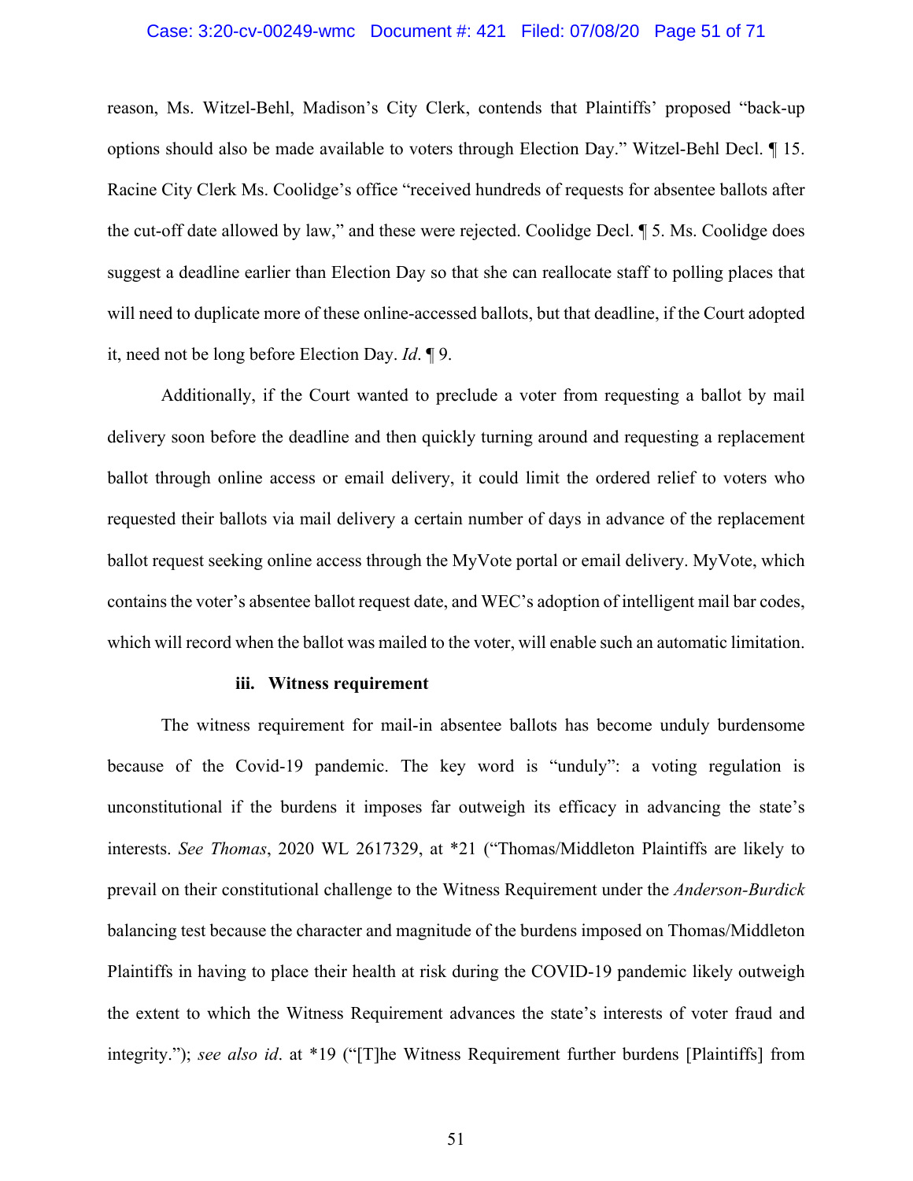reason, Ms. Witzel-Behl, Madison's City Clerk, contends that Plaintiffs' proposed "back-up options should also be made available to voters through Election Day." Witzel-Behl Decl. ¶ 15. Racine City Clerk Ms. Coolidge's office "received hundreds of requests for absentee ballots after the cut-off date allowed by law," and these were rejected. Coolidge Decl. ¶ 5. Ms. Coolidge does suggest a deadline earlier than Election Day so that she can reallocate staff to polling places that will need to duplicate more of these online-accessed ballots, but that deadline, if the Court adopted it, need not be long before Election Day. *Id*. ¶ 9.

Additionally, if the Court wanted to preclude a voter from requesting a ballot by mail delivery soon before the deadline and then quickly turning around and requesting a replacement ballot through online access or email delivery, it could limit the ordered relief to voters who requested their ballots via mail delivery a certain number of days in advance of the replacement ballot request seeking online access through the MyVote portal or email delivery. MyVote, which contains the voter's absentee ballot request date, and WEC's adoption of intelligent mail bar codes, which will record when the ballot was mailed to the voter, will enable such an automatic limitation.

**iii. Witness requirement**

The witness requirement for mail-in absentee ballots has become unduly burdensome because of the Covid-19 pandemic. The key word is "unduly": a voting regulation is unconstitutional if the burdens it imposes far outweigh its efficacy in advancing the state's interests. *See Thomas*, 2020 WL 2617329, at *21 ("Thomas/Middleton Plaintiffs are likely to prevail on their constitutional challenge to the Witness Requirement under the *Anderson-Burdick* balancing test because the character and magnitude of the burdens imposed on Thomas/Middleton Plaintiffs in having to place their health at risk during the COVID-19 pandemic likely outweigh the extent to which the Witness Requirement advances the state's interests of voter fraud and integrity."); *see also id*. at *19 ("[T]he Witness Requirement further burdens [Plaintiffs] from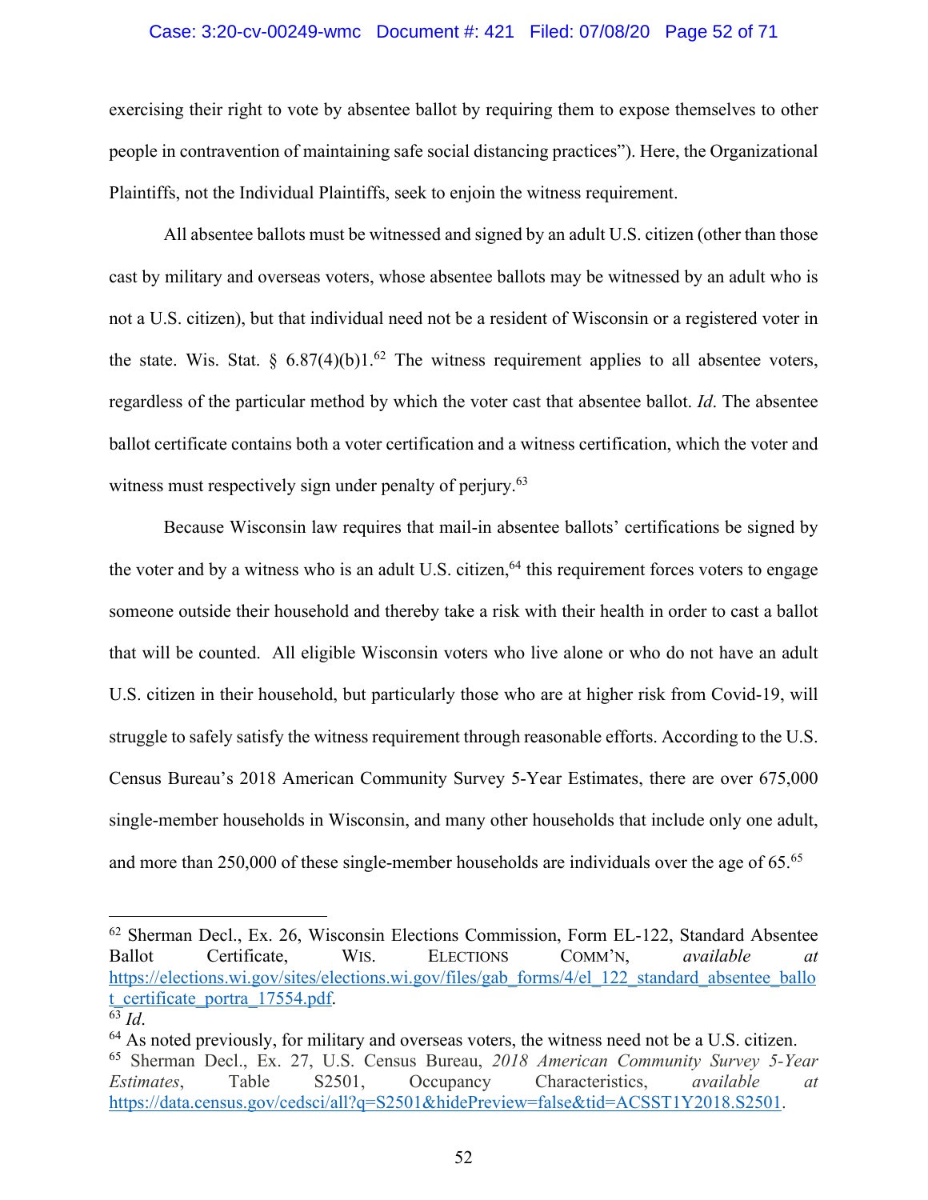exercising their right to vote by absentee ballot by requiring them to expose themselves to other people in contravention of maintaining safe social distancing practices"). Here, the Organizational Plaintiffs, not the Individual Plaintiffs, seek to enjoin the witness requirement.

All absentee ballots must be witnessed and signed by an adult U.S. citizen (other than those cast by military and overseas voters, whose absentee ballots may be witnessed by an adult who is not a U.S. citizen), but that individual need not be a resident of Wisconsin or a registered voter in the state. Wis. Stat. § 6.87(4)(b)1.[62] The witness requirement applies to all absentee voters, regardless of the particular method by which the voter cast that absentee ballot. *Id*. The absentee ballot certificate contains both a voter certification and a witness certification, which the voter and witness must respectively sign under penalty of perjury.[63]

Because Wisconsin law requires that mail-in absentee ballots' certifications be signed by the voter and by a witness who is an adult U.S. citizen,[64] this requirement forces voters to engage someone outside their household and thereby take a risk with their health in order to cast a ballot that will be counted. All eligible Wisconsin voters who live alone or who do not have an adult U.S. citizen in their household, but particularly those who are at higher risk from Covid-19, will struggle to safely satisfy the witness requirement through reasonable efforts. According to the U.S. Census Bureau's 2018 American Community Survey 5-Year Estimates, there are over 675,000 single-member households in Wisconsin, and many other households that include only one adult, and more than 250,000 of these single-member households are individuals over the age of 65.[65]

---

[62] Sherman Decl., Ex. 26, Wisconsin Elections Commission, Form EL-122, Standard Absentee Ballot Certificate, WIS. ELECTIONS COMM'N, *available at* https://elections.wi.gov/sites/elections.wi.gov/files/gab_forms/4/el_122_standard_absentee_ballot_certificate_portra_17554.pdf.

[63] *Id*.

[64] As noted previously, for military and overseas voters, the witness need not be a U.S. citizen.

[65] Sherman Decl., Ex. 27, U.S. Census Bureau, *2018 American Community Survey 5-Year Estimates*, Table S2501, Occupancy Characteristics, *available at* https://data.census.gov/cedsci/all?q=S2501&hidePreview=false&tid=ACSST1Y2018.S2501.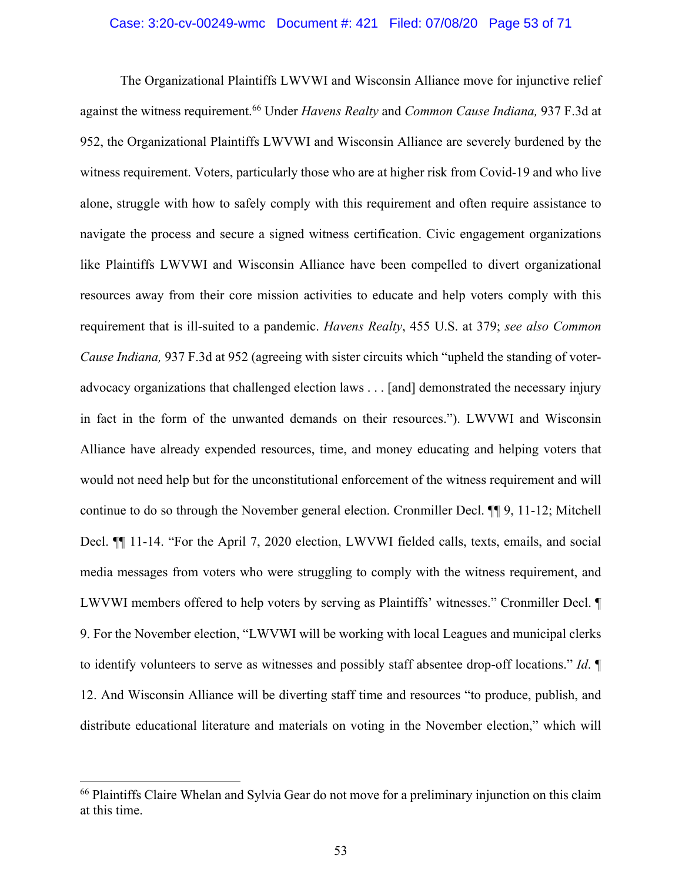The Organizational Plaintiffs LWVWI and Wisconsin Alliance move for injunctive relief against the witness requirement.[66] Under *Havens Realty* and *Common Cause Indiana,* 937 F.3d at 952, the Organizational Plaintiffs LWVWI and Wisconsin Alliance are severely burdened by the witness requirement. Voters, particularly those who are at higher risk from Covid-19 and who live alone, struggle with how to safely comply with this requirement and often require assistance to navigate the process and secure a signed witness certification. Civic engagement organizations like Plaintiffs LWVWI and Wisconsin Alliance have been compelled to divert organizational resources away from their core mission activities to educate and help voters comply with this requirement that is ill-suited to a pandemic. *Havens Realty*, 455 U.S. at 379; *see also Common Cause Indiana,* 937 F.3d at 952 (agreeing with sister circuits which "upheld the standing of voter-advocacy organizations that challenged election laws . . . [and] demonstrated the necessary injury in fact in the form of the unwanted demands on their resources."). LWVWI and Wisconsin Alliance have already expended resources, time, and money educating and helping voters that would not need help but for the unconstitutional enforcement of the witness requirement and will continue to do so through the November general election. Cronmiller Decl. ¶¶ 9, 11-12; Mitchell Decl. ¶¶ 11-14. "For the April 7, 2020 election, LWVWI fielded calls, texts, emails, and social media messages from voters who were struggling to comply with the witness requirement, and LWVWI members offered to help voters by serving as Plaintiffs' witnesses." Cronmiller Decl. ¶ 9. For the November election, "LWVWI will be working with local Leagues and municipal clerks to identify volunteers to serve as witnesses and possibly staff absentee drop-off locations." *Id*. ¶ 12. And Wisconsin Alliance will be diverting staff time and resources "to produce, publish, and distribute educational literature and materials on voting in the November election," which will

---

[66] Plaintiffs Claire Whelan and Sylvia Gear do not move for a preliminary injunction on this claim at this time.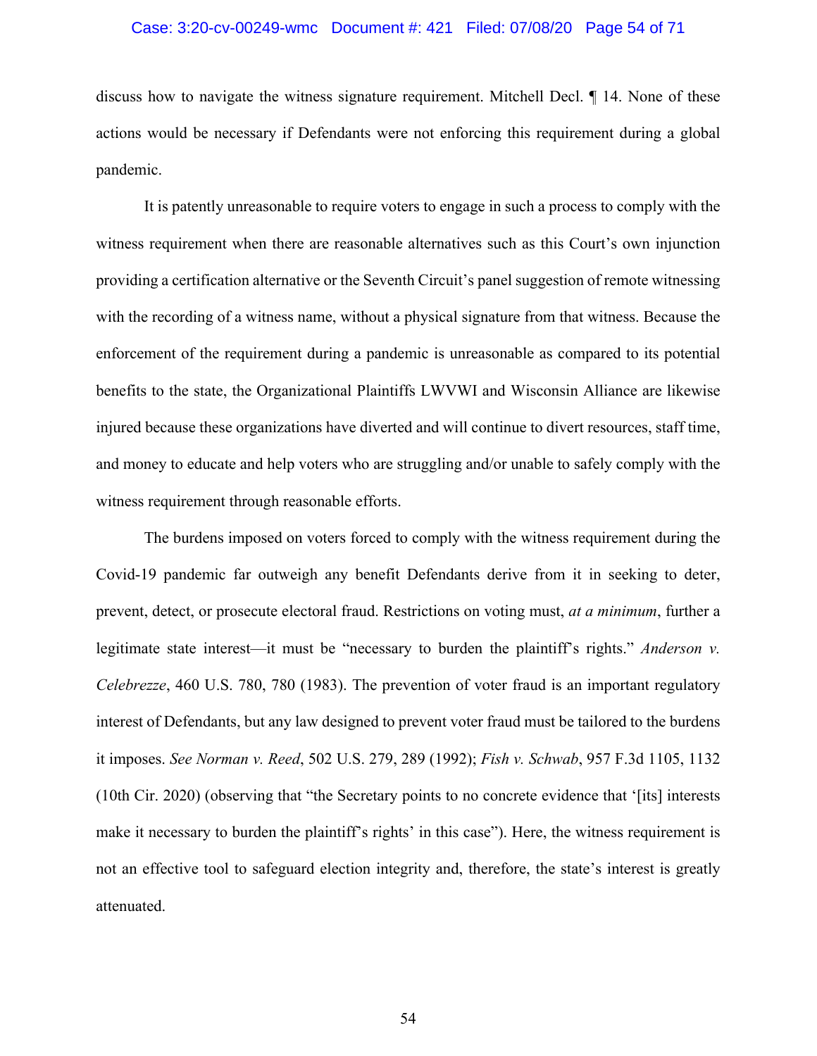discuss how to navigate the witness signature requirement. Mitchell Decl. ¶ 14. None of these actions would be necessary if Defendants were not enforcing this requirement during a global pandemic.

It is patently unreasonable to require voters to engage in such a process to comply with the witness requirement when there are reasonable alternatives such as this Court's own injunction providing a certification alternative or the Seventh Circuit's panel suggestion of remote witnessing with the recording of a witness name, without a physical signature from that witness. Because the enforcement of the requirement during a pandemic is unreasonable as compared to its potential benefits to the state, the Organizational Plaintiffs LWVWI and Wisconsin Alliance are likewise injured because these organizations have diverted and will continue to divert resources, staff time, and money to educate and help voters who are struggling and/or unable to safely comply with the witness requirement through reasonable efforts.

The burdens imposed on voters forced to comply with the witness requirement during the Covid-19 pandemic far outweigh any benefit Defendants derive from it in seeking to deter, prevent, detect, or prosecute electoral fraud. Restrictions on voting must, *at a minimum*, further a legitimate state interest—it must be "necessary to burden the plaintiff's rights." *Anderson v. Celebrezze*, 460 U.S. 780, 780 (1983). The prevention of voter fraud is an important regulatory interest of Defendants, but any law designed to prevent voter fraud must be tailored to the burdens it imposes. *See Norman v. Reed*, 502 U.S. 279, 289 (1992); *Fish v. Schwab*, 957 F.3d 1105, 1132 (10th Cir. 2020) (observing that "the Secretary points to no concrete evidence that '[its] interests make it necessary to burden the plaintiff's rights' in this case"). Here, the witness requirement is not an effective tool to safeguard election integrity and, therefore, the state's interest is greatly attenuated.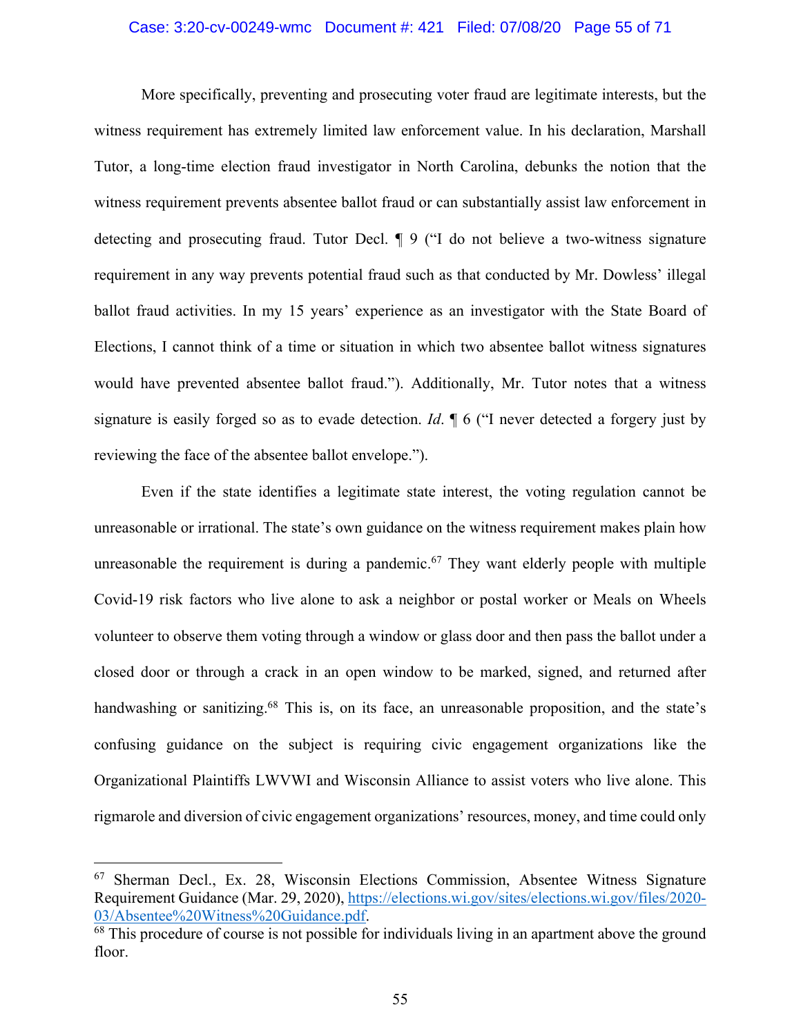More specifically, preventing and prosecuting voter fraud are legitimate interests, but the witness requirement has extremely limited law enforcement value. In his declaration, Marshall Tutor, a long-time election fraud investigator in North Carolina, debunks the notion that the witness requirement prevents absentee ballot fraud or can substantially assist law enforcement in detecting and prosecuting fraud. Tutor Decl. ¶ 9 ("I do not believe a two-witness signature requirement in any way prevents potential fraud such as that conducted by Mr. Dowless' illegal ballot fraud activities. In my 15 years' experience as an investigator with the State Board of Elections, I cannot think of a time or situation in which two absentee ballot witness signatures would have prevented absentee ballot fraud."). Additionally, Mr. Tutor notes that a witness signature is easily forged so as to evade detection. *Id*. ¶ 6 ("I never detected a forgery just by reviewing the face of the absentee ballot envelope.").

Even if the state identifies a legitimate state interest, the voting regulation cannot be unreasonable or irrational. The state's own guidance on the witness requirement makes plain how unreasonable the requirement is during a pandemic.[67] They want elderly people with multiple Covid-19 risk factors who live alone to ask a neighbor or postal worker or Meals on Wheels volunteer to observe them voting through a window or glass door and then pass the ballot under a closed door or through a crack in an open window to be marked, signed, and returned after handwashing or sanitizing.[68] This is, on its face, an unreasonable proposition, and the state's confusing guidance on the subject is requiring civic engagement organizations like the Organizational Plaintiffs LWVWI and Wisconsin Alliance to assist voters who live alone. This rigmarole and diversion of civic engagement organizations' resources, money, and time could only

[67] Sherman Decl., Ex. 28, Wisconsin Elections Commission, Absentee Witness Signature Requirement Guidance (Mar. 29, 2020), https://elections.wi.gov/sites/elections.wi.gov/files/2020-03/Absentee%20Witness%20Guidance.pdf.

[68] This procedure of course is not possible for individuals living in an apartment above the ground floor.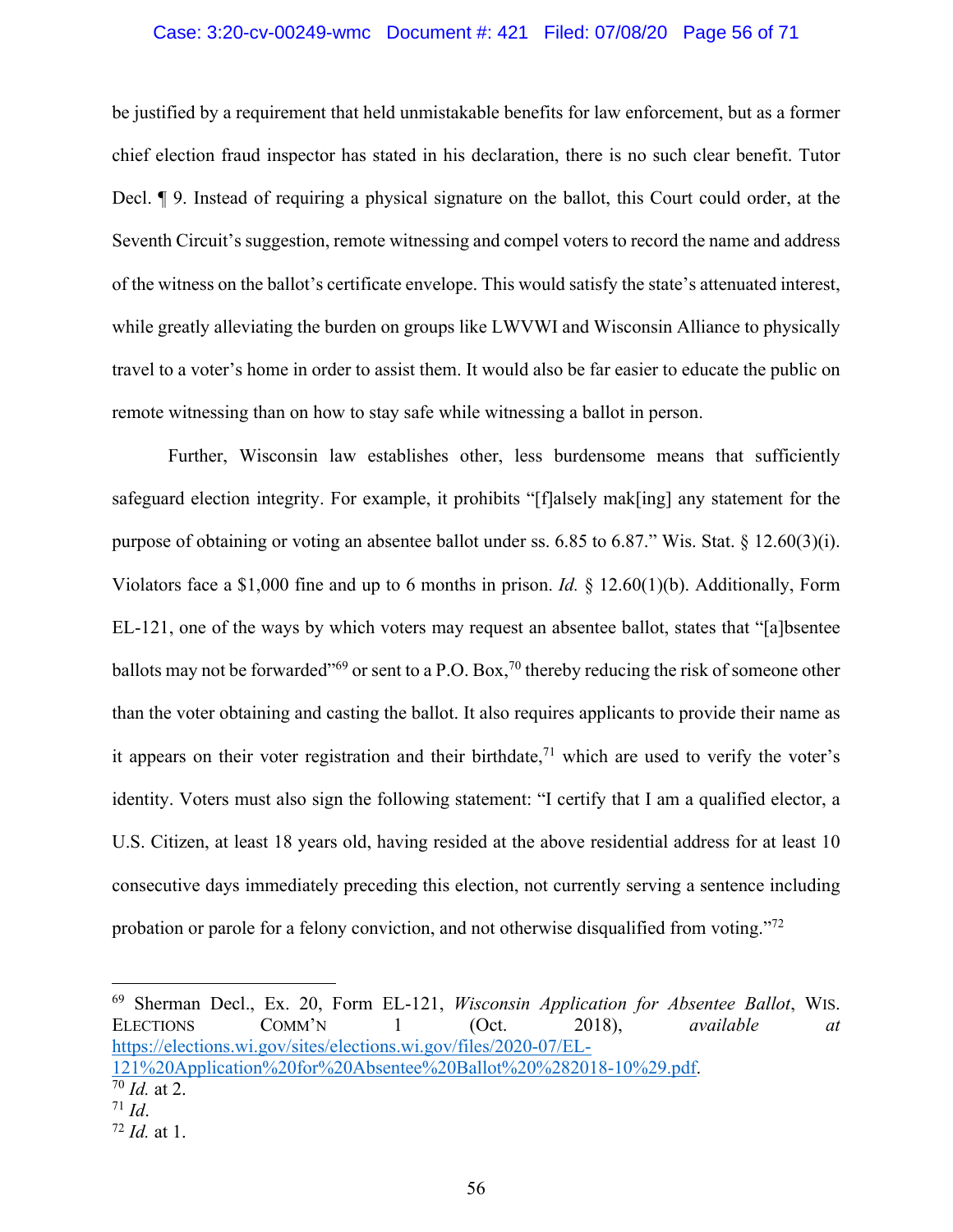be justified by a requirement that held unmistakable benefits for law enforcement, but as a former chief election fraud inspector has stated in his declaration, there is no such clear benefit. Tutor Decl. ¶ 9. Instead of requiring a physical signature on the ballot, this Court could order, at the Seventh Circuit's suggestion, remote witnessing and compel voters to record the name and address of the witness on the ballot's certificate envelope. This would satisfy the state's attenuated interest, while greatly alleviating the burden on groups like LWVWI and Wisconsin Alliance to physically travel to a voter's home in order to assist them. It would also be far easier to educate the public on remote witnessing than on how to stay safe while witnessing a ballot in person.

Further, Wisconsin law establishes other, less burdensome means that sufficiently safeguard election integrity. For example, it prohibits "[f]alsely mak[ing] any statement for the purpose of obtaining or voting an absentee ballot under ss. 6.85 to 6.87." Wis. Stat. § 12.60(3)(i). Violators face a $1,000 fine and up to 6 months in prison. *Id.* § 12.60(1)(b). Additionally, Form EL-121, one of the ways by which voters may request an absentee ballot, states that "[a]bsentee ballots may not be forwarded"[69] or sent to a P.O. Box,[70] thereby reducing the risk of someone other than the voter obtaining and casting the ballot. It also requires applicants to provide their name as it appears on their voter registration and their birthdate,[71] which are used to verify the voter's identity. Voters must also sign the following statement: "I certify that I am a qualified elector, a U.S. Citizen, at least 18 years old, having resided at the above residential address for at least 10 consecutive days immediately preceding this election, not currently serving a sentence including probation or parole for a felony conviction, and not otherwise disqualified from voting."[72]

---

[69] Sherman Decl., Ex. 20, Form EL-121, *Wisconsin Application for Absentee Ballot*, WIS. ELECTIONS COMM'N 1 (Oct. 2018), *available at* https://elections.wi.gov/sites/elections.wi.gov/files/2020-07/EL-121%20Application%20for%20Absentee%20Ballot%20%282018-10%29.pdf.

[70] *Id.* at 2.

[71] *Id*.

[72] *Id.* at 1.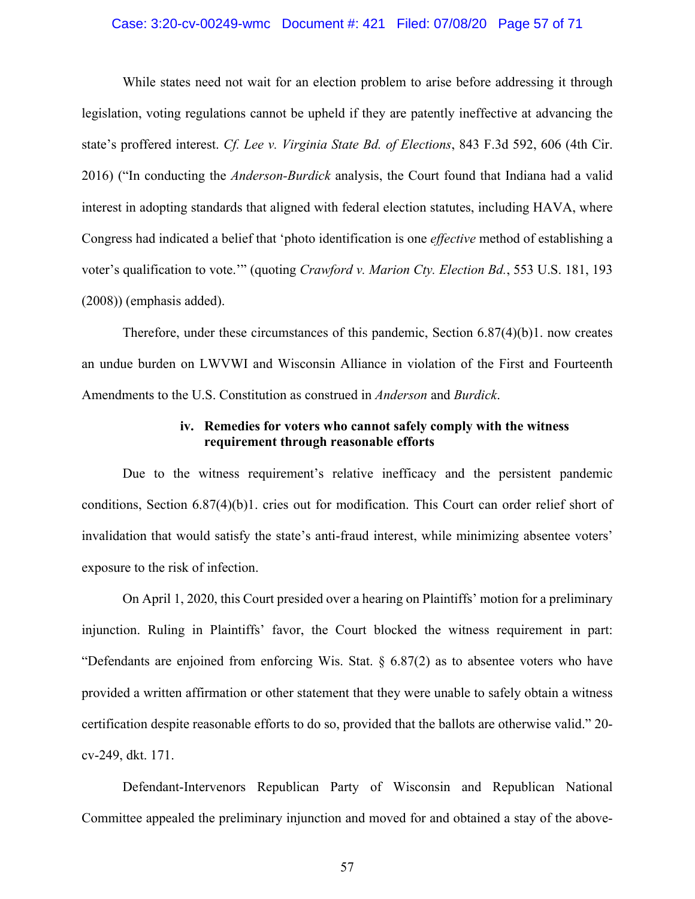While states need not wait for an election problem to arise before addressing it through legislation, voting regulations cannot be upheld if they are patently ineffective at advancing the state's proffered interest. *Cf. Lee v. Virginia State Bd. of Elections*, 843 F.3d 592, 606 (4th Cir. 2016) ("In conducting the *Anderson-Burdick* analysis, the Court found that Indiana had a valid interest in adopting standards that aligned with federal election statutes, including HAVA, where Congress had indicated a belief that 'photo identification is one *effective* method of establishing a voter's qualification to vote.'" (quoting *Crawford v. Marion Cty. Election Bd.*, 553 U.S. 181, 193 (2008)) (emphasis added).

Therefore, under these circumstances of this pandemic, Section 6.87(4)(b)1. now creates an undue burden on LWVWI and Wisconsin Alliance in violation of the First and Fourteenth Amendments to the U.S. Constitution as construed in *Anderson* and *Burdick*.

#### iv. Remedies for voters who cannot safely comply with the witness requirement through reasonable efforts

Due to the witness requirement's relative inefficacy and the persistent pandemic conditions, Section 6.87(4)(b)1. cries out for modification. This Court can order relief short of invalidation that would satisfy the state's anti-fraud interest, while minimizing absentee voters' exposure to the risk of infection.

On April 1, 2020, this Court presided over a hearing on Plaintiffs' motion for a preliminary injunction. Ruling in Plaintiffs' favor, the Court blocked the witness requirement in part: "Defendants are enjoined from enforcing Wis. Stat. § 6.87(2) as to absentee voters who have provided a written affirmation or other statement that they were unable to safely obtain a witness certification despite reasonable efforts to do so, provided that the ballots are otherwise valid." 20-cv-249, dkt. 171.

Defendant-Intervenors Republican Party of Wisconsin and Republican National Committee appealed the preliminary injunction and moved for and obtained a stay of the above-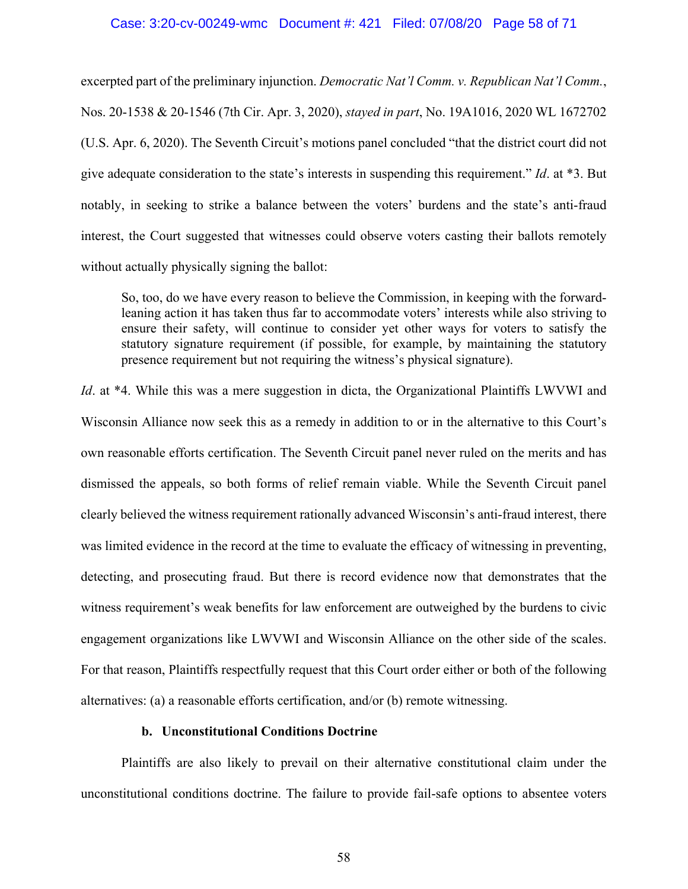excerpted part of the preliminary injunction. *Democratic Nat'l Comm. v. Republican Nat'l Comm.*, Nos. 20-1538 & 20-1546 (7th Cir. Apr. 3, 2020), *stayed in part*, No. 19A1016, 2020 WL 1672702 (U.S. Apr. 6, 2020). The Seventh Circuit's motions panel concluded "that the district court did not give adequate consideration to the state's interests in suspending this requirement." *Id*. at *3. But notably, in seeking to strike a balance between the voters' burdens and the state's anti-fraud interest, the Court suggested that witnesses could observe voters casting their ballots remotely without actually physically signing the ballot:

> So, too, do we have every reason to believe the Commission, in keeping with the forward-leaning action it has taken thus far to accommodate voters' interests while also striving to ensure their safety, will continue to consider yet other ways for voters to satisfy the statutory signature requirement (if possible, for example, by maintaining the statutory presence requirement but not requiring the witness's physical signature).

*Id*. at *4. While this was a mere suggestion in dicta, the Organizational Plaintiffs LWVWI and Wisconsin Alliance now seek this as a remedy in addition to or in the alternative to this Court's own reasonable efforts certification. The Seventh Circuit panel never ruled on the merits and has dismissed the appeals, so both forms of relief remain viable. While the Seventh Circuit panel clearly believed the witness requirement rationally advanced Wisconsin's anti-fraud interest, there was limited evidence in the record at the time to evaluate the efficacy of witnessing in preventing, detecting, and prosecuting fraud. But there is record evidence now that demonstrates that the witness requirement's weak benefits for law enforcement are outweighed by the burdens to civic engagement organizations like LWVWI and Wisconsin Alliance on the other side of the scales. For that reason, Plaintiffs respectfully request that this Court order either or both of the following alternatives: (a) a reasonable efforts certification, and/or (b) remote witnessing.

#### b. Unconstitutional Conditions Doctrine

Plaintiffs are also likely to prevail on their alternative constitutional claim under the unconstitutional conditions doctrine. The failure to provide fail-safe options to absentee voters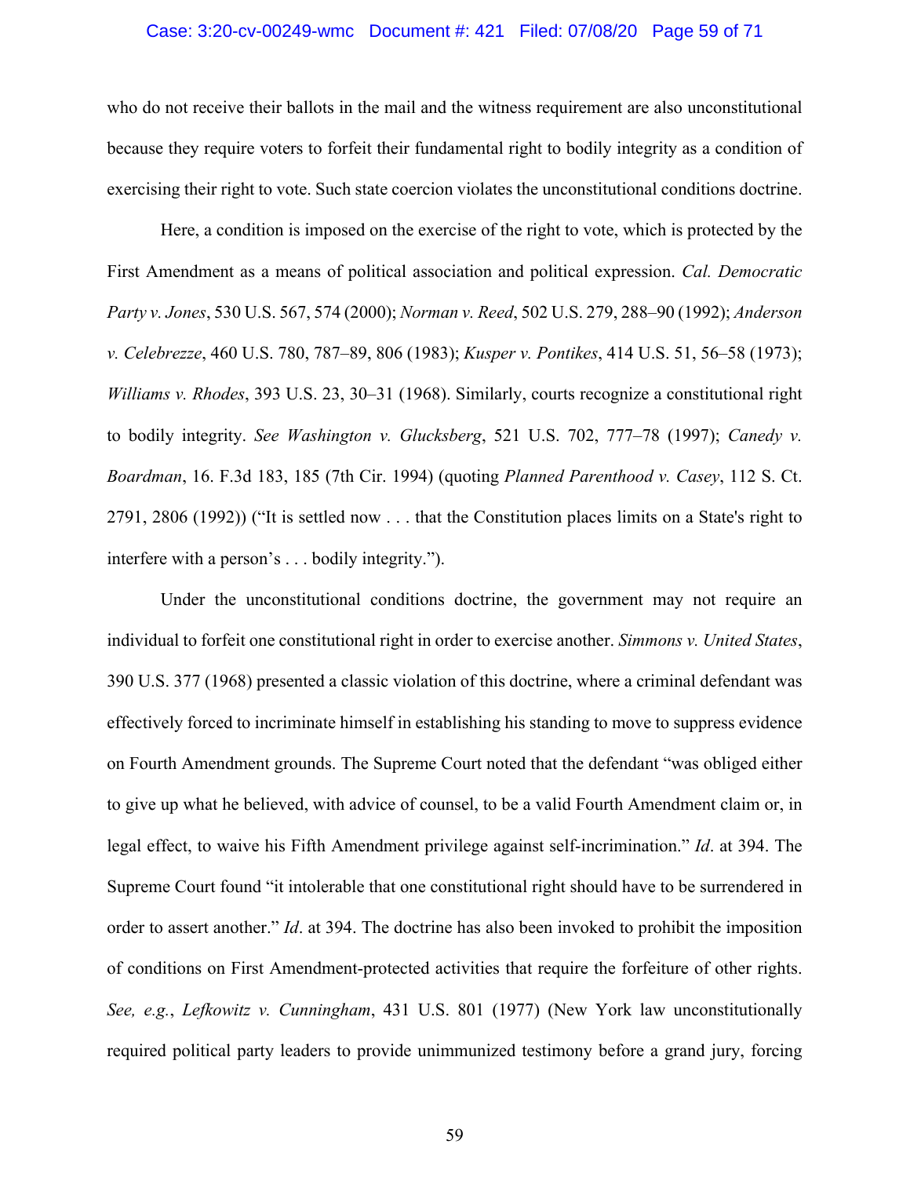who do not receive their ballots in the mail and the witness requirement are also unconstitutional because they require voters to forfeit their fundamental right to bodily integrity as a condition of exercising their right to vote. Such state coercion violates the unconstitutional conditions doctrine.

Here, a condition is imposed on the exercise of the right to vote, which is protected by the First Amendment as a means of political association and political expression. *Cal. Democratic Party v. Jones*, 530 U.S. 567, 574 (2000); *Norman v. Reed*, 502 U.S. 279, 288–90 (1992); *Anderson v. Celebrezze*, 460 U.S. 780, 787–89, 806 (1983); *Kusper v. Pontikes*, 414 U.S. 51, 56–58 (1973); *Williams v. Rhodes*, 393 U.S. 23, 30–31 (1968). Similarly, courts recognize a constitutional right to bodily integrity. *See Washington v. Glucksberg*, 521 U.S. 702, 777–78 (1997); *Canedy v. Boardman*, 16. F.3d 183, 185 (7th Cir. 1994) (quoting *Planned Parenthood v. Casey*, 112 S. Ct. 2791, 2806 (1992)) ("It is settled now . . . that the Constitution places limits on a State's right to interfere with a person's . . . bodily integrity.").

Under the unconstitutional conditions doctrine, the government may not require an individual to forfeit one constitutional right in order to exercise another. *Simmons v. United States*, 390 U.S. 377 (1968) presented a classic violation of this doctrine, where a criminal defendant was effectively forced to incriminate himself in establishing his standing to move to suppress evidence on Fourth Amendment grounds. The Supreme Court noted that the defendant "was obliged either to give up what he believed, with advice of counsel, to be a valid Fourth Amendment claim or, in legal effect, to waive his Fifth Amendment privilege against self-incrimination." *Id*. at 394. The Supreme Court found "it intolerable that one constitutional right should have to be surrendered in order to assert another." *Id*. at 394. The doctrine has also been invoked to prohibit the imposition of conditions on First Amendment-protected activities that require the forfeiture of other rights. *See, e.g.*, *Lefkowitz v. Cunningham*, 431 U.S. 801 (1977) (New York law unconstitutionally required political party leaders to provide unimmunized testimony before a grand jury, forcing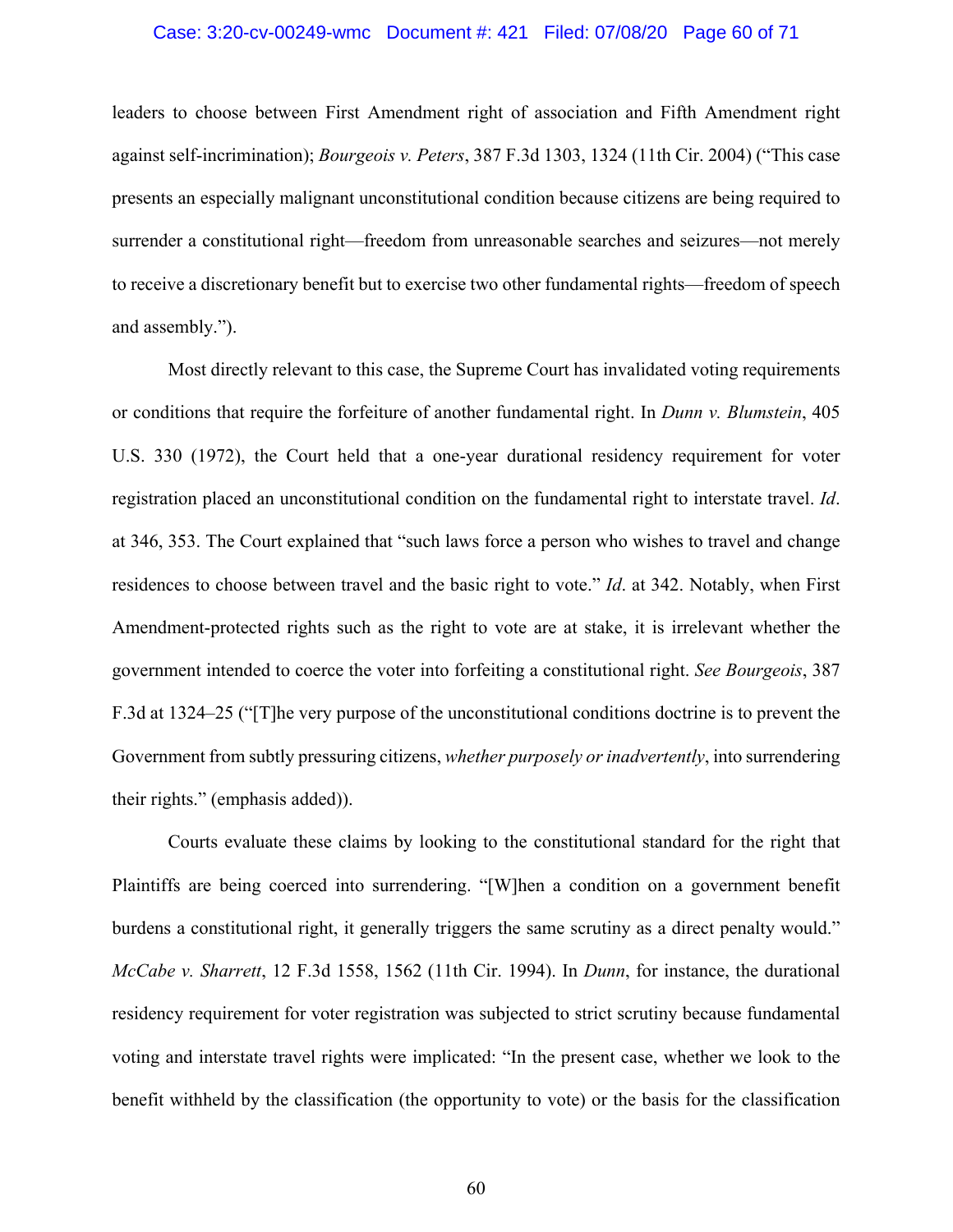leaders to choose between First Amendment right of association and Fifth Amendment right against self-incrimination); *Bourgeois v. Peters*, 387 F.3d 1303, 1324 (11th Cir. 2004) ("This case presents an especially malignant unconstitutional condition because citizens are being required to surrender a constitutional right—freedom from unreasonable searches and seizures—not merely to receive a discretionary benefit but to exercise two other fundamental rights—freedom of speech and assembly.").

Most directly relevant to this case, the Supreme Court has invalidated voting requirements or conditions that require the forfeiture of another fundamental right. In *Dunn v. Blumstein*, 405 U.S. 330 (1972), the Court held that a one-year durational residency requirement for voter registration placed an unconstitutional condition on the fundamental right to interstate travel. *Id*. at 346, 353. The Court explained that "such laws force a person who wishes to travel and change residences to choose between travel and the basic right to vote." *Id*. at 342. Notably, when First Amendment-protected rights such as the right to vote are at stake, it is irrelevant whether the government intended to coerce the voter into forfeiting a constitutional right. *See Bourgeois*, 387 F.3d at 1324–25 ("[T]he very purpose of the unconstitutional conditions doctrine is to prevent the Government from subtly pressuring citizens, *whether purposely or inadvertently*, into surrendering their rights." (emphasis added)).

Courts evaluate these claims by looking to the constitutional standard for the right that Plaintiffs are being coerced into surrendering. "[W]hen a condition on a government benefit burdens a constitutional right, it generally triggers the same scrutiny as a direct penalty would." *McCabe v. Sharrett*, 12 F.3d 1558, 1562 (11th Cir. 1994). In *Dunn*, for instance, the durational residency requirement for voter registration was subjected to strict scrutiny because fundamental voting and interstate travel rights were implicated: "In the present case, whether we look to the benefit withheld by the classification (the opportunity to vote) or the basis for the classification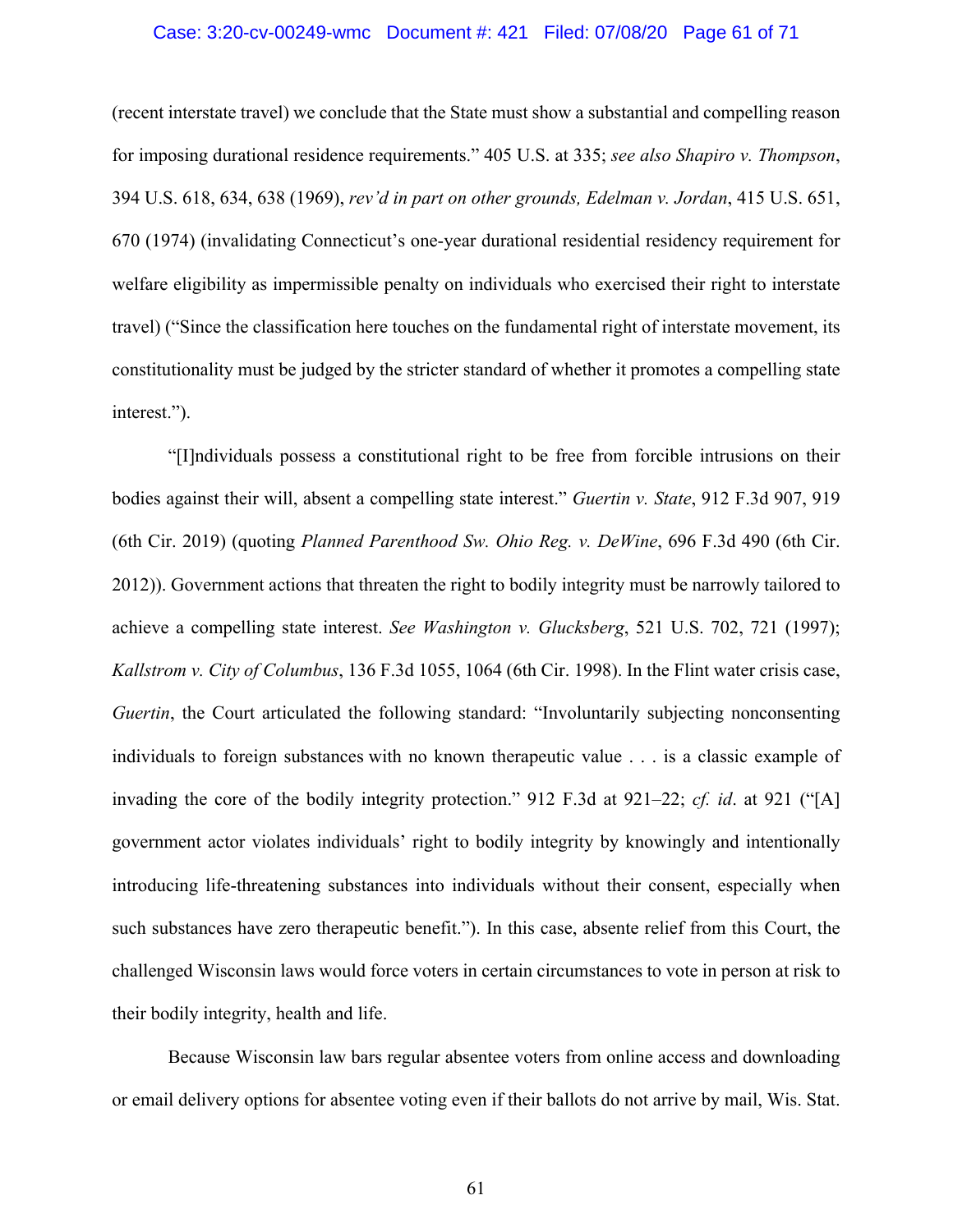(recent interstate travel) we conclude that the State must show a substantial and compelling reason for imposing durational residence requirements." 405 U.S. at 335; *see also Shapiro v. Thompson*, 394 U.S. 618, 634, 638 (1969), *rev'd in part on other grounds, Edelman v. Jordan*, 415 U.S. 651, 670 (1974) (invalidating Connecticut's one-year durational residential residency requirement for welfare eligibility as impermissible penalty on individuals who exercised their right to interstate travel) ("Since the classification here touches on the fundamental right of interstate movement, its constitutionality must be judged by the stricter standard of whether it promotes a compelling state interest.").

"[I]ndividuals possess a constitutional right to be free from forcible intrusions on their bodies against their will, absent a compelling state interest." *Guertin v. State*, 912 F.3d 907, 919 (6th Cir. 2019) (quoting *Planned Parenthood Sw. Ohio Reg. v. DeWine*, 696 F.3d 490 (6th Cir. 2012)). Government actions that threaten the right to bodily integrity must be narrowly tailored to achieve a compelling state interest. *See Washington v. Glucksberg*, 521 U.S. 702, 721 (1997); *Kallstrom v. City of Columbus*, 136 F.3d 1055, 1064 (6th Cir. 1998). In the Flint water crisis case, *Guertin*, the Court articulated the following standard: "Involuntarily subjecting nonconsenting individuals to foreign substances with no known therapeutic value . . . is a classic example of invading the core of the bodily integrity protection." 912 F.3d at 921–22; *cf. id*. at 921 ("[A] government actor violates individuals' right to bodily integrity by knowingly and intentionally introducing life-threatening substances into individuals without their consent, especially when such substances have zero therapeutic benefit."). In this case, absente relief from this Court, the challenged Wisconsin laws would force voters in certain circumstances to vote in person at risk to their bodily integrity, health and life.

Because Wisconsin law bars regular absentee voters from online access and downloading or email delivery options for absentee voting even if their ballots do not arrive by mail, Wis. Stat.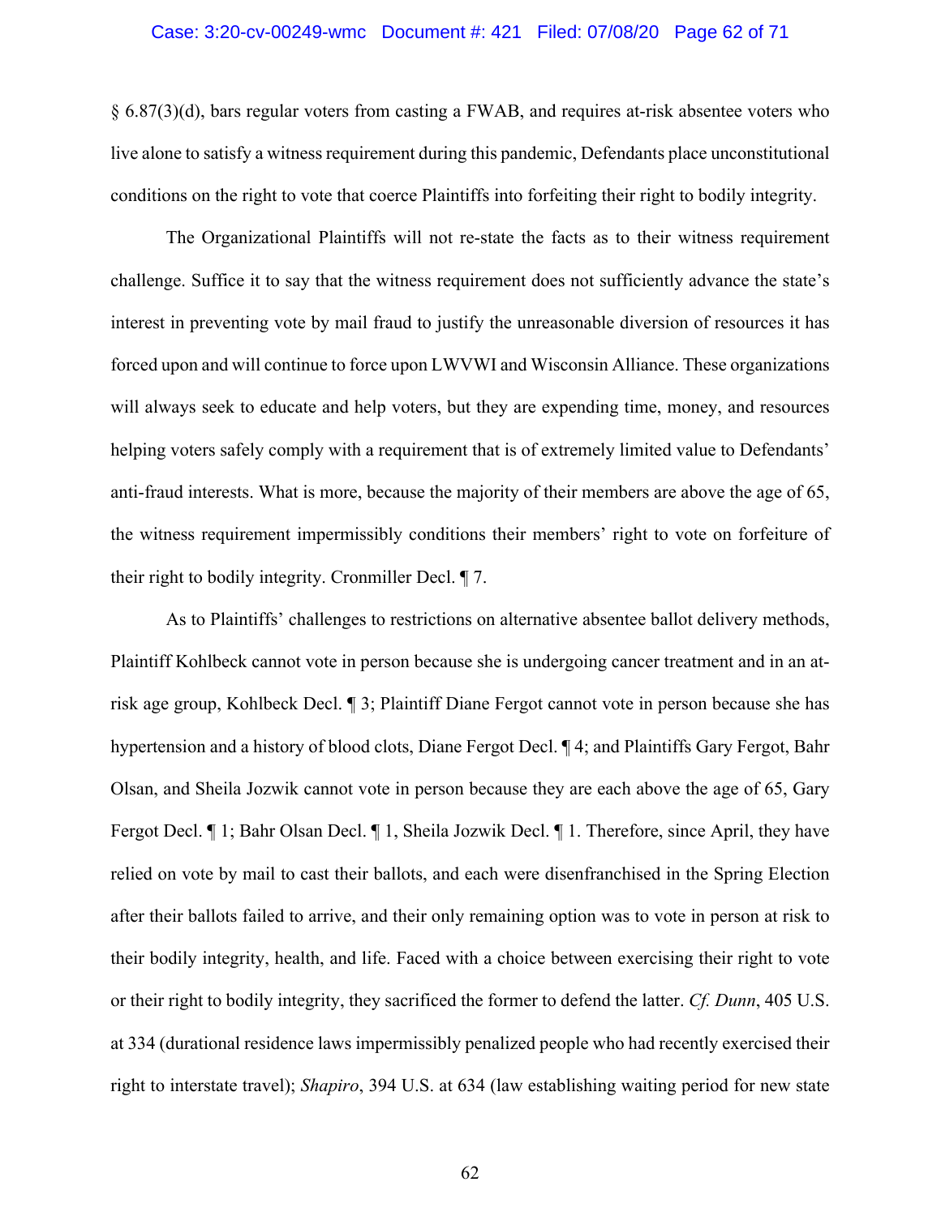§ 6.87(3)(d), bars regular voters from casting a FWAB, and requires at-risk absentee voters who live alone to satisfy a witness requirement during this pandemic, Defendants place unconstitutional conditions on the right to vote that coerce Plaintiffs into forfeiting their right to bodily integrity.

The Organizational Plaintiffs will not re-state the facts as to their witness requirement challenge. Suffice it to say that the witness requirement does not sufficiently advance the state's interest in preventing vote by mail fraud to justify the unreasonable diversion of resources it has forced upon and will continue to force upon LWVWI and Wisconsin Alliance. These organizations will always seek to educate and help voters, but they are expending time, money, and resources helping voters safely comply with a requirement that is of extremely limited value to Defendants' anti-fraud interests. What is more, because the majority of their members are above the age of 65, the witness requirement impermissibly conditions their members' right to vote on forfeiture of their right to bodily integrity. Cronmiller Decl. ¶ 7.

As to Plaintiffs' challenges to restrictions on alternative absentee ballot delivery methods, Plaintiff Kohlbeck cannot vote in person because she is undergoing cancer treatment and in an at-risk age group, Kohlbeck Decl. ¶ 3; Plaintiff Diane Fergot cannot vote in person because she has hypertension and a history of blood clots, Diane Fergot Decl. ¶ 4; and Plaintiffs Gary Fergot, Bahr Olsan, and Sheila Jozwik cannot vote in person because they are each above the age of 65, Gary Fergot Decl. ¶ 1; Bahr Olsan Decl. ¶ 1, Sheila Jozwik Decl. ¶ 1. Therefore, since April, they have relied on vote by mail to cast their ballots, and each were disenfranchised in the Spring Election after their ballots failed to arrive, and their only remaining option was to vote in person at risk to their bodily integrity, health, and life. Faced with a choice between exercising their right to vote or their right to bodily integrity, they sacrificed the former to defend the latter. *Cf. Dunn*, 405 U.S. at 334 (durational residence laws impermissibly penalized people who had recently exercised their right to interstate travel); *Shapiro*, 394 U.S. at 634 (law establishing waiting period for new state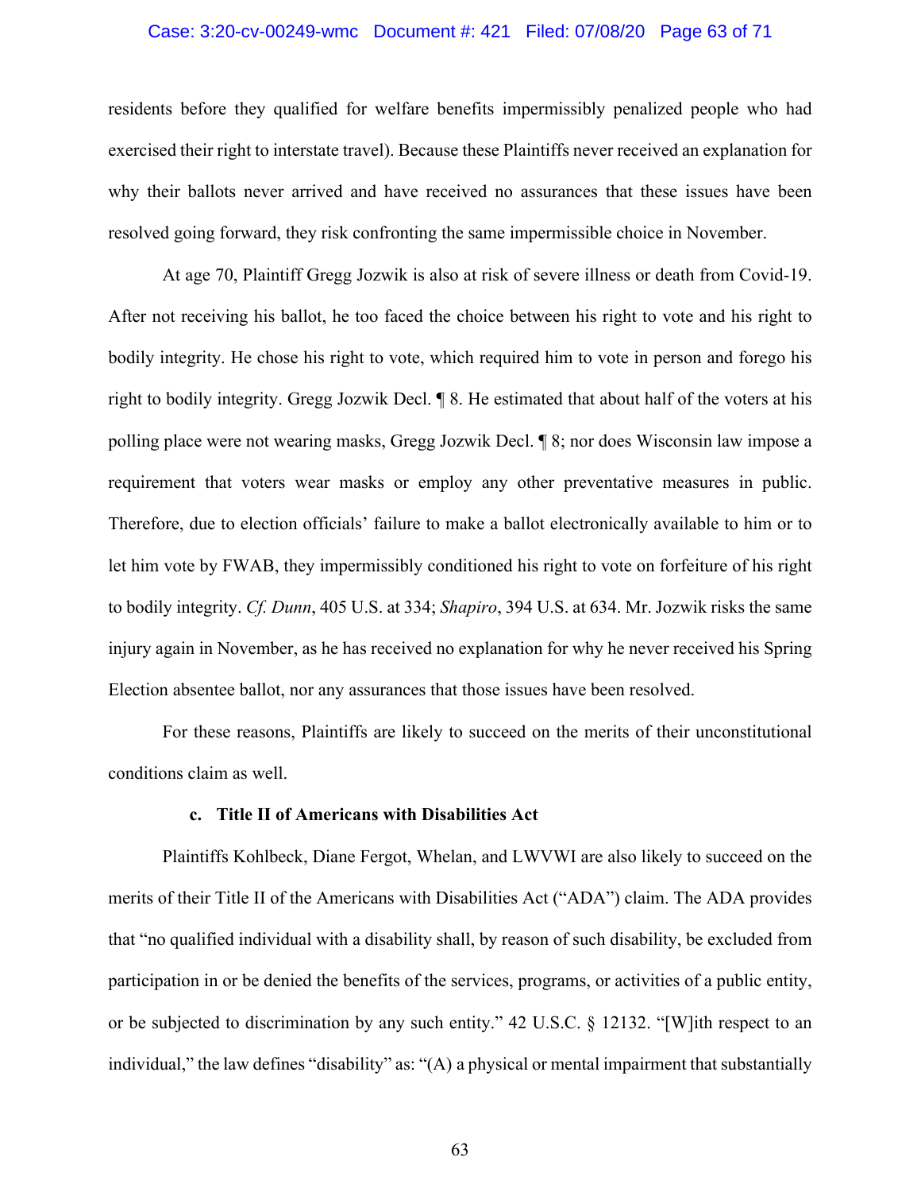residents before they qualified for welfare benefits impermissibly penalized people who had exercised their right to interstate travel). Because these Plaintiffs never received an explanation for why their ballots never arrived and have received no assurances that these issues have been resolved going forward, they risk confronting the same impermissible choice in November.

At age 70, Plaintiff Gregg Jozwik is also at risk of severe illness or death from Covid-19. After not receiving his ballot, he too faced the choice between his right to vote and his right to bodily integrity. He chose his right to vote, which required him to vote in person and forego his right to bodily integrity. Gregg Jozwik Decl. ¶ 8. He estimated that about half of the voters at his polling place were not wearing masks, Gregg Jozwik Decl. ¶ 8; nor does Wisconsin law impose a requirement that voters wear masks or employ any other preventative measures in public. Therefore, due to election officials' failure to make a ballot electronically available to him or to let him vote by FWAB, they impermissibly conditioned his right to vote on forfeiture of his right to bodily integrity. *Cf. Dunn*, 405 U.S. at 334; *Shapiro*, 394 U.S. at 634. Mr. Jozwik risks the same injury again in November, as he has received no explanation for why he never received his Spring Election absentee ballot, nor any assurances that those issues have been resolved.

For these reasons, Plaintiffs are likely to succeed on the merits of their unconstitutional conditions claim as well.

### c. Title II of Americans with Disabilities Act

Plaintiffs Kohlbeck, Diane Fergot, Whelan, and LWVWI are also likely to succeed on the merits of their Title II of the Americans with Disabilities Act ("ADA") claim. The ADA provides that "no qualified individual with a disability shall, by reason of such disability, be excluded from participation in or be denied the benefits of the services, programs, or activities of a public entity, or be subjected to discrimination by any such entity." 42 U.S.C. § 12132. "[W]ith respect to an individual," the law defines "disability" as: "(A) a physical or mental impairment that substantially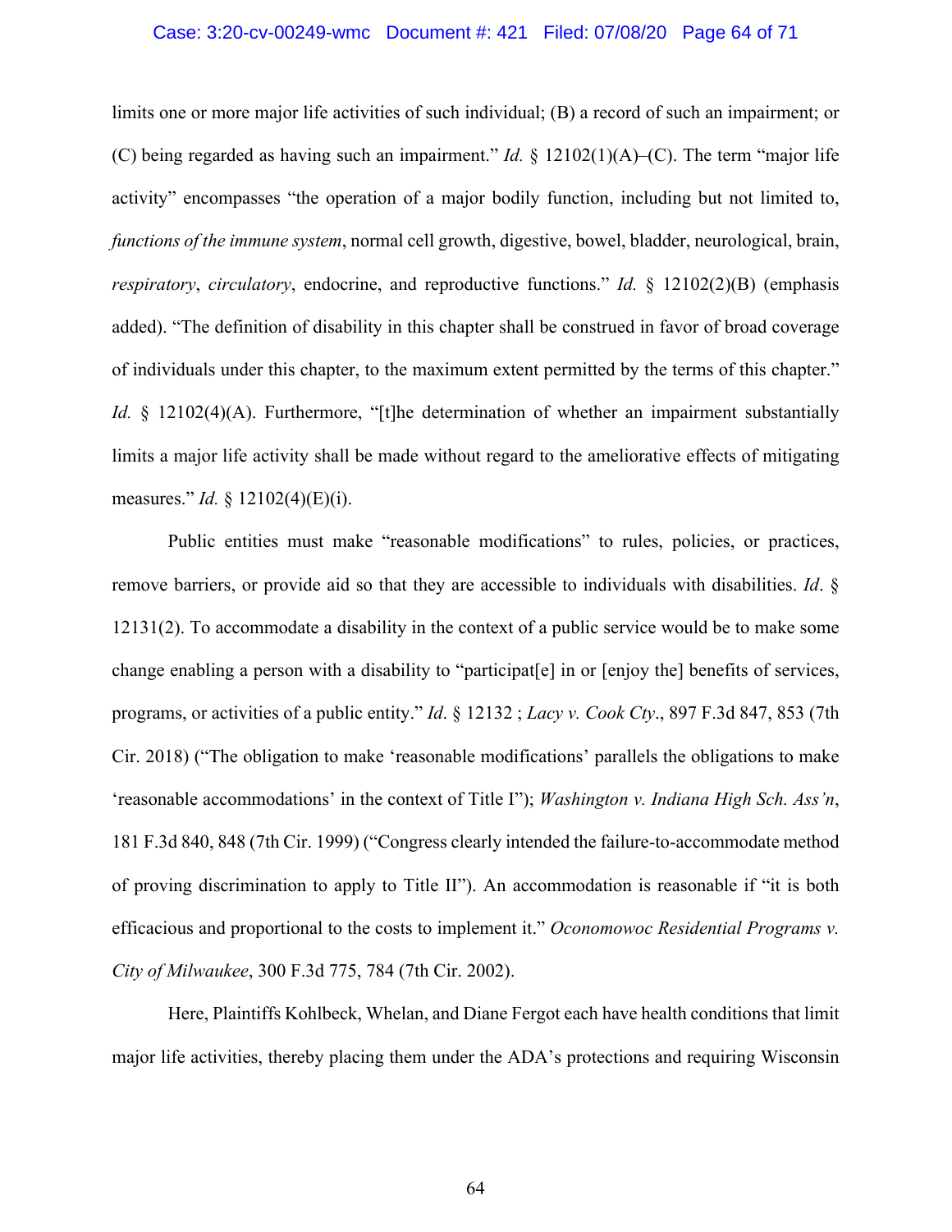limits one or more major life activities of such individual; (B) a record of such an impairment; or (C) being regarded as having such an impairment." *Id.* § 12102(1)(A)–(C). The term "major life activity" encompasses "the operation of a major bodily function, including but not limited to, *functions of the immune system*, normal cell growth, digestive, bowel, bladder, neurological, brain, *respiratory*, *circulatory*, endocrine, and reproductive functions." *Id.* § 12102(2)(B) (emphasis added). "The definition of disability in this chapter shall be construed in favor of broad coverage of individuals under this chapter, to the maximum extent permitted by the terms of this chapter." *Id.* § 12102(4)(A). Furthermore, "[t]he determination of whether an impairment substantially limits a major life activity shall be made without regard to the ameliorative effects of mitigating measures." *Id.* § 12102(4)(E)(i).

Public entities must make "reasonable modifications" to rules, policies, or practices, remove barriers, or provide aid so that they are accessible to individuals with disabilities. *Id*. § 12131(2). To accommodate a disability in the context of a public service would be to make some change enabling a person with a disability to "participat[e] in or [enjoy the] benefits of services, programs, or activities of a public entity." *Id*. § 12132 ; *Lacy v. Cook Cty*., 897 F.3d 847, 853 (7th Cir. 2018) ("The obligation to make 'reasonable modifications' parallels the obligations to make 'reasonable accommodations' in the context of Title I"); *Washington v. Indiana High Sch. Ass'n*, 181 F.3d 840, 848 (7th Cir. 1999) ("Congress clearly intended the failure-to-accommodate method of proving discrimination to apply to Title II"). An accommodation is reasonable if "it is both efficacious and proportional to the costs to implement it." *Oconomowoc Residential Programs v. City of Milwaukee*, 300 F.3d 775, 784 (7th Cir. 2002).

Here, Plaintiffs Kohlbeck, Whelan, and Diane Fergot each have health conditions that limit major life activities, thereby placing them under the ADA's protections and requiring Wisconsin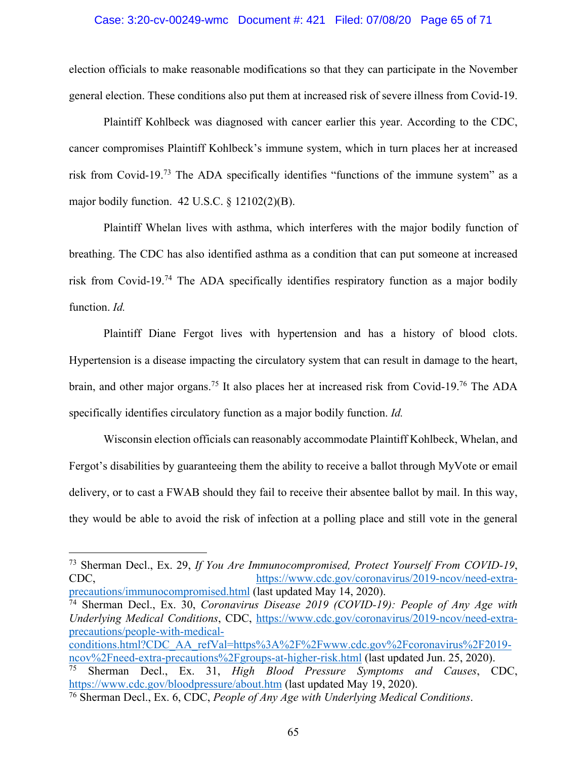election officials to make reasonable modifications so that they can participate in the November general election. These conditions also put them at increased risk of severe illness from Covid-19.

Plaintiff Kohlbeck was diagnosed with cancer earlier this year. According to the CDC, cancer compromises Plaintiff Kohlbeck's immune system, which in turn places her at increased risk from Covid-19.[73] The ADA specifically identifies "functions of the immune system" as a major bodily function. 42 U.S.C. § 12102(2)(B).

Plaintiff Whelan lives with asthma, which interferes with the major bodily function of breathing. The CDC has also identified asthma as a condition that can put someone at increased risk from Covid-19.[74] The ADA specifically identifies respiratory function as a major bodily function. *Id.*

Plaintiff Diane Fergot lives with hypertension and has a history of blood clots. Hypertension is a disease impacting the circulatory system that can result in damage to the heart, brain, and other major organs.[75] It also places her at increased risk from Covid-19.[76] The ADA specifically identifies circulatory function as a major bodily function. *Id.*

Wisconsin election officials can reasonably accommodate Plaintiff Kohlbeck, Whelan, and Fergot's disabilities by guaranteeing them the ability to receive a ballot through MyVote or email delivery, or to cast a FWAB should they fail to receive their absentee ballot by mail. In this way, they would be able to avoid the risk of infection at a polling place and still vote in the general

---

[73] Sherman Decl., Ex. 29, *If You Are Immunocompromised, Protect Yourself From COVID-19*, CDC, https://www.cdc.gov/coronavirus/2019-ncov/need-extra-precautions/immunocompromised.html (last updated May 14, 2020).

[74] Sherman Decl., Ex. 30, *Coronavirus Disease 2019 (COVID-19): People of Any Age with Underlying Medical Conditions*, CDC, https://www.cdc.gov/coronavirus/2019-ncov/need-extra-precautions/people-with-medical-conditions.html?CDC_AA_refVal=https%3A%2F%2Fwww.cdc.gov%2Fcoronavirus%2F2019-ncov%2Fneed-extra-precautions%2Fgroups-at-higher-risk.html (last updated Jun. 25, 2020).

[75] Sherman Decl., Ex. 31, *High Blood Pressure Symptoms and Causes*, CDC, https://www.cdc.gov/bloodpressure/about.htm (last updated May 19, 2020).

[76] Sherman Decl., Ex. 6, CDC, *People of Any Age with Underlying Medical Conditions*.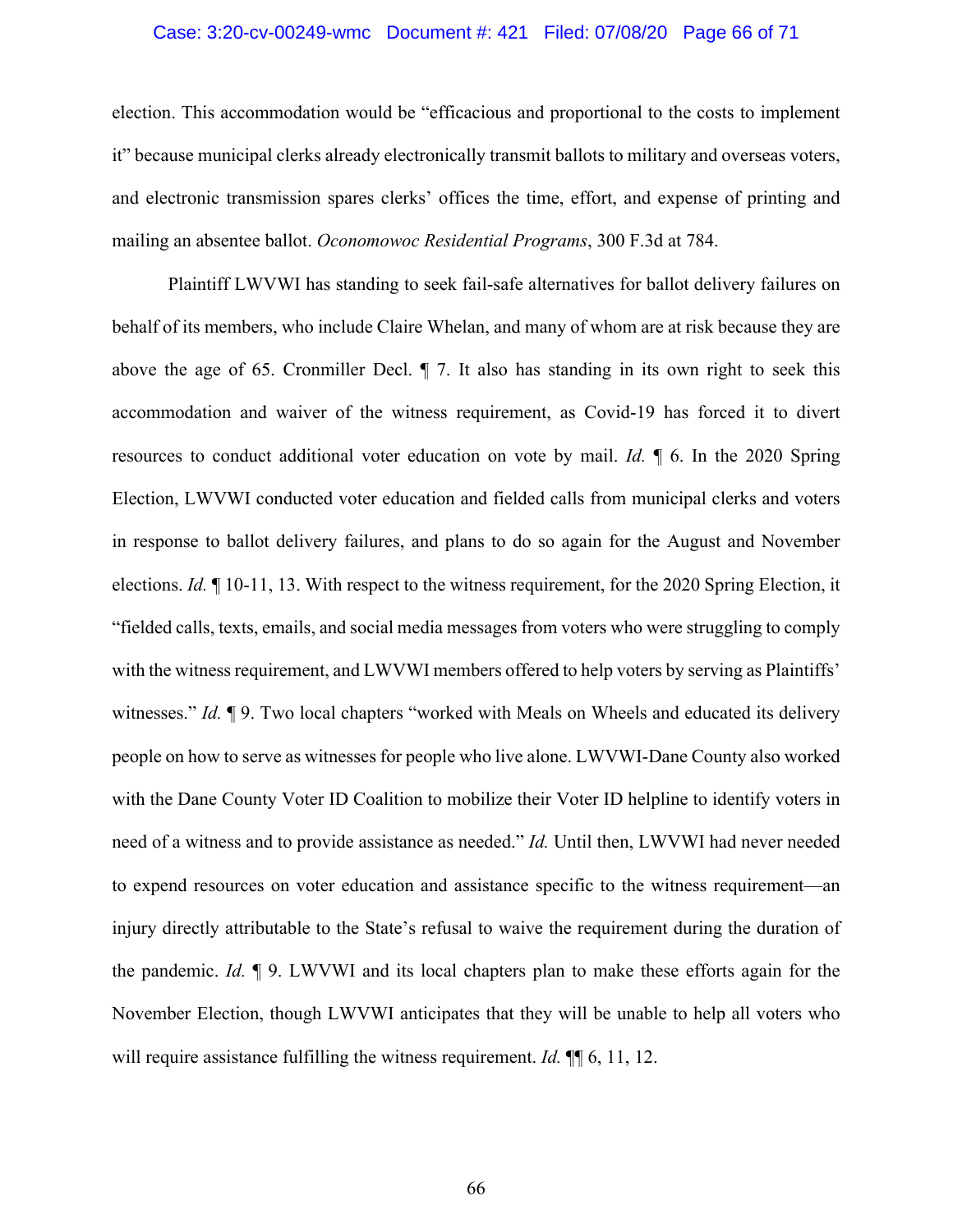election. This accommodation would be "efficacious and proportional to the costs to implement it" because municipal clerks already electronically transmit ballots to military and overseas voters, and electronic transmission spares clerks' offices the time, effort, and expense of printing and mailing an absentee ballot. *Oconomowoc Residential Programs*, 300 F.3d at 784.

Plaintiff LWVWI has standing to seek fail-safe alternatives for ballot delivery failures on behalf of its members, who include Claire Whelan, and many of whom are at risk because they are above the age of 65. Cronmiller Decl. ¶ 7. It also has standing in its own right to seek this accommodation and waiver of the witness requirement, as Covid-19 has forced it to divert resources to conduct additional voter education on vote by mail. *Id.* ¶ 6. In the 2020 Spring Election, LWVWI conducted voter education and fielded calls from municipal clerks and voters in response to ballot delivery failures, and plans to do so again for the August and November elections. *Id.* ¶ 10-11, 13. With respect to the witness requirement, for the 2020 Spring Election, it "fielded calls, texts, emails, and social media messages from voters who were struggling to comply with the witness requirement, and LWVWI members offered to help voters by serving as Plaintiffs' witnesses." *Id.* ¶ 9. Two local chapters "worked with Meals on Wheels and educated its delivery people on how to serve as witnesses for people who live alone. LWVWI-Dane County also worked with the Dane County Voter ID Coalition to mobilize their Voter ID helpline to identify voters in need of a witness and to provide assistance as needed." *Id.* Until then, LWVWI had never needed to expend resources on voter education and assistance specific to the witness requirement—an injury directly attributable to the State's refusal to waive the requirement during the duration of the pandemic. *Id.* ¶ 9. LWVWI and its local chapters plan to make these efforts again for the November Election, though LWVWI anticipates that they will be unable to help all voters who will require assistance fulfilling the witness requirement. *Id.* ¶¶ 6, 11, 12.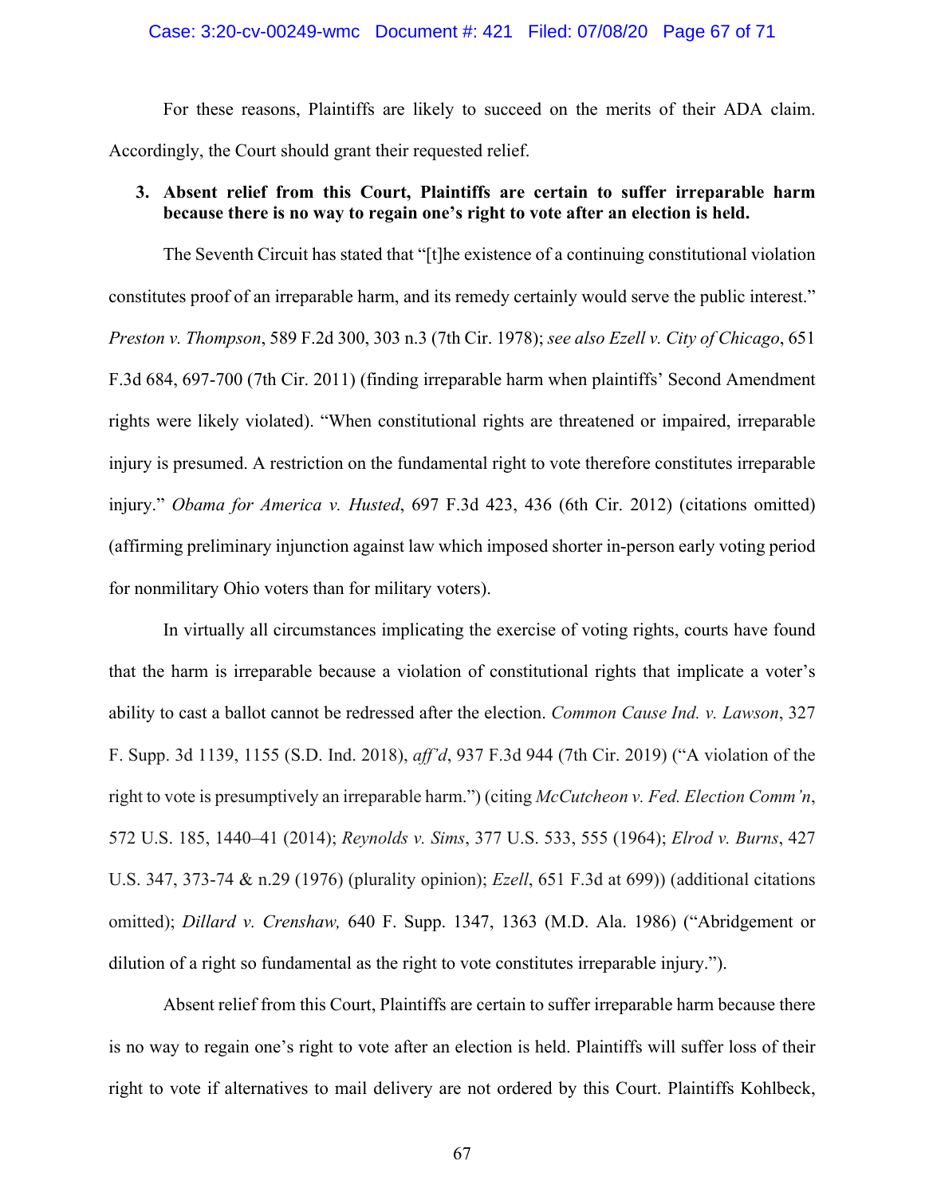For these reasons, Plaintiffs are likely to succeed on the merits of their ADA claim. Accordingly, the Court should grant their requested relief.

### 3. Absent relief from this Court, Plaintiffs are certain to suffer irreparable harm because there is no way to regain one's right to vote after an election is held.

The Seventh Circuit has stated that "[t]he existence of a continuing constitutional violation constitutes proof of an irreparable harm, and its remedy certainly would serve the public interest." *Preston v. Thompson*, 589 F.2d 300, 303 n.3 (7th Cir. 1978); *see also Ezell v. City of Chicago*, 651 F.3d 684, 697-700 (7th Cir. 2011) (finding irreparable harm when plaintiffs' Second Amendment rights were likely violated). "When constitutional rights are threatened or impaired, irreparable injury is presumed. A restriction on the fundamental right to vote therefore constitutes irreparable injury." *Obama for America v. Husted*, 697 F.3d 423, 436 (6th Cir. 2012) (citations omitted) (affirming preliminary injunction against law which imposed shorter in-person early voting period for nonmilitary Ohio voters than for military voters).

In virtually all circumstances implicating the exercise of voting rights, courts have found that the harm is irreparable because a violation of constitutional rights that implicate a voter's ability to cast a ballot cannot be redressed after the election. *Common Cause Ind. v. Lawson*, 327 F. Supp. 3d 1139, 1155 (S.D. Ind. 2018), *aff'd*, 937 F.3d 944 (7th Cir. 2019) ("A violation of the right to vote is presumptively an irreparable harm.") (citing *McCutcheon v. Fed. Election Comm'n*, 572 U.S. 185, 1440–41 (2014); *Reynolds v. Sims*, 377 U.S. 533, 555 (1964); *Elrod v. Burns*, 427 U.S. 347, 373-74 & n.29 (1976) (plurality opinion); *Ezell*, 651 F.3d at 699)) (additional citations omitted); *Dillard v. Crenshaw,* 640 F. Supp. 1347, 1363 (M.D. Ala. 1986) ("Abridgement or dilution of a right so fundamental as the right to vote constitutes irreparable injury.").

Absent relief from this Court, Plaintiffs are certain to suffer irreparable harm because there is no way to regain one's right to vote after an election is held. Plaintiffs will suffer loss of their right to vote if alternatives to mail delivery are not ordered by this Court. Plaintiffs Kohlbeck,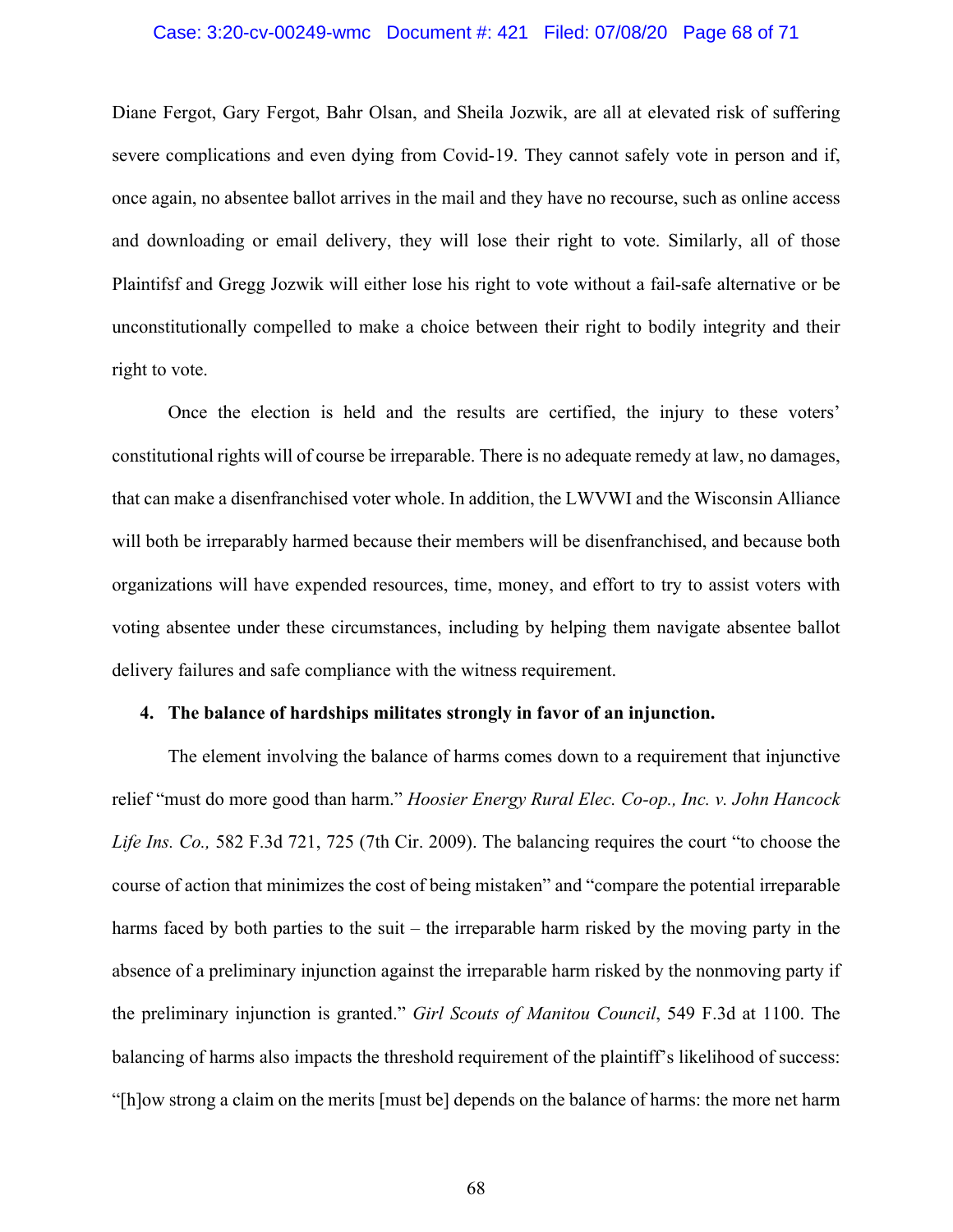Diane Fergot, Gary Fergot, Bahr Olsan, and Sheila Jozwik, are all at elevated risk of suffering severe complications and even dying from Covid-19. They cannot safely vote in person and if, once again, no absentee ballot arrives in the mail and they have no recourse, such as online access and downloading or email delivery, they will lose their right to vote. Similarly, all of those Plaintifsf and Gregg Jozwik will either lose his right to vote without a fail-safe alternative or be unconstitutionally compelled to make a choice between their right to bodily integrity and their right to vote.

Once the election is held and the results are certified, the injury to these voters' constitutional rights will of course be irreparable. There is no adequate remedy at law, no damages, that can make a disenfranchised voter whole. In addition, the LWVWI and the Wisconsin Alliance will both be irreparably harmed because their members will be disenfranchised, and because both organizations will have expended resources, time, money, and effort to try to assist voters with voting absentee under these circumstances, including by helping them navigate absentee ballot delivery failures and safe compliance with the witness requirement.

**4. The balance of hardships militates strongly in favor of an injunction.**

The element involving the balance of harms comes down to a requirement that injunctive relief "must do more good than harm." *Hoosier Energy Rural Elec. Co-op., Inc. v. John Hancock Life Ins. Co.,* 582 F.3d 721, 725 (7th Cir. 2009). The balancing requires the court "to choose the course of action that minimizes the cost of being mistaken" and "compare the potential irreparable harms faced by both parties to the suit – the irreparable harm risked by the moving party in the absence of a preliminary injunction against the irreparable harm risked by the nonmoving party if the preliminary injunction is granted." *Girl Scouts of Manitou Council*, 549 F.3d at 1100. The balancing of harms also impacts the threshold requirement of the plaintiff's likelihood of success: "[h]ow strong a claim on the merits [must be] depends on the balance of harms: the more net harm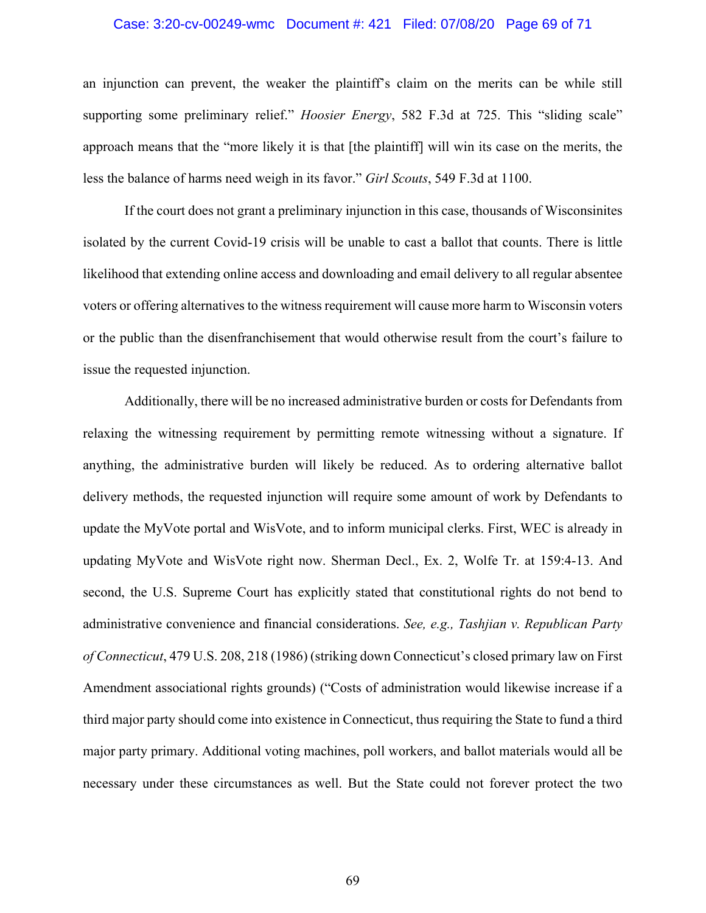an injunction can prevent, the weaker the plaintiff's claim on the merits can be while still supporting some preliminary relief." *Hoosier Energy*, 582 F.3d at 725. This "sliding scale" approach means that the "more likely it is that [the plaintiff] will win its case on the merits, the less the balance of harms need weigh in its favor." *Girl Scouts*, 549 F.3d at 1100.

If the court does not grant a preliminary injunction in this case, thousands of Wisconsinites isolated by the current Covid-19 crisis will be unable to cast a ballot that counts. There is little likelihood that extending online access and downloading and email delivery to all regular absentee voters or offering alternatives to the witness requirement will cause more harm to Wisconsin voters or the public than the disenfranchisement that would otherwise result from the court's failure to issue the requested injunction.

Additionally, there will be no increased administrative burden or costs for Defendants from relaxing the witnessing requirement by permitting remote witnessing without a signature. If anything, the administrative burden will likely be reduced. As to ordering alternative ballot delivery methods, the requested injunction will require some amount of work by Defendants to update the MyVote portal and WisVote, and to inform municipal clerks. First, WEC is already in updating MyVote and WisVote right now. Sherman Decl., Ex. 2, Wolfe Tr. at 159:4-13. And second, the U.S. Supreme Court has explicitly stated that constitutional rights do not bend to administrative convenience and financial considerations. *See, e.g., Tashjian v. Republican Party of Connecticut*, 479 U.S. 208, 218 (1986) (striking down Connecticut's closed primary law on First Amendment associational rights grounds) ("Costs of administration would likewise increase if a third major party should come into existence in Connecticut, thus requiring the State to fund a third major party primary. Additional voting machines, poll workers, and ballot materials would all be necessary under these circumstances as well. But the State could not forever protect the two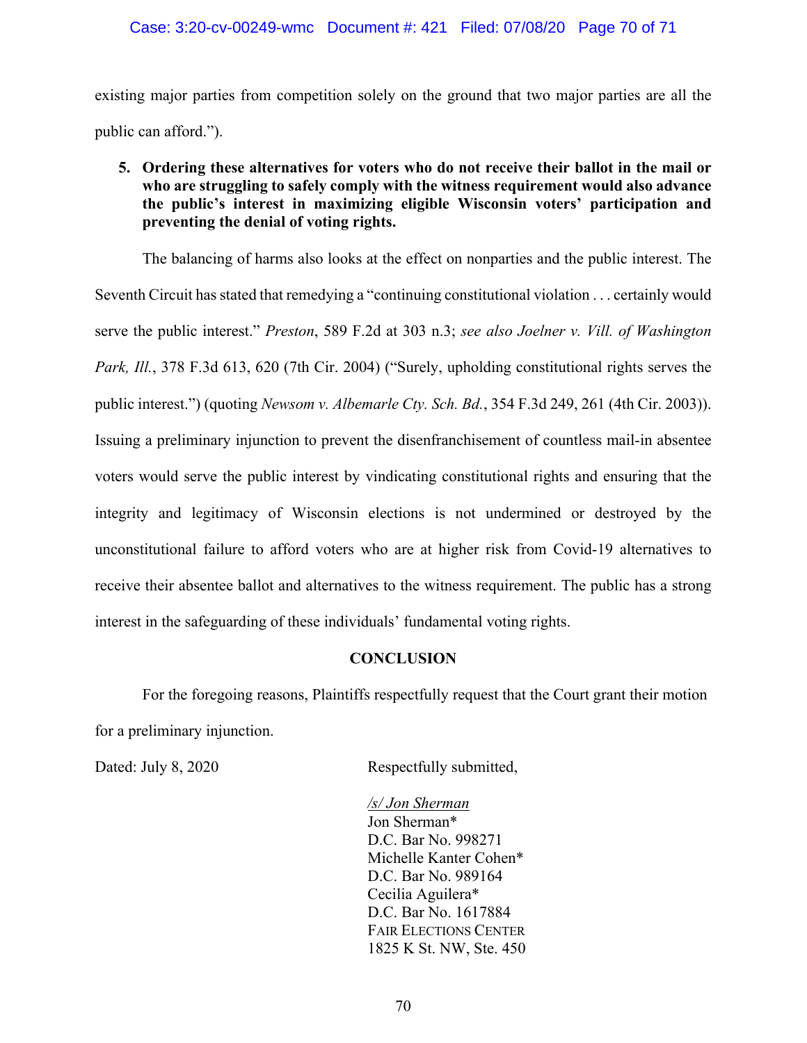existing major parties from competition solely on the ground that two major parties are all the public can afford.").

**5. Ordering these alternatives for voters who do not receive their ballot in the mail or who are struggling to safely comply with the witness requirement would also advance the public's interest in maximizing eligible Wisconsin voters' participation and preventing the denial of voting rights.**

The balancing of harms also looks at the effect on nonparties and the public interest. The Seventh Circuit has stated that remedying a "continuing constitutional violation . . . certainly would serve the public interest." *Preston*, 589 F.2d at 303 n.3; *see also Joelner v. Vill. of Washington Park, Ill.*, 378 F.3d 613, 620 (7th Cir. 2004) ("Surely, upholding constitutional rights serves the public interest.") (quoting *Newsom v. Albemarle Cty. Sch. Bd.*, 354 F.3d 249, 261 (4th Cir. 2003)). Issuing a preliminary injunction to prevent the disenfranchisement of countless mail-in absentee voters would serve the public interest by vindicating constitutional rights and ensuring that the integrity and legitimacy of Wisconsin elections is not undermined or destroyed by the unconstitutional failure to afford voters who are at higher risk from Covid-19 alternatives to receive their absentee ballot and alternatives to the witness requirement. The public has a strong interest in the safeguarding of these individuals' fundamental voting rights.

## CONCLUSION

For the foregoing reasons, Plaintiffs respectfully request that the Court grant their motion for a preliminary injunction.

Dated: July 8, 2020

Respectfully submitted,

*/s/ Jon Sherman*
Jon Sherman*
D.C. Bar No. 998271
Michelle Kanter Cohen*
D.C. Bar No. 989164
Cecilia Aguilera*
D.C. Bar No. 1617884
FAIR ELECTIONS CENTER
1825 K St. NW, Ste. 450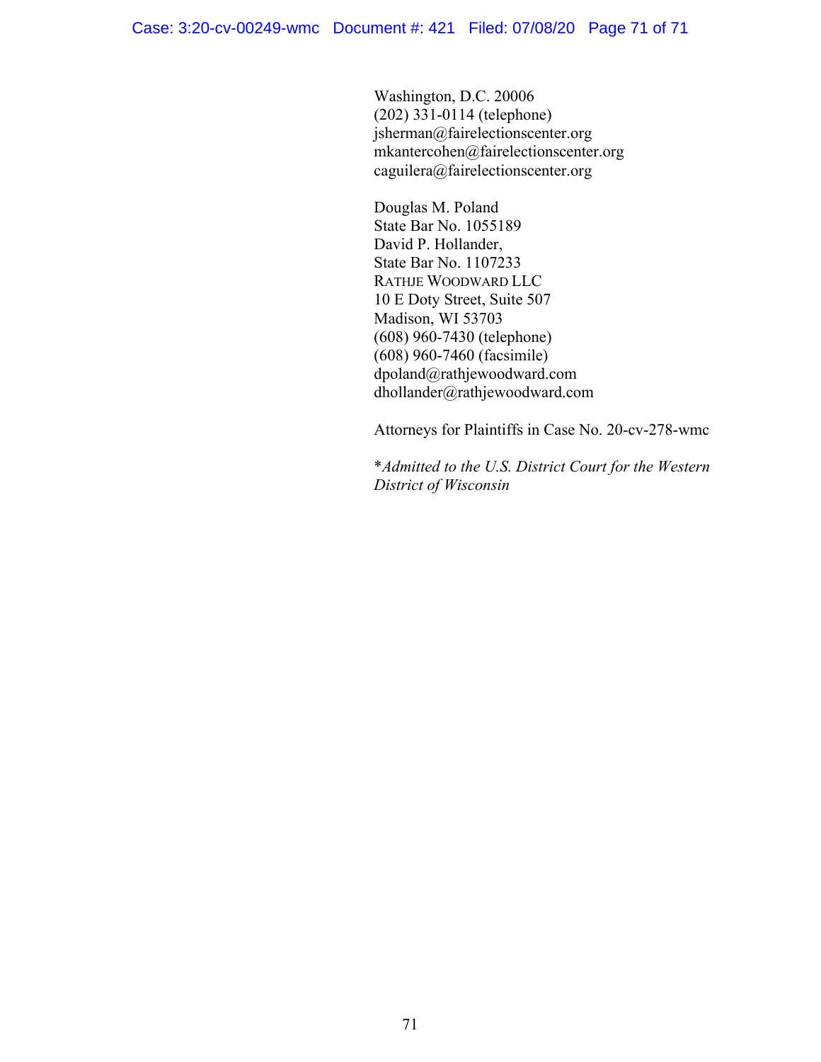Washington, D.C. 20006
(202) 331-0114 (telephone)
jsherman@fairelectionscenter.org
mkantercohen@fairelectionscenter.org
caguilera@fairelectionscenter.org

Douglas M. Poland
State Bar No. 1055189
David P. Hollander,
State Bar No. 1107233
RATHJE WOODWARD LLC
10 E Doty Street, Suite 507
Madison, WI 53703
(608) 960-7430 (telephone)
(608) 960-7460 (facsimile)
dpoland@rathjewoodward.com
dhollander@rathjewoodward.com

Attorneys for Plaintiffs in Case No. 20-cv-278-wmc

*\*Admitted to the U.S. District Court for the Western District of Wisconsin*